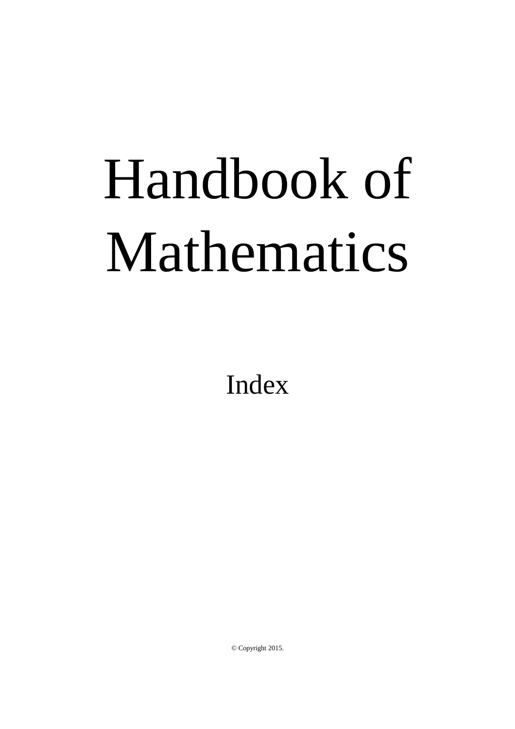# Handbook of Mathematics

## Index

© Copyright 2015.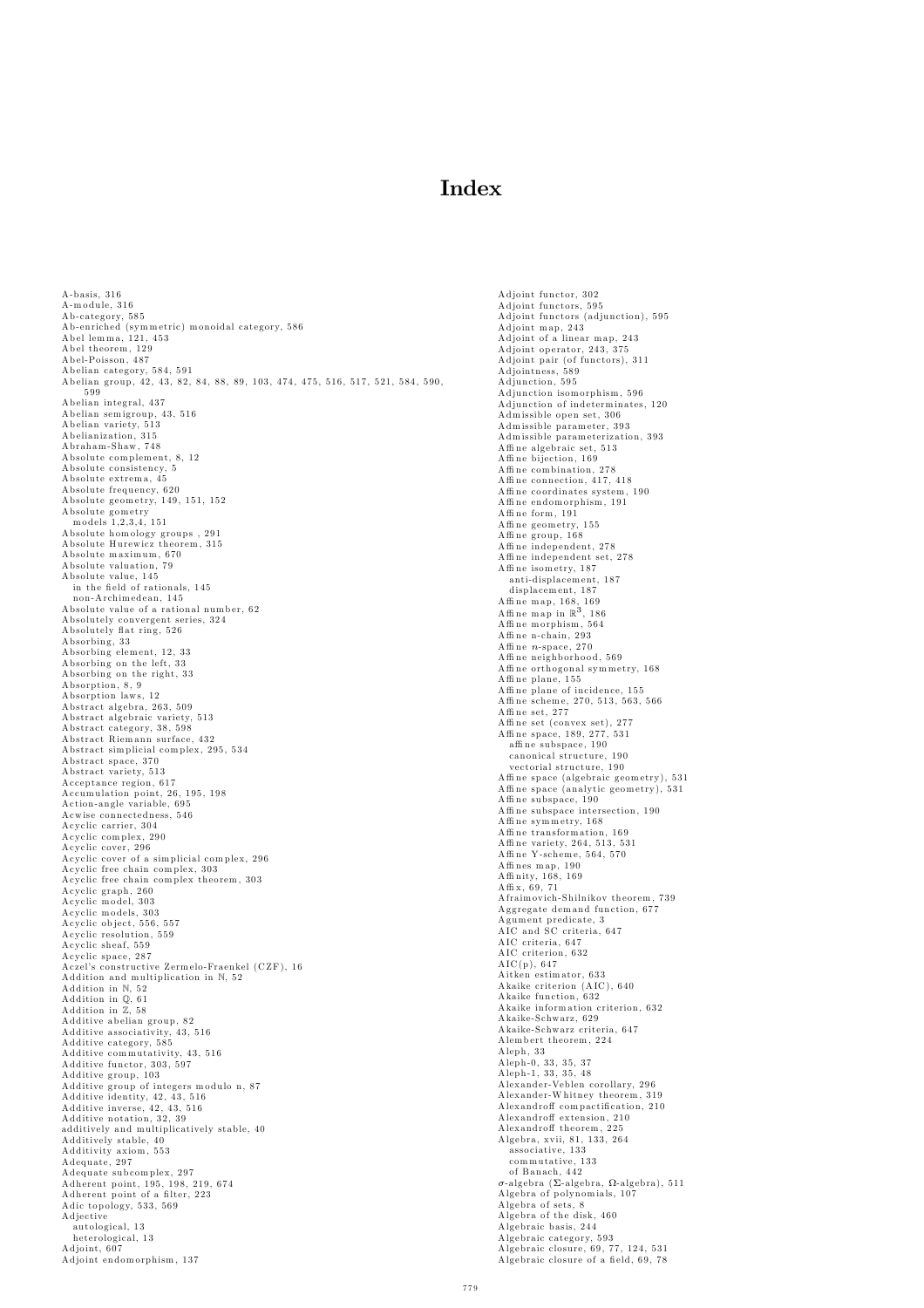# Index

A-basis, 316
A-module, 316
Ab-category, 585
Ab-enriched (symmetric) monoidal category, 586
Abel lemma, 121, 453
Abel theorem, 129
Abel-Poisson, 487
Abelian category, 584, 591
Abelian group, 42, 43, 82, 84, 88, 89, 103, 474, 475, 516, 517, 521, 584, 590, 599
Abelian integral, 437
Abelian semigroup, 43, 516
Abelian variety, 513
Abelianization, 315
Abraham-Shaw, 748
Absolute complement, 8, 12
Absolute consistency, 5
Absolute extrema, 45
Absolute frequency, 620
Absolute geometry, 149, 151, 152
Absolute gometry
  models 1,2,3,4, 151
Absolute homology groups , 291
Absolute Hurewicz theorem, 315
Absolute maximum, 670
Absolute valuation, 79
Absolute value, 145
  in the field of rationals, 145
  non-Archimedean, 145
Absolute value of a rational number, 62
Absolutely convergent series, 324
Absolutely flat ring, 526
Absorbing, 33
Absorbing element, 12, 33
Absorbing on the left, 33
Absorbing on the right, 33
Absorption, 8, 9
Absorption laws, 12
Abstract algebra, 263, 509
Abstract algebraic variety, 513
Abstract category, 38, 598
Abstract Riemann surface, 432
Abstract simplicial complex, 295, 534
Abstract space, 370
Abstract variety, 513
Acceptance region, 617
Accumulation point, 26, 195, 198
Action-angle variable, 695
Acwise connectedness, 546
Acyclic carrier, 304
Acyclic complex, 290
Acyclic cover, 296
Acyclic cover of a simplicial complex, 296
Acyclic free chain complex, 303
Acyclic free chain complex theorem, 303
Acyclic graph, 260
Acyclic model, 303
Acyclic models, 303
Acyclic object, 556, 557
Acyclic resolution, 559
Acyclic sheaf, 559
Acyclic space, 287
Aczel's constructive Zermelo-Fraenkel (CZF), 16
Addition and multiplication in ℕ, 52
Addition in ℕ, 52
Addition in ℚ, 61
Addition in ℤ, 58
Additive abelian group, 82
Additive associativity, 43, 516
Additive category, 585
Additive commutativity, 43, 516
Additive functor, 303, 597
Additive group, 103
Additive group of integers modulo n, 87
Additive identity, 42, 43, 516
Additive inverse, 42, 43, 516
Additive notation, 32, 39
additively and multiplicatively stable, 40
Additively stable, 40
Additivity axiom, 553
Adequate, 297
Adequate subcomplex, 297
Adherent point, 195, 198, 219, 674
Adherent point of a filter, 223
Adic topology, 533, 569
Adjective
  autological, 13
  heterological, 13
Adjoint, 607
Adjoint endomorphism, 137
Adjoint functor, 302
Adjoint functors, 595
Adjoint functors (adjunction), 595
Adjoint map, 243
Adjoint of a linear map, 243
Adjoint operator, 243, 375
Adjoint pair (of functors), 311
Adjointness, 589
Adjunction, 595
Adjunction isomorphism, 596
Adjunction of indeterminates, 120
Admissible open set, 306
Admissible parameter, 393
Admissible parameterization, 393
Affine algebraic set, 513
Affine bijection, 169
Affine combination, 278
Affine connection, 417, 418
Affine coordinates system, 190
Affine endomorphism, 191
Affine form, 191
Affine geometry, 155
Affine group, 168
Affine independent, 278
Affine independent set, 278
Affine isometry, 187
  anti-displacement, 187
  displacement, 187
Affine map, 168, 169
Affine map in $\mathbb{R}^3$, 186
Affine morphism, 564
Affine n-chain, 293
Affine $n$-space, 270
Affine neighborhood, 569
Affine orthogonal symmetry, 168
Affine plane, 155
Affine plane of incidence, 155
Affine scheme, 270, 513, 563, 566
Affine set, 277
Affine set (convex set), 277
Affine space, 189, 277, 531
  affine subspace, 190
  canonical structure, 190
  vectorial structure, 190
Affine space (algebraic geometry), 531
Affine space (analytic geometry), 531
Affine subspace, 190
Affine subspace intersection, 190
Affine symmetry, 168
Affine transformation, 169
Affine variety, 264, 513, 531
Affine Y-scheme, 564, 570
Affines map, 190
Affinity, 168, 169
Affix, 69, 71
Afraimovich-Shilnikov theorem, 739
Aggregate demand function, 677
Agument predicate, 3
AIC and SC criteria, 647
AIC criteria, 647
AIC criterion, 632
AIC(p), 647
Aitken estimator, 633
Akaike criterion (AIC), 640
Akaike function, 632
Akaike information criterion, 632
Akaike-Schwarz, 629
Akaike-Schwarz criteria, 647
Alembert theorem, 224
Aleph, 33
Aleph-0, 33, 35, 37
Aleph-1, 33, 35, 48
Alexander-Veblen corollary, 296
Alexander-Whitney theorem, 319
Alexandroff compactification, 210
Alexandroff extension, 210
Alexandroff theorem, 225
Algebra, xvii, 81, 133, 264
  associative, 133
  commutative, 133
  of Banach, 442
$\sigma$-algebra ($\Sigma$-algebra, $\Omega$-algebra), 511
Algebra of polynomials, 107
Algebra of sets, 8
Algebra of the disk, 460
Algebraic basis, 244
Algebraic category, 593
Algebraic closure, 69, 77, 124, 531
Algebraic closure of a field, 69, 78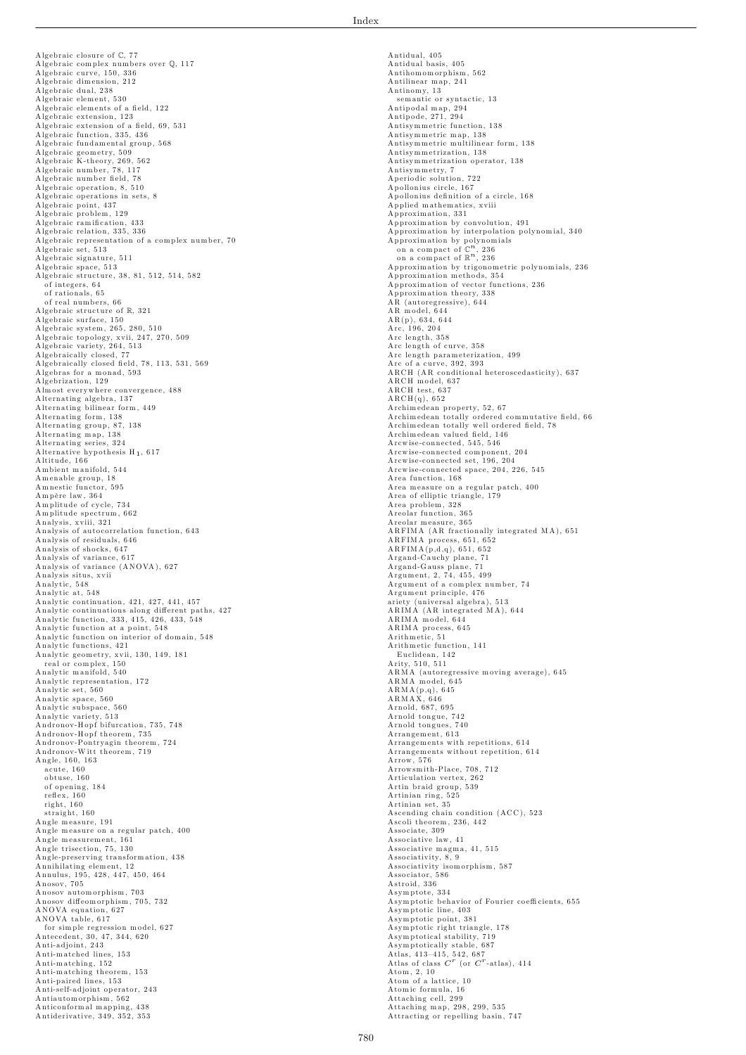Algebraic closure of $\mathbb{C}$, 77
Algebraic complex numbers over $\mathbb{Q}$, 117
Algebraic curve, 150, 336
Algebraic dimension, 212
Algebraic dual, 238
Algebraic element, 530
Algebraic elements of a field, 122
Algebraic extension, 123
Algebraic extension of a field, 69, 531
Algebraic function, 335, 436
Algebraic fundamental group, 568
Algebraic geometry, 509
Algebraic K-theory, 269, 562
Algebraic number, 78, 117
Algebraic number field, 78
Algebraic operation, 8, 510
Algebraic operations in sets, 8
Algebraic point, 437
Algebraic problem, 129
Algebraic ramification, 433
Algebraic relation, 335, 336
Algebraic representation of a complex number, 70
Algebraic set, 513
Algebraic signature, 511
Algebraic space, 513
Algebraic structure, 38, 81, 512, 514, 582
  of integers, 64
  of rationals, 65
  of real numbers, 66
Algebraic structure of $\mathbb{R}$, 321
Algebraic surface, 150
Algebraic system, 265, 280, 510
Algebraic topology, xvii, 247, 270, 509
Algebraic variety, 264, 513
Algebraically closed, 77
Algebraically closed field, 78, 113, 531, 569
Algebras for a monad, 593
Algebrization, 129
Almost everywhere convergence, 488
Alternating algebra, 137
Alternating bilinear form, 449
Alternating form, 138
Alternating group, 87, 138
Alternating map, 138
Alternating series, 324
Alternative hypothesis $H_1$, 617
Altitude, 166
Ambient manifold, 544
Amenable group, 18
Amnestic functor, 595
Ampère law, 364
Amplitude of cycle, 734
Amplitude spectrum, 662
Analysis, xviii, 321
Analysis of autocorrelation function, 643
Analysis of residuals, 646
Analysis of shocks, 647
Analysis of variance, 617
Analysis of variance (ANOVA), 627
Analysis situs, xvii
Analytic, 548
Analytic at, 548
Analytic continuation, 421, 427, 441, 457
Analytic continuations along different paths, 427
Analytic function, 333, 415, 426, 433, 548
Analytic function at a point, 548
Analytic function on interior of domain, 548
Analytic functions, 421
Analytic geometry, xvii, 130, 149, 181
  real or complex, 150
Analytic manifold, 540
Analytic representation, 172
Analytic set, 560
Analytic space, 560
Analytic subspace, 560
Analytic variety, 513
Andronov-Hopf bifurcation, 735, 748
Andronov-Hopf theorem, 735
Andronov-Pontryagin theorem, 724
Andronov-Witt theorem, 719
Angle, 160, 163
  acute, 160
  obtuse, 160
  of opening, 184
  reflex, 160
  right, 160
  straight, 160
Angle measure, 191
Angle measure on a regular patch, 400
Angle measurement, 161
Angle trisection, 75, 130
Angle-preserving transformation, 438
Annihilating element, 12
Annulus, 195, 428, 447, 450, 464
Anosov, 705
Anosov automorphism, 703
Anosov diffeomorphism, 705, 732
ANOVA equation, 627
ANOVA table, 617
  for simple regression model, 627
Antecedent, 30, 47, 344, 620
Anti-adjoint, 243
Anti-matched lines, 153
Anti-matching, 152
Anti-matching theorem, 153
Anti-paired lines, 153
Anti-self-adjoint operator, 243
Antiautomorphism, 562
Anticonformal mapping, 438
Antiderivative, 349, 352, 353
Antidual, 405
Antidual basis, 405
Antihomomorphism, 562
Antilinear map, 241
Antinomy, 13
  semantic or syntactic, 13
Antipodal map, 294
Antipode, 271, 294
Antisymmetric function, 138
Antisymmetric map, 138
Antisymmetric multilinear form, 138
Antisymmetrization, 138
Antisymmetrization operator, 138
Antisymmetry, 7
Aperiodic solution, 722
Apollonius circle, 167
Apollonius definition of a circle, 168
Applied mathematics, xviii
Approximation, 331
Approximation by convolution, 491
Approximation by interpolation polynomial, 340
Approximation by polynomials
  on a compact of $\mathbb{C}^n$, 236
  on a compact of $\mathbb{R}^n$, 236
Approximation by trigonometric polynomials, 236
Approximation methods, 354
Approximation of vector functions, 236
Approximation theory, 338
AR (autoregressive), 644
AR model, 644
AR(p), 634, 644
Arc, 196, 204
Arc length, 358
Arc length of curve, 358
Arc length parameterization, 499
Arc of a curve, 392, 393
ARCH (AR conditional heteroscedasticity), 637
ARCH model, 637
ARCH test, 637
ARCH(q), 652
Archimedean property, 52, 67
Archimedean totally ordered commutative field, 66
Archimedean totally well ordered field, 78
Archimedean valued field, 146
Arcwise-connected, 545, 546
Arcwise-connected component, 204
Arcwise-connected set, 196, 204
Arcwise-connected space, 204, 226, 545
Area function, 168
Area measure on a regular patch, 400
Area of elliptic triangle, 179
Area problem, 328
Areolar function, 365
Areolar measure, 365
ARFIMA (AR fractionally integrated MA), 651
ARFIMA process, 651, 652
ARFIMA(p,d,q), 651, 652
Argand-Cauchy plane, 71
Argand-Gauss plane, 71
Argument, 2, 74, 455, 499
Argument of a complex number, 74
Argument principle, 476
ariety (universal algebra), 513
ARIMA (AR integrated MA), 644
ARIMA model, 644
ARIMA process, 645
Arithmetic, 51
Arithmetic function, 141
  Euclidean, 142
Arity, 510, 511
ARMA (autoregressive moving average), 645
ARMA model, 645
ARMA(p,q), 645
ARMAX, 646
Arnold, 687, 695
Arnold tongue, 742
Arnold tongues, 740
Arrangement, 613
Arrangements with repetitions, 614
Arrangements without repetition, 614
Arrow, 576
Arrowsmith-Place, 708, 712
Articulation vertex, 262
Artin braid group, 539
Artinian ring, 525
Artinian set, 35
Ascending chain condition (ACC), 523
Ascoli theorem, 236, 442
Associate, 309
Associative law, 41
Associative magma, 41, 515
Associativity, 8, 9
Associativity isomorphism, 587
Associator, 586
Astroid, 336
Asymptote, 334
Asymptotic behavior of Fourier coefficients, 655
Asymptotic line, 403
Asymptotic point, 381
Asymptotic right triangle, 178
Asymptotical stability, 719
Asymptotically stable, 687
Atlas, 413–415, 542, 687
Atlas of class $C^r$ (or $C^r$-atlas), 414
Atom, 2, 10
Atom of a lattice, 10
Atomic formula, 16
Attaching cell, 299
Attaching map, 298, 299, 535
Attracting or repelling basin, 747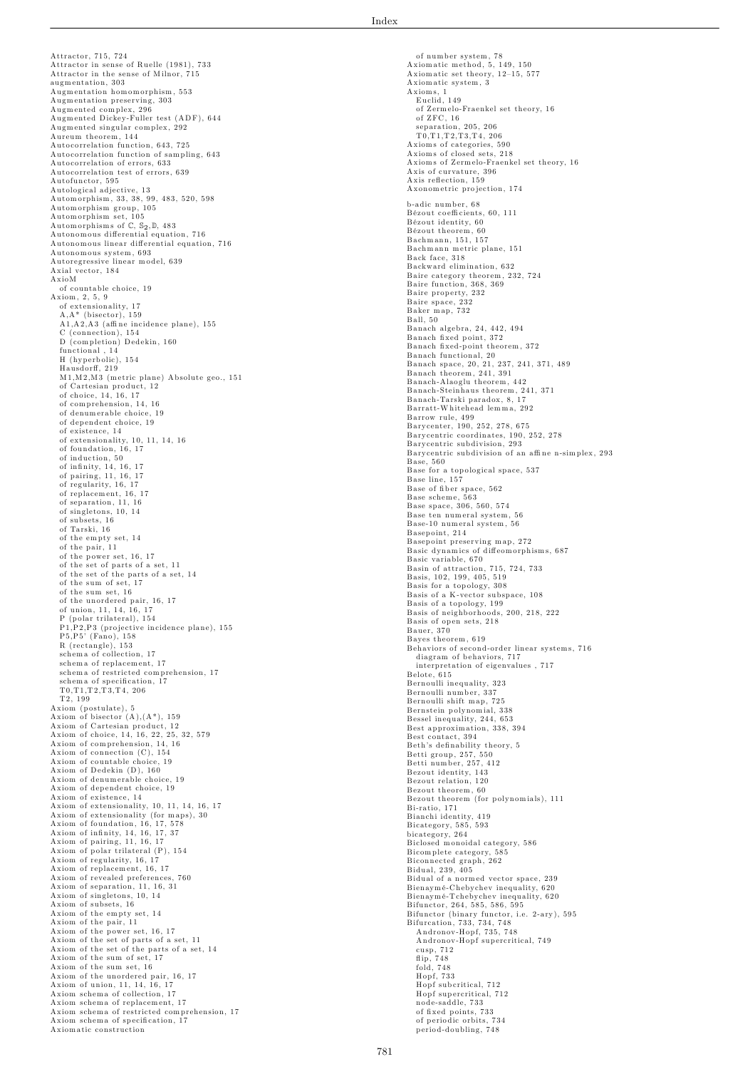Attractor, 715, 724
Attractor in sense of Ruelle (1981), 733
Attractor in the sense of Milnor, 715
augmentation, 303
Augmentation homomorphism, 553
Augmentation preserving, 303
Augmented complex, 296
Augmented Dickey-Fuller test (ADF), 644
Augmented singular complex, 292
Aureum theorem, 144
Autocorrelation function, 643, 725
Autocorrelation function of sampling, 643
Autocorrelation of errors, 633
Autocorrelation test of errors, 639
Autofunctor, 595
Autological adjective, 13
Automorphism, 33, 38, 99, 483, 520, 598
Automorphism group, 105
Automorphism set, 105
Automorphisms of $\mathbb{C}$, $\mathbb{S}_2$, $\mathbb{D}$, 483
Autonomous differential equation, 716
Autonomous linear differential equation, 716
Autonomous system, 693
Autoregressive linear model, 639
Axial vector, 184
AxioM
  of countable choice, 19
Axiom, 2, 5, 9
  of extensionality, 17
  A,A* (bisector), 159
  A1,A2,A3 (affine incidence plane), 155
  C (connection), 154
  D (completion) Dedekin, 160
  functional , 14
  H (hyperbolic), 154
  Hausdorff, 219
  M1,M2,M3 (metric plane) Absolute geo., 151
  of Cartesian product, 12
  of choice, 14, 16, 17
  of comprehension, 14, 16
  of denumerable choice, 19
  of dependent choice, 19
  of existence, 14
  of extensionality, 10, 11, 14, 16
  of foundation, 16, 17
  of induction, 50
  of infinity, 14, 16, 17
  of pairing, 11, 16, 17
  of regularity, 16, 17
  of replacement, 16, 17
  of separation, 11, 16
  of singletons, 10, 14
  of subsets, 16
  of Tarski, 16
  of the empty set, 14
  of the pair, 11
  of the power set, 16, 17
  of the set of parts of a set, 11
  of the set of the parts of a set, 14
  of the sum of set, 17
  of the sum set, 16
  of the unordered pair, 16, 17
  of union, 11, 14, 16, 17
  P (polar trilateral), 154
  P1,P2,P3 (projective incidence plane), 155
  P5,P5' (Fano), 158
  R (rectangle), 153
  schema of collection, 17
  schema of replacement, 17
  schema of restricted comprehension, 17
  schema of specification, 17
  T0,T1,T2,T3,T4, 206
  T2, 199
Axiom (postulate), 5
Axiom of bisector (A),(A*), 159
Axiom of Cartesian product, 12
Axiom of choice, 14, 16, 22, 25, 32, 579
Axiom of comprehension, 14, 16
Axiom of connection (C), 154
Axiom of countable choice, 19
Axiom of Dedekin (D), 160
Axiom of denumerable choice, 19
Axiom of dependent choice, 19
Axiom of existence, 14
Axiom of extensionality, 10, 11, 14, 16, 17
Axiom of extensionality (for maps), 30
Axiom of foundation, 16, 17, 578
Axiom of infinity, 14, 16, 17, 37
Axiom of pairing, 11, 16, 17
Axiom of polar trilateral (P), 154
Axiom of regularity, 16, 17
Axiom of replacement, 16, 17
Axiom of revealed preferences, 760
Axiom of separation, 11, 16, 31
Axiom of singletons, 10, 14
Axiom of subsets, 16
Axiom of the empty set, 14
Axiom of the pair, 11
Axiom of the power set, 16, 17
Axiom of the set of parts of a set, 11
Axiom of the set of the parts of a set, 14
Axiom of the sum of set, 17
Axiom of the sum set, 16
Axiom of the unordered pair, 16, 17
Axiom of union, 11, 14, 16, 17
Axiom schema of collection, 17
Axiom schema of replacement, 17
Axiom schema of restricted comprehension, 17
Axiom schema of specification, 17
Axiomatic construction
  of number system, 78
Axiomatic method, 5, 149, 150
Axiomatic set theory, 12–15, 577
Axiomatic system, 3
Axioms, 1
  Euclid, 149
  of Zermelo-Fraenkel set theory, 16
  of ZFC, 16
  separation, 205, 206
  T0,T1,T2,T3,T4, 206
Axioms of categories, 590
Axioms of closed sets, 218
Axioms of Zermelo-Fraenkel set theory, 16
Axis of curvature, 396
Axis reflection, 159
Axonometric projection, 174

b-adic number, 68
Bézout coefficients, 60, 111
Bézout identity, 60
Bézout theorem, 60
Bachmann, 151, 157
Bachmann metric plane, 151
Back face, 318
Backward elimination, 632
Baire category theorem, 232, 724
Baire function, 368, 369
Baire property, 232
Baire space, 232
Baker map, 732
Ball, 50
Banach algebra, 24, 442, 494
Banach fixed point, 372
Banach fixed-point theorem, 372
Banach functional, 20
Banach space, 20, 21, 237, 241, 371, 489
Banach theorem, 241, 391
Banach-Alaoglu theorem, 442
Banach-Steinhaus theorem, 241, 371
Banach-Tarski paradox, 8, 17
Barratt-Whitehead lemma, 292
Barrow rule, 499
Barycenter, 190, 252, 278, 675
Barycentric coordinates, 190, 252, 278
Barycentric subdivision, 293
Barycentric subdivision of an affine n-simplex, 293
Base, 560
Base for a topological space, 537
Base line, 157
Base of fiber space, 562
Base scheme, 563
Base space, 306, 560, 574
Base ten numeral system, 56
Base-10 numeral system, 56
Basepoint, 214
Basepoint preserving map, 272
Basic dynamics of diffeomorphisms, 687
Basic variable, 670
Basin of attraction, 715, 724, 733
Basis, 102, 199, 405, 519
Basis for a topology, 308
Basis of a K-vector subspace, 108
Basis of a topology, 199
Basis of neighborhoods, 200, 218, 222
Basis of open sets, 218
Bauer, 370
Bayes theorem, 619
Behaviors of second-order linear systems, 716
  diagram of behaviors, 717
  interpretation of eigenvalues , 717
Belote, 615
Bernoulli inequality, 323
Bernoulli number, 337
Bernoulli shift map, 725
Bernstein polynomial, 338
Bessel inequality, 244, 653
Best approximation, 338, 394
Best contact, 394
Beth's definability theory, 5
Betti group, 257, 550
Betti number, 257, 412
Bezout identity, 143
Bezout relation, 120
Bezout theorem, 60
Bezout theorem (for polynomials), 111
Bi-ratio, 171
Bianchi identity, 419
Bicategory, 585, 593
bicategory, 264
Biclosed monoidal category, 586
Bicomplete category, 585
Biconnected graph, 262
Bidual, 239, 405
Bidual of a normed vector space, 239
Bienaymé-Chebychev inequality, 620
Bienaymé-Tchebychev inequality, 620
Bifunctor, 264, 585, 586, 595
Bifunctor (binary functor, i.e. 2-ary), 595
Bifurcation, 733, 734, 748
  Andronov-Hopf, 735, 748
  Andronov-Hopf supercritical, 749
  cusp, 712
  flip, 748
  fold, 748
  Hopf, 733
  Hopf subcritical, 712
  Hopf supercritical, 712
  node-saddle, 733
  of fixed points, 733
  of periodic orbits, 734
  period-doubling, 748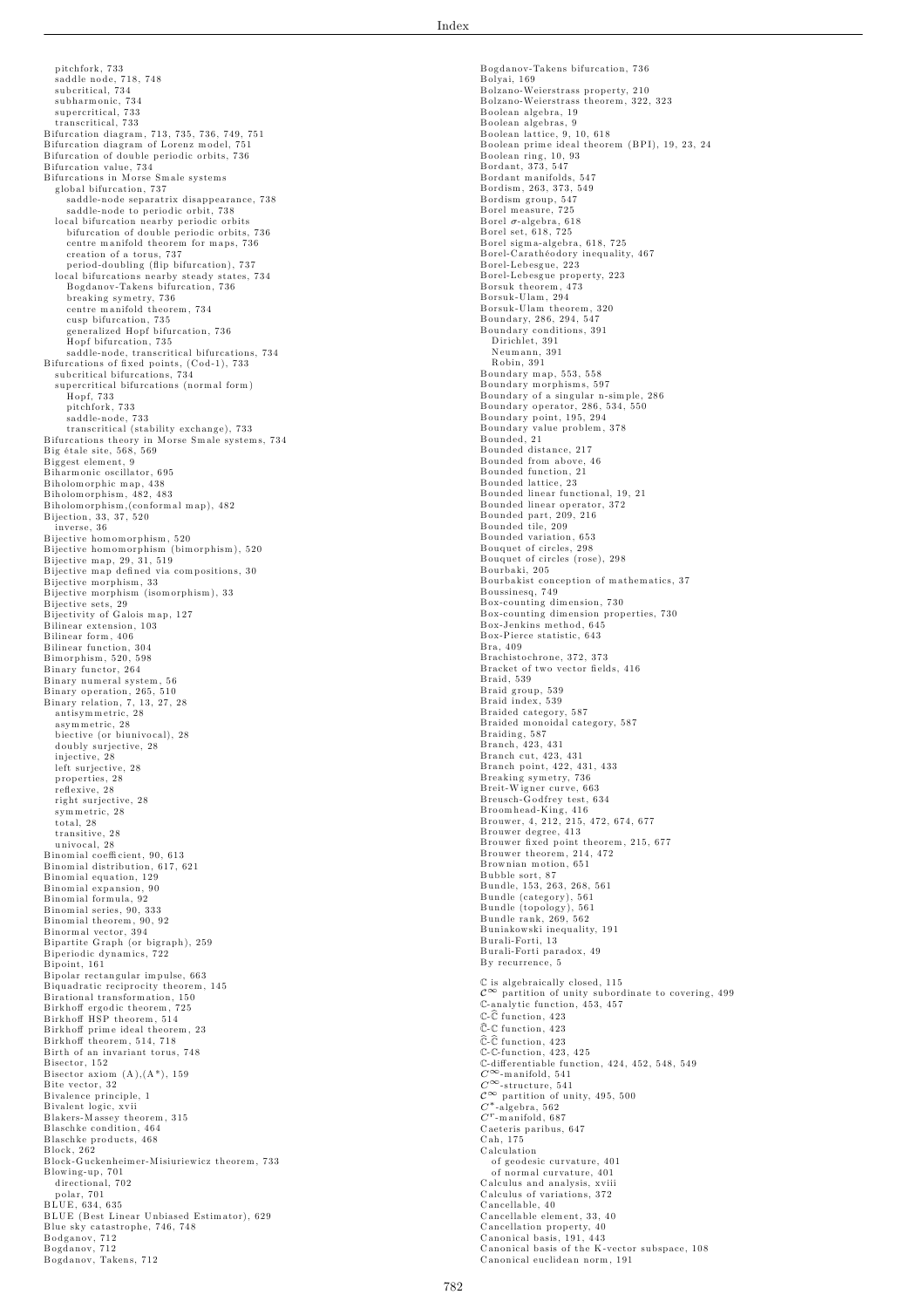pitchfork, 733
saddle node, 718, 748
subcritical, 734
subharmonic, 734
supercritical, 733
transcritical, 733
Bifurcation diagram, 713, 735, 736, 749, 751
Bifurcation diagram of Lorenz model, 751
Bifurcation of double periodic orbits, 736
Bifurcation value, 734
Bifurcations in Morse Smale systems
- global bifurcation, 737
  - saddle-node separatrix disappearance, 738
  - saddle-node to periodic orbit, 738
- local bifurcation nearby periodic orbits
  - bifurcation of double periodic orbits, 736
  - centre manifold theorem for maps, 736
  - creation of a torus, 737
  - period-doubling (flip bifurcation), 737
- local bifurcations nearby steady states, 734
  - Bogdanov-Takens bifurcation, 736
  - breaking symetry, 736
  - centre manifold theorem, 734
  - cusp bifurcation, 735
  - generalized Hopf bifurcation, 736
  - Hopf bifurcation, 735
  - saddle-node, transcritical bifurcations, 734

Bifurcations of fixed points, (Cod-1), 733
- subcritical bifurcations, 734
- supercritical bifurcations (normal form)
  - Hopf, 733
  - pitchfork, 733
  - saddle-node, 733
  - transcritical (stability exchange), 733

Bifurcations theory in Morse Smale systems, 734
Big étale site, 568, 569
Biggest element, 9
Biharmonic oscillator, 695
Biholomorphic map, 438
Biholomorphism, 482, 483
Biholomorphism,(conformal map), 482
Bijection, 33, 37, 520
- inverse, 36

Bijective homomorphism, 520
Bijective homomorphism (bimorphism), 520
Bijective map, 29, 31, 519
Bijective map defined via compositions, 30
Bijective morphism, 33
Bijective morphism (isomorphism), 33
Bijective sets, 29
Bijectivity of Galois map, 127
Bilinear extension, 103
Bilinear form, 406
Bilinear function, 304
Bimorphism, 520, 598
Binary functor, 264
Binary numeral system, 56
Binary operation, 265, 510
Binary relation, 7, 13, 27, 28
- antisymmetric, 28
- asymmetric, 28
- biective (or biunivocal), 28
- doubly surjective, 28
- injective, 28
- left surjective, 28
- properties, 28
- reflexive, 28
- right surjective, 28
- symmetric, 28
- total, 28
- transitive, 28
- univocal, 28

Binomial coefficient, 90, 613
Binomial distribution, 617, 621
Binomial equation, 129
Binomial expansion, 90
Binomial formula, 92
Binomial series, 90, 333
Binomial theorem, 90, 92
Binormal vector, 394
Bipartite Graph (or bigraph), 259
Biperiodic dynamics, 722
Bipoint, 161
Bipolar rectangular impulse, 663
Biquadratic reciprocity theorem, 145
Birational transformation, 150
Birkhoff ergodic theorem, 725
Birkhoff HSP theorem, 514
Birkhoff prime ideal theorem, 23
Birkhoff theorem, 514, 718
Birth of an invariant torus, 748
Bisector, 152
Bisector axiom (A),(A*), 159
Bite vector, 32
Bivalence principle, 1
Bivalent logic, xvii
Blakers-Massey theorem, 315
Blaschke condition, 464
Blaschke products, 468
Block, 262
Block-Guckenheimer-Misiuriewicz theorem, 733
Blowing-up, 701
- directional, 702
- polar, 701

BLUE, 634, 635
BLUE (Best Linear Unbiased Estimator), 629
Blue sky catastrophe, 746, 748
Bodganov, 712
Bogdanov, 712
Bogdanov, Takens, 712
Bogdanov-Takens bifurcation, 736
Bolyai, 169
Bolzano-Weierstrass property, 210
Bolzano-Weierstrass theorem, 322, 323
Boolean algebra, 19
Boolean algebras, 9
Boolean lattice, 9, 10, 618
Boolean prime ideal theorem (BPI), 19, 23, 24
Boolean ring, 10, 93
Bordant, 373, 547
Bordant manifolds, 547
Bordism, 263, 373, 549
Bordism group, 547
Borel measure, 725
Borel $\sigma$-algebra, 618
Borel set, 618, 725
Borel sigma-algebra, 618, 725
Borel-Carathéodory inequality, 467
Borel-Lebesgue, 223
Borel-Lebesgue property, 223
Borsuk theorem, 473
Borsuk-Ulam, 294
Borsuk-Ulam theorem, 320
Boundary, 286, 294, 547
Boundary conditions, 391
- Dirichlet, 391
- Neumann, 391
- Robin, 391

Boundary map, 553, 558
Boundary morphisms, 597
Boundary of a singular n-simple, 286
Boundary operator, 286, 534, 550
Boundary point, 195, 294
Boundary value problem, 378
Bounded, 21
Bounded distance, 217
Bounded from above, 46
Bounded function, 21
Bounded lattice, 23
Bounded linear functional, 19, 21
Bounded linear operator, 372
Bounded part, 209, 216
Bounded tile, 209
Bounded variation, 653
Bouquet of circles, 298
Bouquet of circles (rose), 298
Bourbaki, 205
Bourbakist conception of mathematics, 37
Boussinesq, 749
Box-counting dimension, 730
Box-counting dimension properties, 730
Box-Jenkins method, 645
Box-Pierce statistic, 643
Bra, 409
Brachistochrone, 372, 373
Bracket of two vector fields, 416
Braid, 539
Braid group, 539
Braid index, 539
Braided category, 587
Braided monoidal category, 587
Braiding, 587
Branch, 423, 431
Branch cut, 423, 431
Branch point, 422, 431, 433
Breaking symetry, 736
Breit-Wigner curve, 663
Breusch-Godfrey test, 634
Broomhead-King, 416
Brouwer, 4, 212, 215, 472, 674, 677
Brouwer degree, 413
Brouwer fixed point theorem, 215, 677
Brouwer theorem, 214, 472
Brownian motion, 651
Bubble sort, 87
Bundle, 153, 263, 268, 561
Bundle (category), 561
Bundle (topology), 561
Bundle rank, 269, 562
Buniakowski inequality, 191
Burali-Forti, 13
Burali-Forti paradox, 49
By recurrence, 5

$\mathbb{C}$ is algebraically closed, 115
$\mathcal{C}^\infty$ partition of unity subordinate to covering, 499
$\mathbb{C}$-analytic function, 453, 457
$\mathbb{C}$-$\hat{\mathbb{C}}$ function, 423
$\hat{\mathbb{C}}$-$\mathbb{C}$ function, 423
$\hat{\mathbb{C}}$-$\hat{\mathbb{C}}$ function, 423
$\mathbb{C}$-$\mathbb{C}$-function, 423, 425
$\mathbb{C}$-differentiable function, 424, 452, 548, 549
$\mathcal{C}^\infty$-manifold, 541
$\mathcal{C}^\infty$-structure, 541
$\mathcal{C}^\infty$ partition of unity, 495, 500
$C^*$-algebra, 562
$C^r$-manifold, 687
Caeteris paribus, 647
Cah, 175
Calculation
- of geodesic curvature, 401
- of normal curvature, 401

Calculus and analysis, xviii
Calculus of variations, 372
Cancellable, 40
Cancellable element, 33, 40
Cancellation property, 40
Canonical basis, 191, 443
Canonical basis of the K-vector subspace, 108
Canonical euclidean norm, 191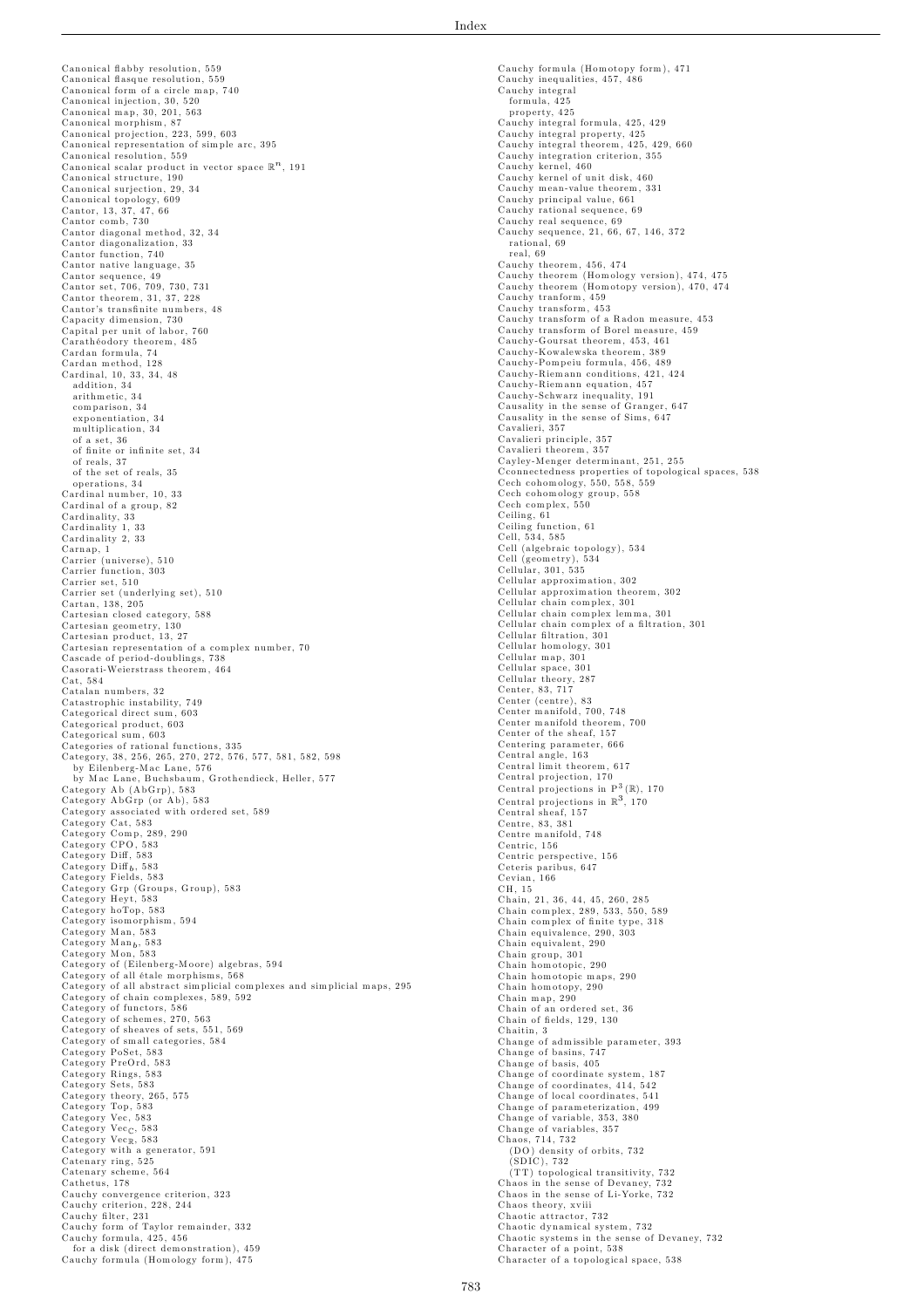Canonical flabby resolution, 559
Canonical flasque resolution, 559
Canonical form of a circle map, 740
Canonical injection, 30, 520
Canonical map, 30, 201, 563
Canonical morphism, 87
Canonical projection, 223, 599, 603
Canonical representation of simple arc, 395
Canonical resolution, 559
Canonical scalar product in vector space $\mathbb{R}^n$, 191
Canonical structure, 190
Canonical surjection, 29, 34
Canonical topology, 609
Cantor, 13, 37, 47, 66
Cantor comb, 730
Cantor diagonal method, 32, 34
Cantor diagonalization, 33
Cantor function, 740
Cantor native language, 35
Cantor sequence, 49
Cantor set, 706, 709, 730, 731
Cantor theorem, 31, 37, 228
Cantor's transfinite numbers, 48
Capacity dimension, 730
Capital per unit of labor, 760
Carathéodory theorem, 485
Cardan formula, 74
Cardan method, 128
Cardinal, 10, 33, 34, 48
  addition, 34
  arithmetic, 34
  comparison, 34
  exponentiation, 34
  multiplication, 34
  of a set, 36
  of finite or infinite set, 34
  of reals, 37
  of the set of reals, 35
  operations, 34
Cardinal number, 10, 33
Cardinal of a group, 82
Cardinality, 33
Cardinality 1, 33
Cardinality 2, 33
Carnap, 1
Carrier (universe), 510
Carrier function, 303
Carrier set, 510
Carrier set (underlying set), 510
Cartan, 138, 205
Cartesian closed category, 588
Cartesian geometry, 130
Cartesian product, 13, 27
Cartesian representation of a complex number, 70
Cascade of period-doublings, 738
Casorati-Weierstrass theorem, 464
Cat, 584
Catalan numbers, 32
Catastrophic instability, 749
Categorical direct sum, 603
Categorical product, 603
Categorical sum, 603
Categories of rational functions, 335
Category, 38, 256, 265, 270, 272, 576, 577, 581, 582, 598
  by Eilenberg-Mac Lane, 576
  by Mac Lane, Buchsbaum, Grothendieck, Heller, 577
Category Ab (AbGrp), 583
Category AbGrp (or Ab), 583
Category associated with ordered set, 589
Category Cat, 583
Category Comp, 289, 290
Category CPO, 583
Category Diff, 583
Category $\mathrm{Diff}_b$, 583
Category Fields, 583
Category Grp (Groups, Group), 583
Category Heyt, 583
Category hoTop, 583
Category isomorphism, 594
Category Man, 583
Category $\mathrm{Man}_b$, 583
Category Mon, 583
Category of (Eilenberg-Moore) algebras, 594
Category of all étale morphisms, 568
Category of all abstract simplicial complexes and simplicial maps, 295
Category of chain complexes, 589, 592
Category of functors, 586
Category of schemes, 270, 563
Category of sheaves of sets, 551, 569
Category of small categories, 584
Category PoSet, 583
Category PreOrd, 583
Category Rings, 583
Category Sets, 583
Category theory, 265, 575
Category Top, 583
Category Vec, 583
Category $\mathrm{Vec}_{\mathbb{C}}$, 583
Category $\mathrm{Vec}_{\mathbb{R}}$, 583
Category with a generator, 591
Catenary ring, 525
Catenary scheme, 564
Cathetus, 178
Cauchy convergence criterion, 323
Cauchy criterion, 228, 244
Cauchy filter, 231
Cauchy form of Taylor remainder, 332
Cauchy formula, 425, 456
  for a disk (direct demonstration), 459
Cauchy formula (Homology form), 475
Cauchy formula (Homotopy form), 471
Cauchy inequalities, 457, 486
Cauchy integral
  formula, 425
  property, 425
Cauchy integral formula, 425, 429
Cauchy integral property, 425
Cauchy integral theorem, 425, 429, 660
Cauchy integration criterion, 355
Cauchy kernel, 460
Cauchy kernel of unit disk, 460
Cauchy mean-value theorem, 331
Cauchy principal value, 661
Cauchy rational sequence, 69
Cauchy real sequence, 69
Cauchy sequence, 21, 66, 67, 146, 372
  rational, 69
  real, 69
Cauchy theorem, 456, 474
Cauchy theorem (Homology version), 474, 475
Cauchy theorem (Homotopy version), 470, 474
Cauchy tranform, 459
Cauchy transform, 453
Cauchy transform of a Radon measure, 453
Cauchy transform of Borel measure, 459
Cauchy-Goursat theorem, 453, 461
Cauchy-Kowalewska theorem, 389
Cauchy-Pompeiu formula, 456, 489
Cauchy-Riemann conditions, 421, 424
Cauchy-Riemann equation, 457
Cauchy-Schwarz inequality, 191
Causality in the sense of Granger, 647
Causality in the sense of Sims, 647
Cavalieri, 357
Cavalieri principle, 357
Cavalieri theorem, 357
Cayley-Menger determinant, 251, 255
Cconnectedness properties of topological spaces, 538
Cech cohomology, 550, 558, 559
Cech cohomology group, 558
Cech complex, 550
Ceiling, 61
Ceiling function, 61
Cell, 534, 585
Cell (algebraic topology), 534
Cell (geometry), 534
Cellular, 301, 535
Cellular approximation, 302
Cellular approximation theorem, 302
Cellular chain complex, 301
Cellular chain complex lemma, 301
Cellular chain complex of a filtration, 301
Cellular filtration, 301
Cellular homology, 301
Cellular map, 301
Cellular space, 301
Cellular theory, 287
Center, 83, 717
Center (centre), 83
Center manifold, 700, 748
Center manifold theorem, 700
Center of the sheaf, 157
Centering parameter, 666
Central angle, 163
Central limit theorem, 617
Central projection, 170
Central projections in $\mathrm{P}^3(\mathbb{R})$, 170
Central projections in $\mathbb{R}^3$, 170
Central sheaf, 157
Centre, 83, 381
Centre manifold, 748
Centric, 156
Centric perspective, 156
Ceteris paribus, 647
Cevian, 166
CH, 15
Chain, 21, 36, 44, 45, 260, 285
Chain complex, 289, 533, 550, 589
Chain complex of finite type, 318
Chain equivalence, 290, 303
Chain equivalent, 290
Chain group, 301
Chain homotopic, 290
Chain homotopic maps, 290
Chain homotopy, 290
Chain map, 290
Chain of an ordered set, 36
Chain of fields, 129, 130
Chaitin, 3
Change of admissible parameter, 393
Change of basins, 747
Change of basis, 405
Change of coordinate system, 187
Change of coordinates, 414, 542
Change of local coordinates, 541
Change of parameterization, 499
Change of variable, 353, 380
Change of variables, 357
Chaos, 714, 732
  (DO) density of orbits, 732
  (SDIC), 732
  (TT) topological transitivity, 732
Chaos in the sense of Devaney, 732
Chaos in the sense of Li-Yorke, 732
Chaos theory, xviii
Chaotic attractor, 732
Chaotic dynamical system, 732
Chaotic systems in the sense of Devaney, 732
Character of a point, 538
Character of a topological space, 538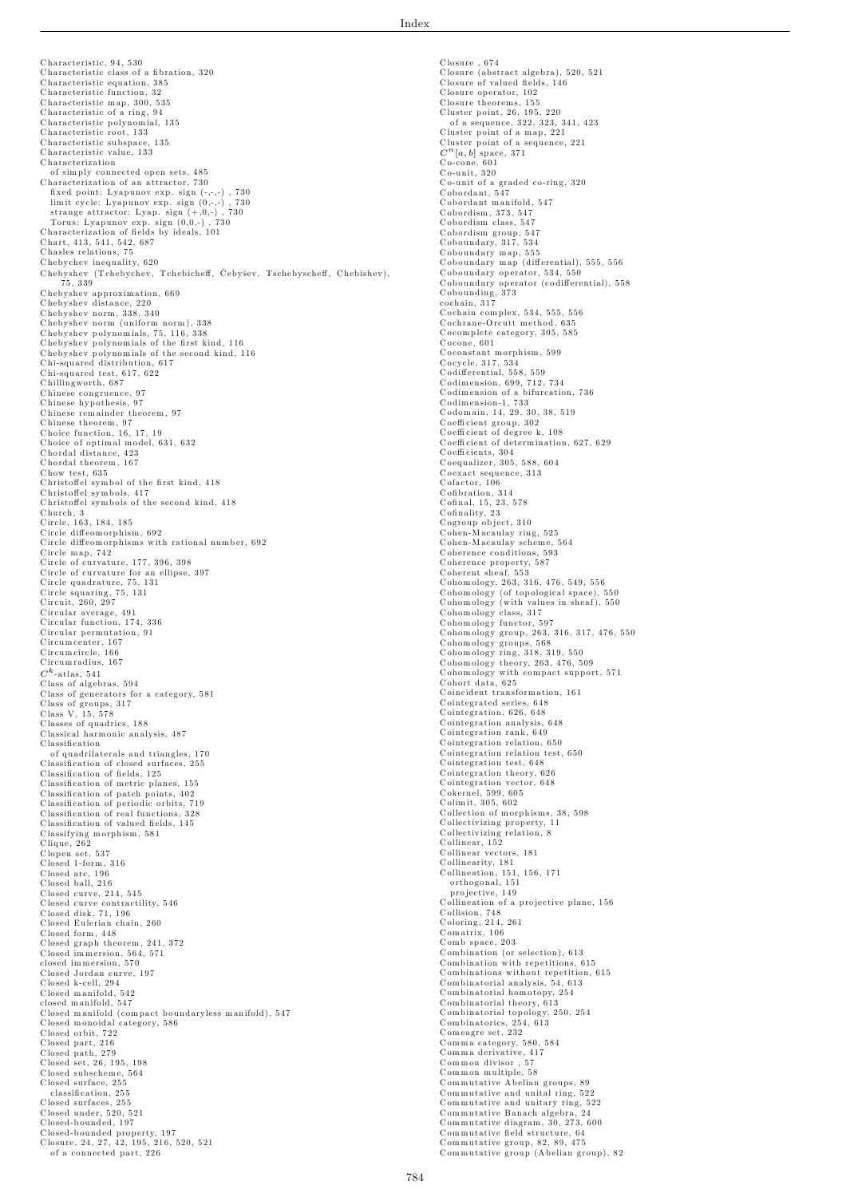Characteristic, 94, 530
Characteristic class of a fibration, 320
Characteristic equation, 385
Characteristic function, 32
Characteristic map, 300, 535
Characteristic of a ring, 94
Characteristic polynomial, 135
Characteristic root, 133
Characteristic subspace, 135
Characteristic value, 133
Characterization
  of simply connected open sets, 485
Characterization of an attractor, 730
  fixed point: Lyapunov exp. sign (-,-,-) , 730
  limit cycle: Lyapunov exp. sign (0,-,-) , 730
  strange attractor: Lyap. sign (+,0,-) , 730
  Torus: Lyapunov exp. sign (0,0,-) , 730
Characterization of fields by ideals, 101
Chart, 413, 541, 542, 687
Chasles relations, 75
Chebychev inequality, 620
Chebyshev (Tchebychev, Tchebicheff, Čebyšev, Tschebyscheff, Chebishev), 75, 339
Chebyshev approximation, 669
Chebyshev distance, 220
Chebyshev norm, 338, 340
Chebyshev norm (uniform norm), 338
Chebyshev polynomials, 75, 116, 338
Chebyshev polynomials of the first kind, 116
Chebyshev polynomials of the second kind, 116
Chi-squared distribution, 617
Chi-squared test, 617, 622
Chillingworth, 687
Chinese congruence, 97
Chinese hypothesis, 97
Chinese remainder theorem, 97
Chinese theorem, 97
Choice function, 16, 17, 19
Choice of optimal model, 631, 632
Chordal distance, 423
Chordal theorem, 167
Chow test, 635
Christoffel symbol of the first kind, 418
Christoffel symbols, 417
Christoffel symbols of the second kind, 418
Church, 3
Circle, 163, 184, 185
Circle diffeomorphism, 692
Circle diffeomorphisms with rational number, 692
Circle map, 742
Circle of curvature, 177, 396, 398
Circle of curvature for an ellipse, 397
Circle quadrature, 75, 131
Circle squaring, 75, 131
Circuit, 260, 297
Circular average, 491
Circular function, 174, 336
Circular permutation, 91
Circumcenter, 167
Circumcircle, 166
Circumradius, 167
$C^k$-atlas, 541
Class of algebras, 594
Class of generators for a category, 581
Class of groups, 317
Class V, 15, 578
Classes of quadrics, 188
Classical harmonic analysis, 487
Classification
  of quadrilaterals and triangles, 170
Classification of closed surfaces, 255
Classification of fields, 125
Classification of metric planes, 155
Classification of patch points, 402
Classification of periodic orbits, 719
Classification of real functions, 328
Classification of valued fields, 145
Classifying morphism, 581
Clique, 262
Clopen set, 537
Closed 1-form, 316
Closed arc, 196
Closed ball, 216
Closed curve, 214, 545
Closed curve contractility, 546
Closed disk, 71, 196
Closed Eulerian chain, 260
Closed form, 448
Closed graph theorem, 241, 372
Closed immersion, 564, 571
closed immersion, 570
Closed Jordan curve, 197
Closed k-cell, 294
Closed manifold, 542
closed manifold, 547
Closed manifold (compact boundaryless manifold), 547
Closed monoidal category, 586
Closed orbit, 722
Closed part, 216
Closed path, 279
Closed set, 26, 195, 198
Closed subscheme, 564
Closed surface, 255
  classification, 255
Closed surfaces, 255
Closed under, 520, 521
Closed-bounded, 197
Closed-bounded property, 197
Closure, 24, 27, 42, 195, 216, 520, 521
  of a connected part, 226
Closure , 674
Closure (abstract algebra), 520, 521
Closure of valued fields, 146
Closure operator, 102
Closure theorems, 155
Cluster point, 26, 195, 220
  of a sequence, 322, 323, 341, 423
Cluster point of a map, 221
Cluster point of a sequence, 221
$C^n[a, b]$ space, 371
Co-cone, 601
Co-unit, 320
Co-unit of a graded co-ring, 320
Cobordant, 547
Cobordant manifold, 547
Cobordism, 373, 547
Cobordism class, 547
Cobordism group, 547
Coboundary, 317, 534
Coboundary map, 555
Coboundary map (differential), 555, 556
Coboundary operator, 534, 550
Coboundary operator (codifferential), 558
Cobounding, 373
cochain, 317
Cochain complex, 534, 555, 556
Cochrane-Orcutt method, 635
Cocomplete category, 305, 585
Cocone, 601
Coconstant morphism, 599
Cocycle, 317, 534
Codifferential, 558, 559
Codimension, 699, 712, 734
Codimension of a bifurcation, 736
Codimension-1, 733
Codomain, 14, 29, 30, 38, 519
Coefficient group, 302
Coefficient of degree k, 108
Coefficient of determination, 627, 629
Coefficients, 304
Coequalizer, 305, 588, 604
Coexact sequence, 313
Cofactor, 106
Cofibration, 314
Cofinal, 15, 23, 578
Cofinality, 23
Cogroup object, 310
Cohen-Macaulay ring, 525
Cohen-Macaulay scheme, 564
Coherence conditions, 593
Coherence property, 587
Coherent sheaf, 553
Cohomology, 263, 316, 476, 549, 556
Cohomology (of topological space), 550
Cohomology (with values in sheaf), 550
Cohomology class, 317
Cohomology functor, 597
Cohomology group, 263, 316, 317, 476, 550
Cohomology groups, 568
Cohomology ring, 318, 319, 550
Cohomology theory, 263, 476, 509
Cohomology with compact support, 571
Cohort data, 625
Coincident transformation, 161
Cointegrated series, 648
Cointegration, 626, 648
Cointegration analysis, 648
Cointegration rank, 649
Cointegration relation, 650
Cointegration relation test, 650
Cointegration test, 648
Cointegration theory, 626
Cointegration vector, 648
Cokernel, 599, 605
Colimit, 305, 602
Collection of morphisms, 38, 598
Collectivizing property, 11
Collectivizing relation, 8
Collinear, 152
Collinear vectors, 181
Collinearity, 181
Collineation, 151, 156, 171
  orthogonal, 151
  projective, 149
Collineation of a projective plane, 156
Collision, 748
Coloring, 214, 261
Comatrix, 106
Comb space, 203
Combination (or selection), 613
Combination with repetitions, 615
Combinations without repetition, 615
Combinatorial analysis, 54, 613
Combinatorial homotopy, 254
Combinatorial theory, 613
Combinatorial topology, 250, 254
Combinatorics, 254, 613
Comeagre set, 232
Comma category, 580, 584
Comma derivative, 417
Common divisor , 57
Common multiple, 58
Commutative Abelian groups, 89
Commutative and unital ring, 522
Commutative and unitary ring, 522
Commutative Banach algebra, 24
Commutative diagram, 30, 273, 600
Commutative field structure, 64
Commutative group, 82, 89, 475
Commutative group (Abelian group), 82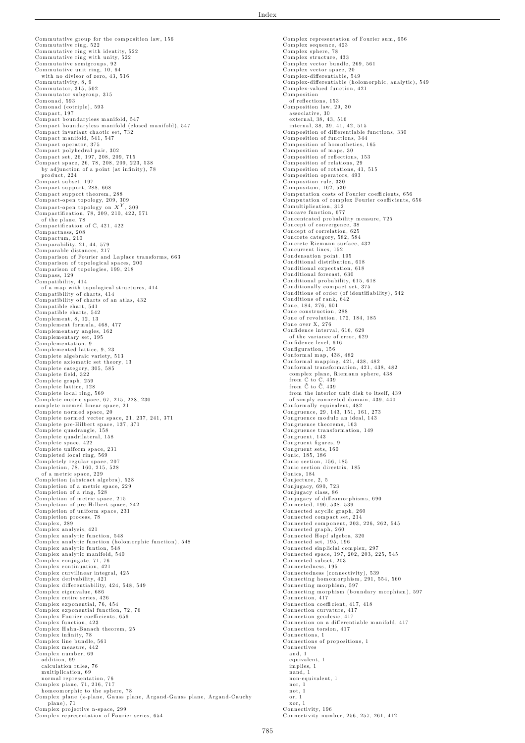Commutative group for the composition law, 156
Commutative ring, 522
Commutative ring with identity, 522
Commutative ring with unity, 522
Commutative semigroups, 92
Commutative unit ring, 10, 64
  with no divisor of zero, 43, 516
Commutativity, 8, 9
Commutator, 315, 502
Commutator subgroup, 315
Comonad, 593
Comonad (cotriple), 593
Compact, 197
Compact boundaryless manifold, 547
Compact boundaryless manifold (closed manifold), 547
Compact invariant chaotic set, 732
Compact manifold, 541, 547
Compact operator, 375
Compact polyhedral pair, 302
Compact set, 26, 197, 208, 209, 715
Compact space, 26, 78, 208, 209, 223, 538
  by adjunction of a point (at infinity), 78
  product, 224
Compact subset, 197
Compact support, 288, 668
Compact support theorem, 288
Compact-open topology, 209, 309
Compact-open topology on $X^Y$, 309
Compactification, 78, 209, 210, 422, 571
  of the plane, 78
Compactification of $\mathbb{C}$, 421, 422
Compactness, 208
Compactum, 210
Comparability, 21, 44, 579
Comparable distances, 217
Comparison of Fourier and Laplace transforms, 663
Comparison of topological spaces, 200
Comparison of topologies, 199, 218
Compass, 129
Compatibility, 414
  of a map with topological structures, 414
Compatibility of charts, 414
Compatibility of charts of an atlas, 432
Compatible chart, 541
Compatible charts, 542
Complement, 8, 12, 13
Complement formula, 468, 477
Complementary angles, 162
Complementary set, 195
Complementation, 9
Complemented lattice, 9, 23
Complete algebraic variety, 513
Complete axiomatic set theory, 13
Complete category, 305, 585
Complete field, 322
Complete graph, 259
Complete lattice, 128
Complete local ring, 569
Complete metric space, 67, 215, 228, 230
complete normed linear space, 21
Complete normed space, 20
Complete normed vector space, 21, 237, 241, 371
Complete pre-Hilbert space, 137, 371
Complete quadrangle, 158
Complete quadrilateral, 158
Complete space, 422
Complete uniform space, 231
Completed local ring, 569
Completely regular space, 207
Completion, 78, 160, 215, 528
  of a metric space, 229
Completion (abstract algebra), 528
Completion of a metric space, 229
Completion of a ring, 528
Completion of metric space, 215
Completion of pre-Hilbert space, 242
Completion of uniform space, 231
Completion process, 78
Complex, 289
Complex analysis, 421
Complex analytic function, 548
Complex analytic function (holomorphic function), 548
Complex analytic funtion, 548
Complex analytic manifold, 540
Complex conjugate, 71, 76
Complex continuation, 421
Complex curvilinear integral, 425
Complex derivability, 421
Complex differentiability, 424, 548, 549
Complex eigenvalue, 686
Complex entire series, 426
Complex exponential, 76, 454
Complex exponential function, 72, 76
Complex Fourier coefficients, 656
Complex function, 423
Complex Hahn-Banach theorem, 25
Complex infinity, 78
Complex line bundle, 561
Complex measure, 442
Complex number, 69
  addition, 69
  calculation rules, 76
  multiplication, 69
  normal representation, 76
Complex plane, 71, 216, 717
  homeomorphic to the sphere, 78
Complex plane (z-plane, Gauss plane, Argand-Gauss plane, Argand-Cauchy plane), 71
Complex projective n-space, 299
Complex representation of Fourier series, 654
Complex representation of Fourier sum, 656
Complex sequence, 423
Complex sphere, 78
Complex structure, 433
Complex vector bundle, 269, 561
Complex vector space, 20
Complex-differentiable, 549
Complex-differentiable (holomorphic, analytic), 549
Complex-valued function, 421
Composition
  of reflections, 153
Composition law, 29, 30
  associative, 30
  external, 38, 43, 516
  internal, 38, 39, 41, 42, 515
Composition of differentiable functions, 330
Composition of functions, 344
Composition of homotheties, 165
Composition of maps, 30
Composition of reflections, 153
Composition of relations, 29
Composition of rotations, 41, 515
Composition operators, 493
Composition rule, 330
Compositum, 162, 530
Computation costs of Fourier coefficients, 656
Computation of complex Fourier coefficients, 656
Comultiplication, 312
Concave function, 677
Concentrated probability measure, 725
Concept of convergence, 38
Concept of correlation, 625
Concrete category, 582, 584
Concrete Riemann surface, 432
Concurrent lines, 152
Condensation point, 195
Conditional distribution, 618
Conditional expectation, 618
Conditional forecast, 630
Conditional probability, 615, 618
Conditionally compact set, 375
Conditions of order (of identifiability), 642
Conditions of rank, 642
Cone, 184, 276, 601
Cone construction, 288
Cone of revolution, 172, 184, 185
Cone over X, 276
Confidence interval, 616, 629
  of the variance of error, 629
Confidence level, 616
Configuration, 156
Conformal map, 438, 482
Conformal mapping, 421, 438, 482
Conformal transformation, 421, 438, 482
  complex plane, Riemann sphere, 438
  from $\mathbb{C}$ to $\mathbb{C}$, 439
  from $\hat{\mathbb{C}}$ to $\hat{\mathbb{C}}$, 439
  from the interior unit disk to itself, 439
  of simply connected domain, 439, 440
Conformally equivalent, 482
Congruence, 29, 143, 151, 161, 273
Congruence modulo an ideal, 143
Congruence theorems, 163
Congruence transformation, 149
Congruent, 143
Congruent figures, 9
Congruent sets, 160
Conic, 185, 186
Conic section, 156, 185
Conic section directrix, 185
Conics, 184
Conjecture, 2, 5
Conjugacy, 690, 723
Conjugacy class, 86
Conjugacy of diffeomorphisms, 690
Connected, 196, 538, 539
Connected acyclic graph, 260
Connected compact set, 214
Connected component, 203, 226, 262, 545
Connected graph, 260
Connected Hopf algebra, 320
Connected set, 195, 196
Connected simplicial complex, 297
Connected space, 197, 202, 203, 225, 545
Connected subset, 203
Connectedness, 195
Connectedness (connectivity), 539
Connecting homomorphism, 291, 554, 560
Connecting morphism, 597
Connecting morphism (boundary morphism), 597
Connection, 417
Connection coefficient, 417, 418
Connection curvature, 417
Connection geodesic, 417
Connection on a differentiable manifold, 417
Connection torsion, 417
Connections, 1
Connections of propositions, 1
Connectives
  and, 1
  equivalent, 1
  implies, 1
  nand, 1
  non-equivalent, 1
  nor, 1
  not, 1
  or, 1
  xor, 1
Connectivity, 196
Connectivity number, 256, 257, 261, 412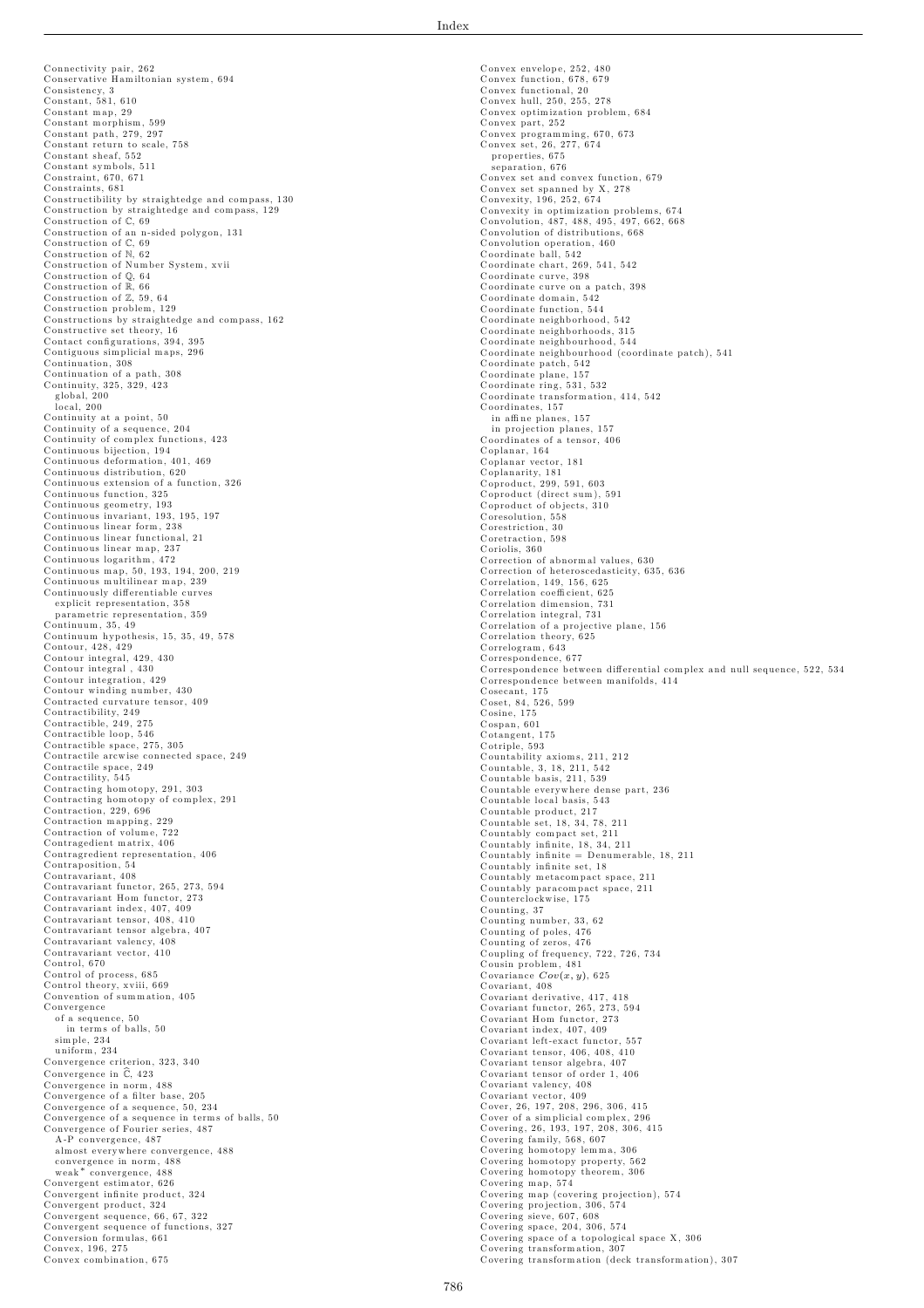Connectivity pair, 262
Conservative Hamiltonian system, 694
Consistency, 3
Constant, 581, 610
Constant map, 29
Constant morphism, 599
Constant path, 279, 297
Constant return to scale, 758
Constant sheaf, 552
Constant symbols, 511
Constraint, 670, 671
Constraints, 681
Constructibility by straightedge and compass, 130
Construction by straightedge and compass, 129
Construction of $\mathbb{C}$, 69
Construction of an n-sided polygon, 131
Construction of $\mathbb{C}$, 69
Construction of $\mathbb{N}$, 62
Construction of Number System, xvii
Construction of $\mathbb{Q}$, 64
Construction of $\mathbb{R}$, 66
Construction of $\mathbb{Z}$, 59, 64
Construction problem, 129
Constructions by straightedge and compass, 162
Constructive set theory, 16
Contact configurations, 394, 395
Contiguous simplicial maps, 296
Continuation, 308
Continuation of a path, 308
Continuity, 325, 329, 423
  global, 200
  local, 200
Continuity at a point, 50
Continuity of a sequence, 204
Continuity of complex functions, 423
Continuous bijection, 194
Continuous deformation, 401, 469
Continuous distribution, 620
Continuous extension of a function, 326
Continuous function, 325
Continuous geometry, 193
Continuous invariant, 193, 195, 197
Continuous linear form, 238
Continuous linear functional, 21
Continuous linear map, 237
Continuous logarithm, 472
Continuous map, 50, 193, 194, 200, 219
Continuous multilinear map, 239
Continuously differentiable curves
  explicit representation, 358
  parametric representation, 359
Continuum, 35, 49
Continuum hypothesis, 15, 35, 49, 578
Contour, 428, 429
Contour integral, 429, 430
Contour integral , 430
Contour integration, 429
Contour winding number, 430
Contracted curvature tensor, 409
Contractibility, 249
Contractible, 249, 275
Contractible loop, 546
Contractible space, 275, 305
Contractile arcwise connected space, 249
Contractile space, 249
Contractility, 545
Contracting homotopy, 291, 303
Contracting homotopy of complex, 291
Contraction, 229, 696
Contraction mapping, 229
Contraction of volume, 722
Contragedient matrix, 406
Contragredient representation, 406
Contraposition, 54
Contravariant, 408
Contravariant functor, 265, 273, 594
Contravariant Hom functor, 273
Contravariant index, 407, 409
Contravariant tensor, 408, 410
Contravariant tensor algebra, 407
Contravariant valency, 408
Contravariant vector, 410
Control, 670
Control of process, 685
Control theory, xviii, 669
Convention of summation, 405
Convergence
  of a sequence, 50
    in terms of balls, 50
  simple, 234
  uniform, 234
Convergence criterion, 323, 340
Convergence in $\widehat{\mathbb{C}}$, 423
Convergence in norm, 488
Convergence of a filter base, 205
Convergence of a sequence, 50, 234
Convergence of a sequence in terms of balls, 50
Convergence of Fourier series, 487
  A-P convergence, 487
  almost everywhere convergence, 488
  convergence in norm, 488
  weak* convergence, 488
Convergent estimator, 626
Convergent infinite product, 324
Convergent product, 324
Convergent sequence, 66, 67, 322
Convergent sequence of functions, 327
Conversion formulas, 661
Convex, 196, 275
Convex combination, 675
Convex envelope, 252, 480
Convex function, 678, 679
Convex functional, 20
Convex hull, 250, 255, 278
Convex optimization problem, 684
Convex part, 252
Convex programming, 670, 673
Convex set, 26, 277, 674
  properties, 675
  separation, 676
Convex set and convex function, 679
Convex set spanned by X, 278
Convexity, 196, 252, 674
Convexity in optimization problems, 674
Convolution, 487, 488, 495, 497, 662, 668
Convolution of distributions, 668
Convolution operation, 460
Coordinate ball, 542
Coordinate chart, 269, 541, 542
Coordinate curve, 398
Coordinate curve on a patch, 398
Coordinate domain, 542
Coordinate function, 544
Coordinate neighborhood, 542
Coordinate neighborhoods, 315
Coordinate neighbourhood, 544
Coordinate neighbourhood (coordinate patch), 541
Coordinate patch, 542
Coordinate plane, 157
Coordinate ring, 531, 532
Coordinate transformation, 414, 542
Coordinates, 157
  in affine planes, 157
  in projection planes, 157
Coordinates of a tensor, 406
Coplanar, 164
Coplanar vector, 181
Coplanarity, 181
Coproduct, 299, 591, 603
Coproduct (direct sum), 591
Coproduct of objects, 310
Coresolution, 558
Corestriction, 30
Coretraction, 598
Coriolis, 360
Correction of abnormal values, 630
Correction of heteroscedasticity, 635, 636
Correlation, 149, 156, 625
Correlation coefficient, 625
Correlation dimension, 731
Correlation integral, 731
Correlation of a projective plane, 156
Correlation theory, 625
Correlogram, 643
Correspondence, 677
Correspondence between differential complex and null sequence, 522, 534
Correspondence between manifolds, 414
Cosecant, 175
Coset, 84, 526, 599
Cosine, 175
Cospan, 601
Cotangent, 175
Cotriple, 593
Countability axioms, 211, 212
Countable, 3, 18, 211, 542
Countable basis, 211, 539
Countable everywhere dense part, 236
Countable local basis, 543
Countable product, 217
Countable set, 18, 34, 78, 211
Countably compact set, 211
Countably infinite, 18, 34, 211
Countably infinite = Denumerable, 18, 211
Countably infinite set, 18
Countably metacompact space, 211
Countably paracompact space, 211
Counterclockwise, 175
Counting, 37
Counting number, 33, 62
Counting of poles, 476
Counting of zeros, 476
Coupling of frequency, 722, 726, 734
Cousin problem, 481
Covariance $Cov(x, y)$, 625
Covariant, 408
Covariant derivative, 417, 418
Covariant functor, 265, 273, 594
Covariant Hom functor, 273
Covariant index, 407, 409
Covariant left-exact functor, 557
Covariant tensor, 406, 408, 410
Covariant tensor algebra, 407
Covariant tensor of order 1, 406
Covariant valency, 408
Covariant vector, 409
Cover, 26, 197, 208, 296, 306, 415
Cover of a simplicial complex, 296
Covering, 26, 193, 197, 208, 306, 415
Covering family, 568, 607
Covering homotopy lemma, 306
Covering homotopy property, 562
Covering homotopy theorem, 306
Covering map, 574
Covering map (covering projection), 574
Covering projection, 306, 574
Covering sieve, 607, 608
Covering space, 204, 306, 574
Covering space of a topological space X, 306
Covering transformation, 307
Covering transformation (deck transformation), 307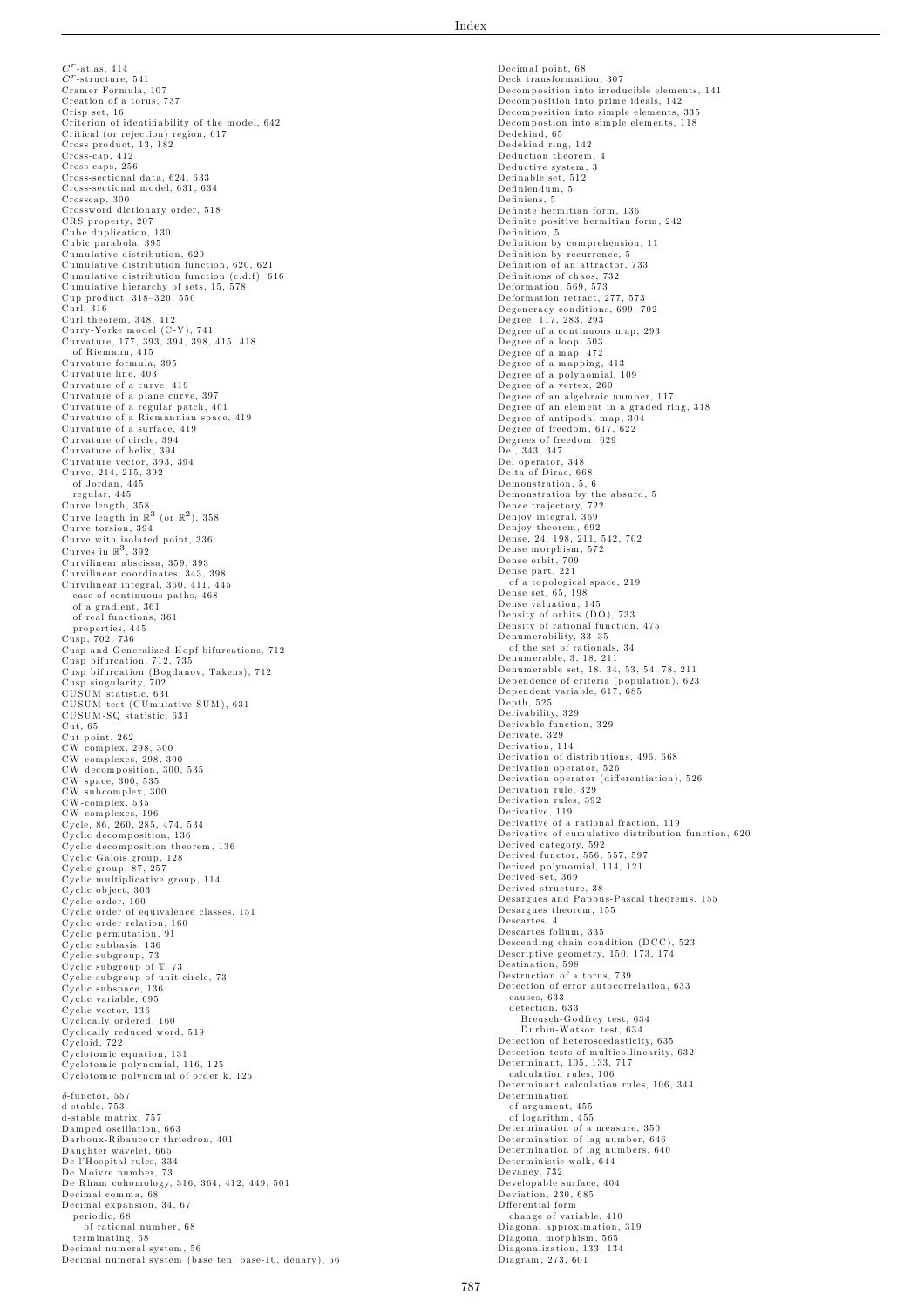$C^r$-atlas, 414
$C^r$-structure, 541
Cramer Formula, 107
Creation of a torus, 737
Crisp set, 16
Criterion of identifiability of the model, 642
Critical (or rejection) region, 617
Cross product, 13, 182
Cross-cap, 412
Cross-caps, 256
Cross-sectional data, 624, 633
Cross-sectional model, 631, 634
Crosscap, 300
Crossword dictionary order, 518
CRS property, 207
Cube duplication, 130
Cubic parabola, 395
Cumulative distribution, 620
Cumulative distribution function, 620, 621
Cumulative distribution function (c.d.f), 616
Cumulative hierarchy of sets, 15, 578
Cup product, 318–320, 550
Curl, 316
Curl theorem, 348, 412
Curry-Yorke model (C-Y), 741
Curvature, 177, 393, 394, 398, 415, 418
  of Riemann, 415
Curvature formula, 395
Curvature line, 403
Curvature of a curve, 419
Curvature of a plane curve, 397
Curvature of a regular patch, 401
Curvature of a Riemannian space, 419
Curvature of a surface, 419
Curvature of circle, 394
Curvature of helix, 394
Curvature vector, 393, 394
Curve, 214, 215, 392
  of Jordan, 445
  regular, 445
Curve length, 358
Curve length in $\mathbb{R}^3$ (or $\mathbb{R}^2$), 358
Curve torsion, 394
Curve with isolated point, 336
Curves in $\mathbb{R}^3$, 392
Curvilinear abscissa, 359, 393
Curvilinear coordinates, 343, 398
Curvilinear integral, 360, 411, 445
  case of continuous paths, 468
  of a gradient, 361
  of real functions, 361
  properties, 445
Cusp, 702, 736
Cusp and Generalized Hopf bifurcations, 712
Cusp bifurcation, 712, 735
Cusp bifurcation (Bogdanov, Takens), 712
Cusp singularity, 702
CUSUM statistic, 631
CUSUM test (CUmulative SUM), 631
CUSUM-SQ statistic, 631
Cut, 65
Cut point, 262
CW complex, 298, 300
CW complexes, 298, 300
CW decomposition, 300, 535
CW space, 300, 535
CW subcomplex, 300
CW-complex, 535
CW-complexes, 196
Cycle, 86, 260, 285, 474, 534
Cyclic decomposition, 136
Cyclic decomposition theorem, 136
Cyclic Galois group, 128
Cyclic group, 87, 257
Cyclic multiplicative group, 114
Cyclic object, 303
Cyclic order, 160
Cyclic order of equivalence classes, 151
Cyclic order relation, 160
Cyclic permutation, 91
Cyclic subbasis, 136
Cyclic subgroup, 73
Cyclic subgroup of $\mathbb{T}$, 73
Cyclic subgroup of unit circle, 73
Cyclic subspace, 136
Cyclic variable, 695
Cyclic vector, 136
Cyclically ordered, 160
Cyclically reduced word, 519
Cycloid, 722
Cyclotomic equation, 131
Cyclotomic polynomial, 116, 125
Cyclotomic polynomial of order k, 125

$\delta$-functor, 557
d-stable, 753
d-stable matrix, 757
Damped oscillation, 663
Darboux-Ribaucour thriedron, 401
Daughter wavelet, 665
De l'Hospital rules, 334
De Moivre number, 73
De Rham cohomology, 316, 364, 412, 449, 501
Decimal comma, 68
Decimal expansion, 34, 67
  periodic, 68
    of rational number, 68
  terminating, 68
Decimal numeral system, 56
Decimal numeral system (base ten, base-10, denary), 56
Decimal point, 68
Deck transformation, 307
Decomposition into irreducible elements, 141
Decomposition into prime ideals, 142
Decomposition into simple elements, 335
Decompostion into simple elements, 118
Dedekind, 65
Dedekind ring, 142
Deduction theorem, 4
Deductive system, 3
Definable set, 512
Definiendum, 5
Definiens, 5
Definite hermitian form, 136
Definite positive hermitian form, 242
Definition, 5
Definition by comprehension, 11
Definition by recurrence, 5
Definition of an attractor, 733
Definitions of chaos, 732
Deformation, 569, 573
Deformation retract, 277, 573
Degeneracy conditions, 699, 702
Degree, 117, 283, 293
Degree of a continuous map, 293
Degree of a loop, 503
Degree of a map, 472
Degree of a mapping, 413
Degree of a polynomial, 109
Degree of a vertex, 260
Degree of an algebraic number, 117
Degree of an element in a graded ring, 318
Degree of antipodal map, 304
Degree of freedom, 617, 622
Degrees of freedom, 629
Del, 343, 347
Del operator, 348
Delta of Dirac, 668
Demonstration, 5, 6
Demonstration by the absurd, 5
Dence trajectory, 722
Denjoy integral, 369
Denjoy theorem, 692
Dense, 24, 198, 211, 542, 702
Dense morphism, 572
Dense orbit, 709
Dense part, 221
  of a topological space, 219
Dense set, 65, 198
Dense valuation, 145
Density of orbits (DO), 733
Density of rational function, 475
Denumerability, 33–35
  of the set of rationals, 34
Denumerable, 3, 18, 211
Denumerable set, 18, 34, 53, 54, 78, 211
Dependence of criteria (population), 623
Dependent variable, 617, 685
Depth, 525
Derivability, 329
Derivable function, 329
Derivate, 329
Derivation, 114
Derivation of distributions, 496, 668
Derivation operator, 526
Derivation operator (differentiation), 526
Derivation rule, 329
Derivation rules, 392
Derivative, 119
Derivative of a rational fraction, 119
Derivative of cumulative distribution function, 620
Derived category, 592
Derived functor, 556, 557, 597
Derived polynomial, 114, 121
Derived set, 369
Derived structure, 38
Desargues and Pappus-Pascal theorems, 155
Desargues theorem, 155
Descartes, 4
Descartes folium, 335
Descending chain condition (DCC), 523
Descriptive geometry, 150, 173, 174
Destination, 598
Destruction of a torus, 739
Detection of error autocorrelation, 633
  causes, 633
  detection, 633
    Breusch-Godfrey test, 634
    Durbin-Watson test, 634
Detection of heteroscedasticity, 635
Detection tests of multicollinearity, 632
Determinant, 105, 133, 717
  calculation rules, 106
Determinant calculation rules, 106, 344
Determination
  of argument, 455
  of logarithm, 455
Determination of a measure, 350
Determination of lag number, 646
Determination of lag numbers, 640
Deterministic walk, 644
Devaney, 732
Developable surface, 404
Deviation, 230, 685
Dfferential form
  change of variable, 410
Diagonal approximation, 319
Diagonal morphism, 565
Diagonalization, 133, 134
Diagram, 273, 601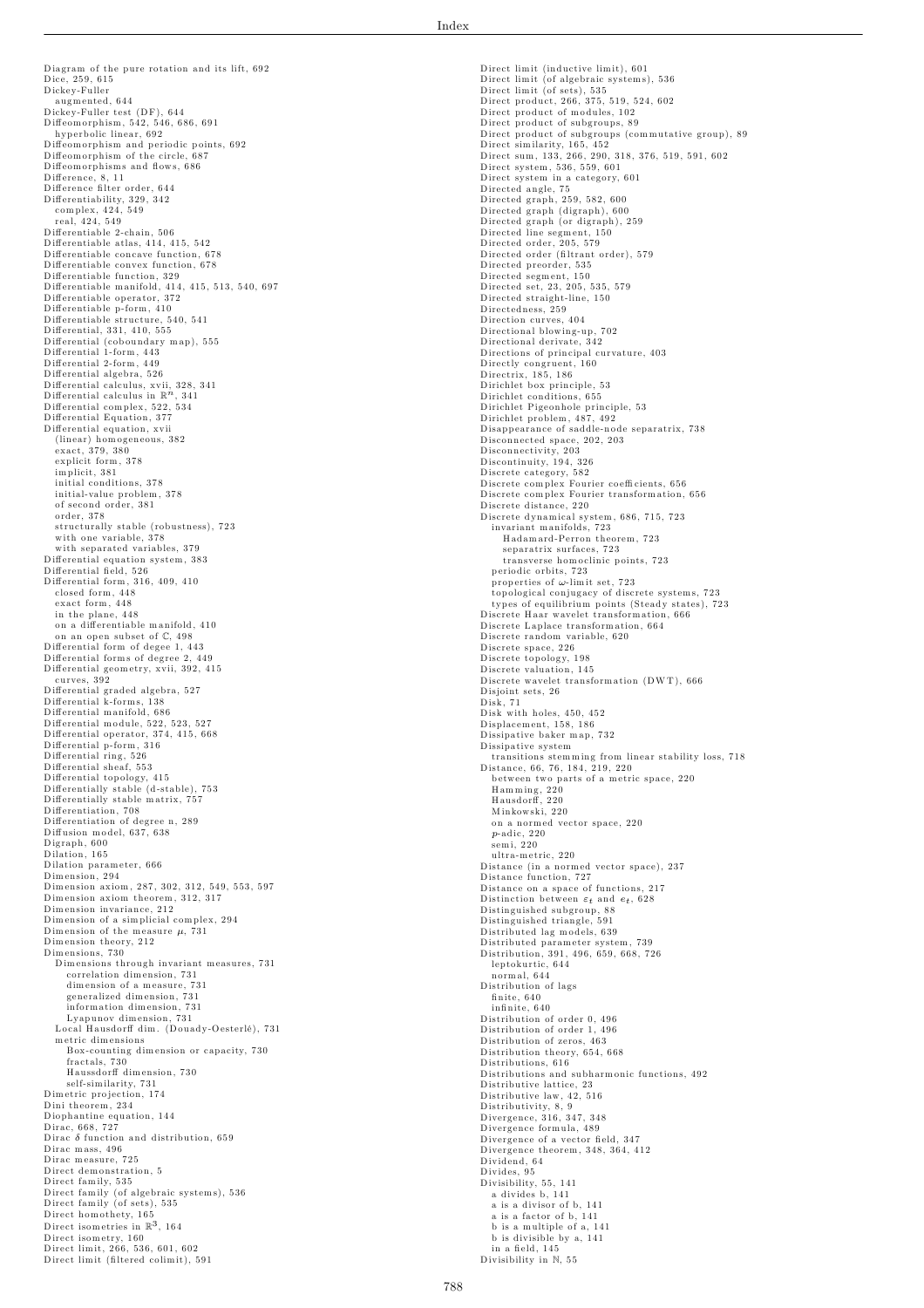Diagram of the pure rotation and its lift, 692
Dice, 259, 615
Dickey-Fuller
  augmented, 644
Dickey-Fuller test (DF), 644
Diffeomorphism, 542, 546, 686, 691
  hyperbolic linear, 692
Diffeomorphism and periodic points, 692
Diffeomorphism of the circle, 687
Diffeomorphisms and flows, 686
Difference, 8, 11
Difference filter order, 644
Differentiability, 329, 342
  complex, 424, 549
  real, 424, 549
Differentiable 2-chain, 506
Differentiable atlas, 414, 415, 542
Differentiable concave function, 678
Differentiable convex function, 678
Differentiable function, 329
Differentiable manifold, 414, 415, 513, 540, 697
Differentiable operator, 372
Differentiable p-form, 410
Differentiable structure, 540, 541
Differential, 331, 410, 555
Differential (coboundary map), 555
Differential 1-form, 443
Differential 2-form, 449
Differential algebra, 526
Differential calculus, xvii, 328, 341
Differential calculus in $\mathbb{R}^n$, 341
Differential complex, 522, 534
Differential Equation, 377
Differential equation, xvii
  (linear) homogeneous, 382
  exact, 379, 380
  explicit form, 378
  implicit, 381
  initial conditions, 378
  initial-value problem, 378
  of second order, 381
  order, 378
  structurally stable (robustness), 723
  with one variable, 378
  with separated variables, 379
Differential equation system, 383
Differential field, 526
Differential form, 316, 409, 410
  closed form, 448
  exact form, 448
  in the plane, 448
  on a differentiable manifold, 410
  on an open subset of $\mathbb{C}$, 498
Differential form of degee 1, 443
Differential forms of degree 2, 449
Differential geometry, xvii, 392, 415
  curves, 392
Differential graded algebra, 527
Differential k-forms, 138
Differential manifold, 686
Differential module, 522, 523, 527
Differential operator, 374, 415, 668
Differential p-form, 316
Differential ring, 526
Differential sheaf, 553
Differential topology, 415
Differentially stable (d-stable), 753
Differentially stable matrix, 757
Differentiation, 708
Differentiation of degree n, 289
Diffusion model, 637, 638
Digraph, 600
Dilation, 165
Dilation parameter, 666
Dimension, 294
Dimension axiom, 287, 302, 312, 549, 553, 597
Dimension axiom theorem, 312, 317
Dimension invariance, 212
Dimension of a simplicial complex, 294
Dimension of the measure $\mu$, 731
Dimension theory, 212
Dimensions, 730
  Dimensions through invariant measures, 731
    correlation dimension, 731
    dimension of a measure, 731
    generalized dimension, 731
    information dimension, 731
    Lyapunov dimension, 731
  Local Hausdorff dim. (Douady-Oesterlé), 731
  metric dimensions
    Box-counting dimension or capacity, 730
    fractals, 730
    Haussdorff dimension, 730
    self-similarity, 731
Dimetric projection, 174
Dini theorem, 234
Diophantine equation, 144
Dirac, 668, 727
Dirac $\delta$ function and distribution, 659
Dirac mass, 496
Dirac measure, 725
Direct demonstration, 5
Direct family, 535
Direct family (of algebraic systems), 536
Direct family (of sets), 535
Direct homothety, 165
Direct isometries in $\mathbb{R}^3$, 164
Direct isometry, 160
Direct limit, 266, 536, 601, 602
Direct limit (filtered colimit), 591
Direct limit (inductive limit), 601
Direct limit (of algebraic systems), 536
Direct limit (of sets), 535
Direct product, 266, 375, 519, 524, 602
Direct product of modules, 102
Direct product of subgroups, 89
Direct product of subgroups (commutative group), 89
Direct similarity, 165, 452
Direct sum, 133, 266, 290, 318, 376, 519, 591, 602
Direct system, 536, 559, 601
Direct system in a category, 601
Directed angle, 75
Directed graph, 259, 582, 600
Directed graph (digraph), 600
Directed graph (or digraph), 259
Directed line segment, 150
Directed order, 205, 579
Directed order (filtrant order), 579
Directed preorder, 535
Directed segment, 150
Directed set, 23, 205, 535, 579
Directed straight-line, 150
Directedness, 259
Direction curves, 404
Directional blowing-up, 702
Directional derivate, 342
Directions of principal curvature, 403
Directly congruent, 160
Directrix, 185, 186
Dirichlet box principle, 53
Dirichlet conditions, 655
Dirichlet Pigeonhole principle, 53
Dirichlet problem, 487, 492
Disappearance of saddle-node separatrix, 738
Disconnected space, 202, 203
Disconnectivity, 203
Discontinuity, 194, 326
Discrete category, 582
Discrete complex Fourier coefficients, 656
Discrete complex Fourier transformation, 656
Discrete distance, 220
Discrete dynamical system, 686, 715, 723
  invariant manifolds, 723
    Hadamard-Perron theorem, 723
    separatrix surfaces, 723
    transverse homoclinic points, 723
  periodic orbits, 723
  properties of $\omega$-limit set, 723
  topological conjugacy of discrete systems, 723
  types of equilibrium points (Steady states), 723
Discrete Haar wavelet transformation, 666
Discrete Laplace transformation, 664
Discrete random variable, 620
Discrete space, 226
Discrete topology, 198
Discrete valuation, 145
Discrete wavelet transformation (DWT), 666
Disjoint sets, 26
Disk, 71
Disk with holes, 450, 452
Displacement, 158, 186
Dissipative baker map, 732
Dissipative system
  transitions stemming from linear stability loss, 718
Distance, 66, 76, 184, 219, 220
  between two parts of a metric space, 220
  Hamming, 220
  Hausdorff, 220
  Minkowski, 220
  on a normed vector space, 220
  $p$-adic, 220
  semi, 220
  ultra-metric, 220
Distance (in a normed vector space), 237
Distance function, 727
Distance on a space of functions, 217
Distinction between $\varepsilon_t$ and $e_t$, 628
Distinguished subgroup, 88
Distinguished triangle, 591
Distributed lag models, 639
Distributed parameter system, 739
Distribution, 391, 496, 659, 668, 726
  leptokurtic, 644
  normal, 644
Distribution of lags
  finite, 640
  infinite, 640
Distribution of order 0, 496
Distribution of order 1, 496
Distribution of zeros, 463
Distribution theory, 654, 668
Distributions, 616
Distributions and subharmonic functions, 492
Distributive lattice, 23
Distributive law, 42, 516
Distributivity, 8, 9
Divergence, 316, 347, 348
Divergence formula, 489
Divergence of a vector field, 347
Divergence theorem, 348, 364, 412
Dividend, 64
Divides, 95
Divisibility, 55, 141
  a divides b, 141
  a is a divisor of b, 141
  a is a factor of b, 141
  b is a multiple of a, 141
  b is divisible by a, 141
  in a field, 145
Divisibility in $\mathbb{N}$, 55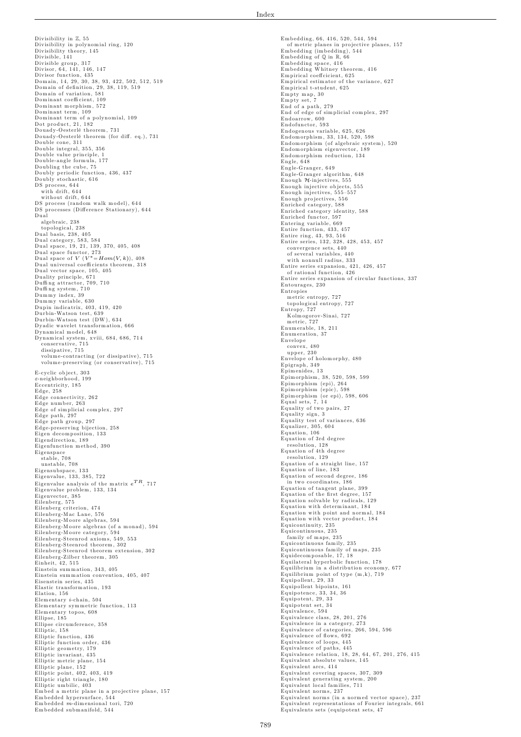Divisibility in $\mathbb{Z}$, 55
Divisibility in polynomial ring, 120
Divisibility theory, 145
Divisible, 141
Divisible group, 317
Divisor, 64, 141, 146, 147
Divisor function, 435
Domain, 14, 29, 30, 38, 93, 422, 502, 512, 519
Domain of definition, 29, 38, 119, 519
Domain of variation, 581
Dominant coefficient, 109
Dominant morphism, 572
Dominant term, 109
Dominant term of a polynomial, 109
Dot product, 21, 182
Douady-Oesterlé theorem, 731
Douady-Oesterlé theorem (for diff. eq.), 731
Double cone, 311
Double integral, 355, 356
Double value principle, 1
Double-angle formula, 177
Doubling the cube, 75
Doubly periodic function, 436, 437
Doubly stochastic, 616
DS process, 644
  with drift, 644
  without drift, 644
DS process (random walk model), 644
DS processes (Difference Stationary), 644
Dual
  algebraic, 238
  topological, 238
Dual basis, 238, 405
Dual category, 583, 584
Dual space, 19, 21, 139, 370, 405, 408
Dual space functor, 273
Dual space of $V$ ($V^*=Hom(V,k)$), 408
Dual universal coefficients theorem, 318
Dual vector space, 105, 405
Duality principle, 671
Duffing attractor, 709, 710
Duffing system, 710
Dummy index, 39
Dummy variable, 630
Dupin indicatrix, 403, 419, 420
Durbin-Watson test, 639
Durbin-Watson test (DW), 634
Dyadic wavelet transformation, 666
Dynamical model, 648
Dynamical system, xviii, 684, 686, 714
  conservative, 715
  dissipative, 715
  volume-contracting (or dissipative), 715
  volume-preserving (or conservative), 715

E-cyclic object, 303
$\varepsilon$-neighborhood, 199
Eccentricity, 185
Edge, 258
Edge connectivity, 262
Edge number, 263
Edge of simplicial complex, 297
Edge path, 297
Edge path group, 297
Edge-preserving bijection, 258
Eigen decomposition, 133
Eigendirection, 189
Eigenfunction method, 390
Eigenspace
  stable, 708
  unstable, 708
Eigensubspace, 133
Eigenvalue, 133, 385, 722
Eigenvalue analysis of the matrix $e^{TR}$, 717
Eigenvalue problem, 133, 134
Eigenvector, 385
Eilenberg, 575
Eilenberg criterion, 474
Eilenberg-Mac Lane, 576
Eilenberg-Moore algebras, 594
Eilenberg-Moore algebras (of a monad), 594
Eilenberg-Moore category, 594
Eilenberg-Steenrod axioms, 549, 553
Eilenberg-Steenrod theorem, 302
Eilenberg-Steenrod theorem extension, 302
Eilenberg-Zilber theorem, 305
Einheit, 42, 515
Einstein summation, 343, 405
Einstein summation convention, 405, 407
Eisenstein series, 435
Elastic transformation, 193
Elation, 156
Elementary $i$-chain, 504
Elementary symmetric function, 113
Elementary topos, 608
Ellipse, 185
Ellipse circumference, 358
Elliptic, 158
Elliptic function, 436
Elliptic function order, 436
Elliptic geometry, 179
Elliptic invariant, 435
Elliptic metric plane, 154
Elliptic plane, 152
Elliptic point, 402, 403, 419
Elliptic right triangle, 180
Elliptic umbilic, 403
Embed a metric plane in a projective plane, 157
Embedded hypersurface, 544
Embedded $m$-dimensional tori, 720
Embedded submanifold, 544
Embedding, 66, 416, 520, 544, 594
  of metric planes in projective planes, 157
Embedding (imbedding), 544
Embedding of $\mathbb{Q}$ in $\mathbb{R}$, 66
Embedding space, 416
Embedding Whitney theorem, 416
Empirical coefficient, 625
Empirical estimator of the variance, 627
Empirical t-student, 625
Empty map, 30
Empty set, 7
End of a path, 279
End of edge of simplicial complex, 297
Endoarrow, 600
Endofunctor, 593
Endogenous variable, 625, 626
Endomorphism, 33, 134, 520, 598
Endomorphism (of algebraic system), 520
Endomorphism eigenvector, 189
Endomorphism reduction, 134
Engle, 648
Engle-Granger, 649
Engle-Granger algorithm, 648
Enough $\mathcal{H}$-injectives, 555
Enough injective objects, 555
Enough injectives, 555–557
Enough projectives, 556
Enriched category, 588
Enriched category identity, 588
Enriched functor, 597
Entering variable, 669
Entire function, 433, 457
Entire ring, 43, 93, 516
Entire series, 132, 328, 428, 453, 457
  convergence sets, 440
  of several variables, 440
  with nonnull radius, 333
Entire series expansion, 421, 426, 457
  of rational function, 426
Entire series expansion of circular functions, 337
Entourages, 230
Entropies
  metric entropy, 727
  topological entropy, 727
Entropy, 727
  Kolmogorov-Sinai, 727
  metric, 727
Enumerable, 18, 211
Enumeration, 37
Envelope
  convex, 480
  upper, 230
Envelope of holomorphy, 480
Epigraph, 349
Epimenides, 13
Epimorphism, 38, 520, 598, 599
Epimorphism (epi), 264
Epimorphism (epic), 598
Epimorphism (or epi), 598, 606
Equal sets, 7, 14
Equality of two pairs, 27
Equality sign, 3
Equality test of variances, 636
Equalizer, 305, 604
Equation, 106
Equation of 3rd degree
  resolution, 128
Equation of 4th degree
  resolution, 129
Equation of a straight line, 157
Equation of line, 183
Equation of second degree, 186
  in two coordinates, 186
Equation of tangent plane, 399
Equation of the first degree, 157
Equation solvable by radicals, 129
Equation with determinant, 184
Equation with point and normal, 184
Equation with vector product, 184
Equicontinuity, 235
Equicontinuous, 235
  family of maps, 235
Equicontinuous family, 235
Equicontinuous family of maps, 235
Equidecomposable, 17, 18
Equilateral hyperbolic function, 178
Equilibrium in a distribution economy, 677
Equilibrium point of type (m,k), 719
Equipollent, 29, 33
Equipollent bipoints, 161
Equipotence, 33, 34, 36
Equipotent, 29, 33
Equipotent set, 34
Equivalence, 594
Equivalence class, 28, 201, 276
Equivalence in a category, 273
Equivalence of categories, 266, 594, 596
Equivalence of flows, 692
Equivalence of loops, 445
Equivalence of paths, 445
Equivalence relation, 18, 28, 64, 67, 201, 276, 415
Equivalent absolute values, 145
Equivalent arcs, 414
Equivalent covering spaces, 307, 309
Equivalent generating system, 200
Equivalent local families, 711
Equivalent norms, 237
Equivalent norms (in a normed vector space), 237
Equivalent representations of Fourier integrals, 661
Equivalents sets (equipotent sets, 47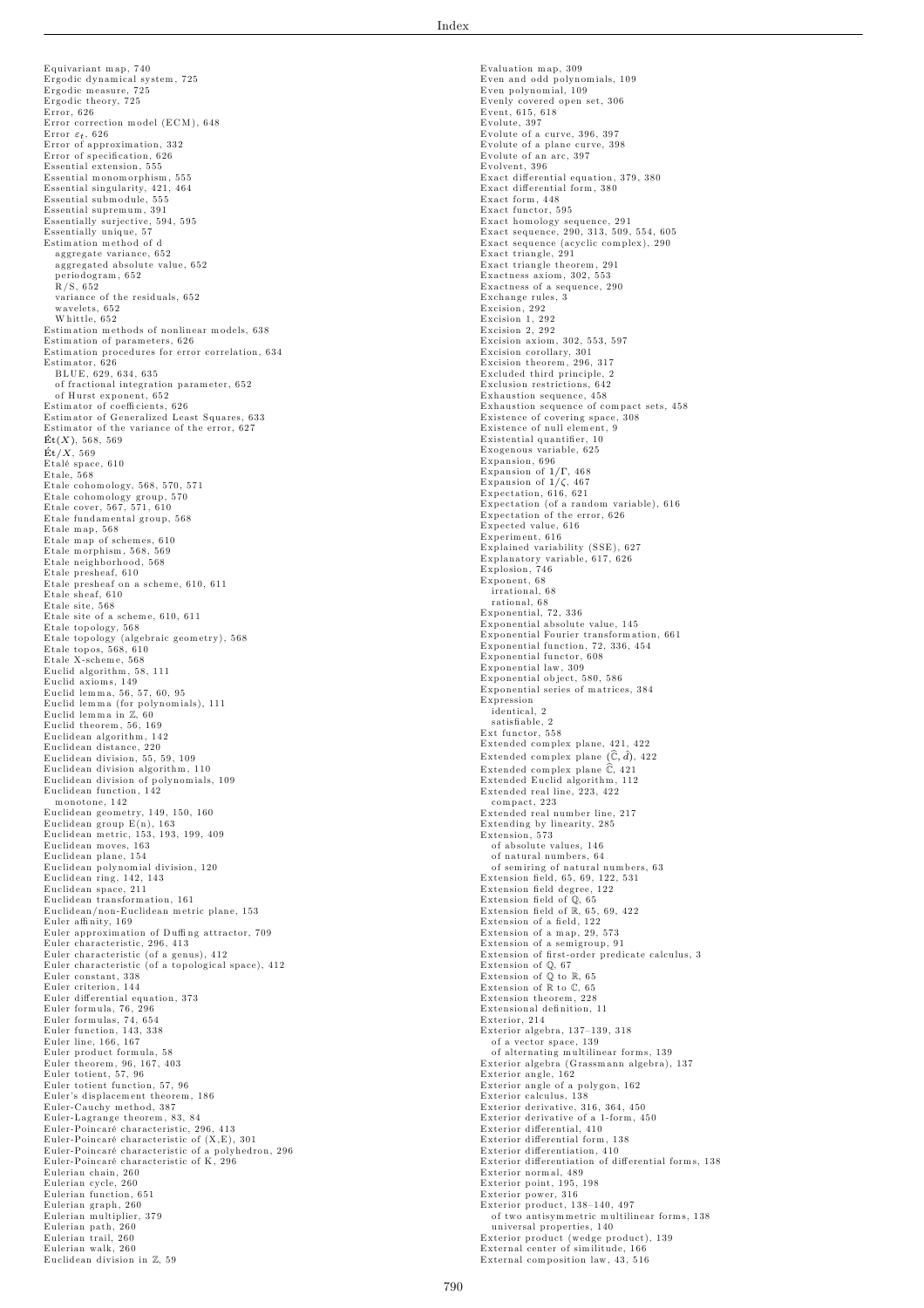Equivariant map, 740
Ergodic dynamical system, 725
Ergodic measure, 725
Ergodic theory, 725
Error, 626
Error correction model (ECM), 648
Error $\varepsilon_t$, 626
Error of approximation, 332
Error of specification, 626
Essential extension, 555
Essential monomorphism, 555
Essential singularity, 421, 464
Essential submodule, 555
Essential supremum, 391
Essentially surjective, 594, 595
Essentially unique, 57
Estimation method of d
  aggregate variance, 652
  aggregated absolute value, 652
  periodogram, 652
  R/S, 652
  variance of the residuals, 652
  wavelets, 652
  Whittle, 652
Estimation methods of nonlinear models, 638
Estimation of parameters, 626
Estimation procedures for error correlation, 634
Estimator, 626
  BLUE, 629, 634, 635
  of fractional integration parameter, 652
  of Hurst exponent, 652
Estimator of coefficients, 626
Estimator of Generalized Least Squares, 633
Estimator of the variance of the error, 627
$\acute{\text{E}}\text{t}(X)$, 568, 569
$\acute{\text{E}}\text{t}/X$, 569
Etalé space, 610
Etale, 568
Etale cohomology, 568, 570, 571
Etale cohomology group, 570
Etale cover, 567, 571, 610
Etale fundamental group, 568
Etale map, 568
Etale map of schemes, 610
Etale morphism, 568, 569
Etale neighborhood, 568
Etale presheaf, 610
Etale presheaf on a scheme, 610, 611
Etale sheaf, 610
Etale site, 568
Etale site of a scheme, 610, 611
Etale topology, 568
Etale topology (algebraic geometry), 568
Etale topos, 568, 610
Etale X-scheme, 568
Euclid algorithm, 58, 111
Euclid axioms, 149
Euclid lemma, 56, 57, 60, 95
Euclid lemma (for polynomials), 111
Euclid lemma in $\mathbb{Z}$, 60
Euclid theorem, 56, 169
Euclidean algorithm, 142
Euclidean distance, 220
Euclidean division, 55, 59, 109
Euclidean division algorithm, 110
Euclidean division of polynomials, 109
Euclidean function, 142
  monotone, 142
Euclidean geometry, 149, 150, 160
Euclidean group E(n), 163
Euclidean metric, 153, 193, 199, 409
Euclidean moves, 163
Euclidean plane, 154
Euclidean polynomial division, 120
Euclidean ring, 142, 143
Euclidean space, 211
Euclidean transformation, 161
Euclidean/non-Euclidean metric plane, 153
Euler affinity, 169
Euler approximation of Duffing attractor, 709
Euler characteristic, 296, 413
Euler characteristic (of a genus), 412
Euler characteristic (of a topological space), 412
Euler constant, 338
Euler criterion, 144
Euler differential equation, 373
Euler formula, 76, 296
Euler formulas, 74, 654
Euler function, 143, 338
Euler line, 166, 167
Euler product formula, 58
Euler theorem, 96, 167, 403
Euler totient, 57, 96
Euler totient function, 57, 96
Euler's displacement theorem, 186
Euler-Cauchy method, 387
Euler-Lagrange theorem, 83, 84
Euler-Poincaré characteristic, 296, 413
Euler-Poincaré characteristic of (X,E), 301
Euler-Poincaré characteristic of a polyhedron, 296
Euler-Poincaré characteristic of K, 296
Eulerian chain, 260
Eulerian cycle, 260
Eulerian function, 651
Eulerian graph, 260
Eulerian multiplier, 379
Eulerian path, 260
Eulerian trail, 260
Eulerian walk, 260
Euclidean division in $\mathbb{Z}$, 59
Evaluation map, 309
Even and odd polynomials, 109
Even polynomial, 109
Evenly covered open set, 306
Event, 615, 618
Evolute, 397
Evolute of a curve, 396, 397
Evolute of a plane curve, 398
Evolute of an arc, 397
Evolvent, 396
Exact differential equation, 379, 380
Exact differential form, 380
Exact form, 448
Exact functor, 595
Exact homology sequence, 291
Exact sequence, 290, 313, 509, 554, 605
Exact sequence (acyclic complex), 290
Exact triangle, 291
Exact triangle theorem, 291
Exactness axiom, 302, 553
Exactness of a sequence, 290
Exchange rules, 3
Excision, 292
Excision 1, 292
Excision 2, 292
Excision axiom, 302, 553, 597
Excision corollary, 301
Excision theorem, 296, 317
Excluded third principle, 2
Exclusion restrictions, 642
Exhaustion sequence, 458
Exhaustion sequence of compact sets, 458
Existence of covering space, 308
Existence of null element, 9
Existential quantifier, 10
Exogenous variable, 625
Expansion, 696
Expansion of $1/\Gamma$, 468
Expansion of $1/\zeta$, 467
Expectation, 616, 621
Expectation (of a random variable), 616
Expectation of the error, 626
Expected value, 616
Experiment, 616
Explained variability (SSE), 627
Explanatory variable, 617, 626
Explosion, 746
Exponent, 68
  irrational, 68
  rational, 68
Exponential, 72, 336
Exponential absolute value, 145
Exponential Fourier transformation, 661
Exponential function, 72, 336, 454
Exponential functor, 608
Exponential law, 309
Exponential object, 580, 586
Exponential series of matrices, 384
Expression
  identical, 2
  satisfiable, 2
Ext functor, 558
Extended complex plane, 421, 422
Extended complex plane $(\widehat{\mathbb{C}}, \hat{d})$, 422
Extended complex plane $\widehat{\mathbb{C}}$, 421
Extended Euclid algorithm, 112
Extended real line, 223, 422
  compact, 223
Extended real number line, 217
Extending by linearity, 285
Extension, 573
  of absolute values, 146
  of natural numbers, 64
  of semiring of natural numbers, 63
Extension field, 65, 69, 122, 531
Extension field degree, 122
Extension field of $\mathbb{Q}$, 65
Extension field of $\mathbb{R}$, 65, 69, 422
Extension of a field, 122
Extension of a map, 29, 573
Extension of a semigroup, 91
Extension of first-order predicate calculus, 3
Extension of $\mathbb{Q}$, 67
Extension of $\mathbb{Q}$ to $\mathbb{R}$, 65
Extension of $\mathbb{R}$ to $\mathbb{C}$, 65
Extension theorem, 228
Extensional definition, 11
Exterior, 214
Exterior algebra, 137–139, 318
  of a vector space, 139
  of alternating multilinear forms, 139
Exterior algebra (Grassmann algebra), 137
Exterior angle, 162
Exterior angle of a polygon, 162
Exterior calculus, 138
Exterior derivative, 316, 364, 450
Exterior derivative of a 1-form, 450
Exterior differential, 410
Exterior differential form, 138
Exterior differentiation, 410
Exterior differentiation of differential forms, 138
Exterior normal, 489
Exterior point, 195, 198
Exterior power, 316
Exterior product, 138–140, 497
  of two antisymmetric multilinear forms, 138
  universal properties, 140
Exterior product (wedge product), 139
External center of similitude, 166
External composition law, 43, 516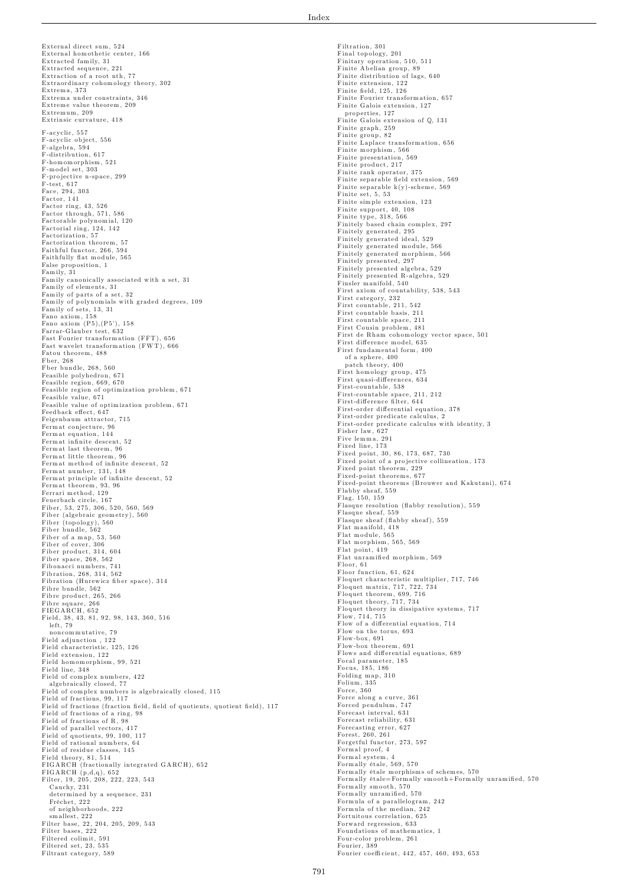External direct sum, 524
External homothetic center, 166
Extracted family, 31
Extracted sequence, 221
Extraction of a root nth, 77
Extraordinary cohomology theory, 302
Extrema, 373
Extrema under constraints, 346
Extreme value theorem, 209
Extremum, 209
Extrinsic curvature, 418

F-acyclic, 557
F-acyclic object, 556
F-algebra, 594
F-distribution, 617
F-homomorphism, 521
F-model set, 303
F-projective n-space, 299
F-test, 617
Face, 294, 303
Factor, 141
Factor ring, 43, 526
Factor through, 571, 586
Factorable polynomial, 120
Factorial ring, 124, 142
Factorization, 57
Factorization theorem, 57
Faithful functor, 266, 594
Faithfully flat module, 565
False proposition, 1
Family, 31
Family canonically associated with a set, 31
Family of elements, 31
Family of parts of a set, 32
Family of polynomials with graded degrees, 109
Family of sets, 13, 31
Fano axiom, 158
Fano axiom (P5),(P5'), 158
Farrar-Glauber test, 632
Fast Fourier transformation (FFT), 656
Fast wavelet transformation (FWT), 666
Fatou theorem, 488
Fber, 268
Fber bundle, 268, 560
Feasible polyhedron, 671
Feasible region, 669, 670
Feasible region of optimization problem, 671
Feasible value, 671
Feasible value of optimization problem, 671
Feedback effect, 647
Feigenbaum attractor, 715
Fermat conjecture, 96
Fermat equation, 144
Fermat infinite descent, 52
Fermat last theorem, 96
Fermat little theorem, 96
Fermat method of infinite descent, 52
Fermat number, 131, 148
Fermat principle of infinite descent, 52
Fermat theorem, 93, 96
Ferrari method, 129
Feuerbach circle, 167
Fiber, 53, 275, 306, 520, 560, 569
Fiber (algebraic geometry), 560
Fiber (topology), 560
Fiber bundle, 562
Fiber of a map, 53, 560
Fiber of cover, 306
Fiber product, 314, 604
Fiber space, 268, 562
Fibonacci numbers, 741
Fibration, 268, 314, 562
Fibration (Hurewicz fiber space), 314
Fibre bundle, 562
Fibre product, 265, 266
Fibre square, 266
FIEGARCH, 652
Field, 38, 43, 81, 92, 98, 143, 360, 516
  left, 79
  noncommutative, 79
Field adjunction , 122
Field characteristic, 125, 126
Field extension, 122
Field homomorphism, 99, 521
Field line, 348
Field of complex numbers, 422
  algebraically closed, 77
Field of complex numbers is algebraically closed, 115
Field of fractions, 99, 117
Field of fractions (fraction field, field of quotients, quotient field), 117
Field of fractions of a ring, 98
Field of fractions of R, 98
Field of parallel vectors, 417
Field of quotients, 99, 100, 117
Field of rational numbers, 64
Field of residue classes, 145
Field theory, 81, 514
FIGARCH (fractionally integrated GARCH), 652
FIGARCH (p,d,q), 652
Filter, 19, 205, 208, 222, 223, 543
  Cauchy, 231
  determined by a sequence, 231
  Fréchet, 222
  of neighborhoods, 222
  smallest, 222
Filter base, 22, 204, 205, 209, 543
Filter bases, 222
Filtered colimit, 591
Filtered set, 23, 535
Filtrant category, 589
Filtration, 301
Final topology, 201
Finitary operation, 510, 511
Finite Abelian group, 89
Finite distribution of lags, 640
Finite extension, 122
Finite field, 125, 126
Finite Fourier transformation, 657
Finite Galois extension, 127
  properties, 127
Finite Galois extension of $\mathbb{Q}$, 131
Finite graph, 259
Finite group, 82
Finite Laplace transformation, 656
Finite morphism, 566
Finite presentation, 569
Finite product, 217
Finite rank operator, 375
Finite separable field extension, 569
Finite separable k(y)-scheme, 569
Finite set, 5, 53
Finite simple extension, 123
Finite support, 40, 108
Finite type, 318, 566
Finitely based chain complex, 297
Finitely generated, 295
Finitely generated ideal, 529
Finitely generated module, 566
Finitely generated morphism, 566
Finitely presented, 297
Finitely presented algebra, 529
Finitely presented R-algebra, 529
Finsler manifold, 540
First axiom of countability, 538, 543
First category, 232
First countable, 211, 542
First countable basis, 211
First countable space, 211
First Cousin problem, 481
First de Rham cohomology vector space, 501
First difference model, 635
First fundamental form, 400
  of a sphere, 400
  patch theory, 400
First homology group, 475
First quasi-differences, 634
First-countable, 538
First-countable space, 211, 212
First-difference filter, 644
First-order differential equation, 378
First-order predicate calculus, 2
First-order predicate calculus with identity, 3
Fisher law, 627
Five lemma, 291
Fixed line, 173
Fixed point, 30, 86, 173, 687, 730
Fixed point of a projective collineation, 173
Fixed point theorem, 229
Fixed-point theorems, 677
Fixed-point theorems (Brouwer and Kakutani), 674
Flabby sheaf, 559
Flag, 150, 159
Flasque resolution (flabby resolution), 559
Flasque sheaf, 559
Flasque sheaf (flabby sheaf), 559
Flat manifold, 418
Flat module, 565
Flat morphism, 565, 569
Flat point, 419
Flat unramified morphism, 569
Floor, 61
Floor function, 61, 624
Floquet characteristic multiplier, 717, 746
Floquet matrix, 717, 722, 734
Floquet theorem, 699, 716
Floquet theory, 717, 734
Floquet theory in dissipative systems, 717
Flow, 714, 715
Flow of a differential equation, 714
Flow on the torus, 693
Flow-box, 691
Flow-box theorem, 691
Flows and differential equations, 689
Focal parameter, 185
Focus, 185, 186
Folding map, 310
Folium, 335
Force, 360
Force along a curve, 361
Forced pendulum, 747
Forecast interval, 631
Forecast reliability, 631
Forecasting error, 627
Forest, 260, 261
Forgetful functor, 273, 597
Formal proof, 4
Formal system, 4
Formally étale, 569, 570
Formally étale morphisms of schemes, 570
Formally étale=Formally smooth+Formally unramified, 570
Formally smooth, 570
Formally unramified, 570
Formula of a parallelogram, 242
Formula of the median, 242
Fortuitous correlation, 625
Forward regression, 633
Foundations of mathematics, 1
Four-color problem, 261
Fourier, 389
Fourier coefficient, 442, 457, 460, 493, 653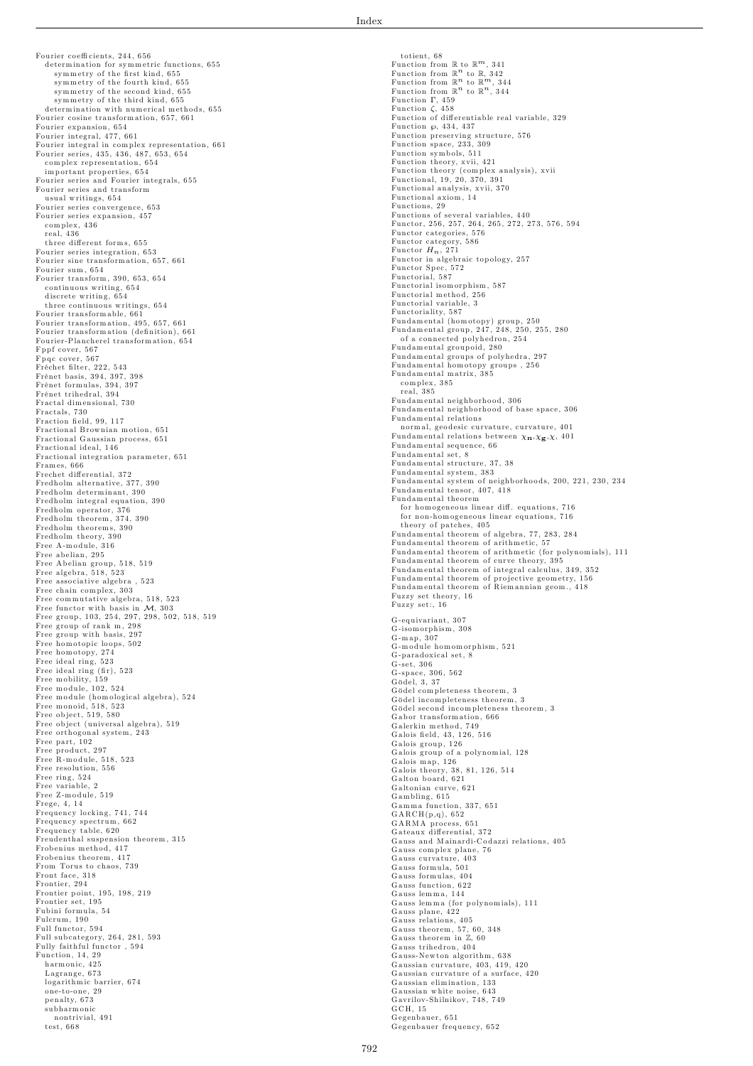Fourier coefficients, 244, 656
  determination for symmetric functions, 655
    symmetry of the first kind, 655
    symmetry of the fourth kind, 655
    symmetry of the second kind, 655
    symmetry of the third kind, 655
  determination with numerical methods, 655
Fourier cosine transformation, 657, 661
Fourier expansion, 654
Fourier integral, 477, 661
Fourier integral in complex representation, 661
Fourier series, 435, 436, 487, 653, 654
  complex representation, 654
  important properties, 654
Fourier series and Fourier integrals, 655
Fourier series and transform
  usual writings, 654
Fourier series convergence, 653
Fourier series expansion, 457
  complex, 436
  real, 436
  three different forms, 655
Fourier series integration, 653
Fourier sine transformation, 657, 661
Fourier sum, 654
Fourier transform, 390, 653, 654
  continuous writing, 654
  discrete writing, 654
  three continuous writings, 654
Fourier transformable, 661
Fourier transformation, 495, 657, 661
Fourier transformation (definition), 661
Fourier-Plancherel transformation, 654
Fppf cover, 567
Fpqc cover, 567
Fréchet filter, 222, 543
Frénet basis, 394, 397, 398
Frénet formulas, 394, 397
Frénet trihedral, 394
Fractal dimensional, 730
Fractals, 730
Fraction field, 99, 117
Fractional Brownian motion, 651
Fractional Gaussian process, 651
Fractional ideal, 146
Fractional integration parameter, 651
Frames, 666
Frechet differential, 372
Fredholm alternative, 377, 390
Fredholm determinant, 390
Fredholm integral equation, 390
Fredholm operator, 376
Fredholm theorem, 374, 390
Fredholm theorems, 390
Fredholm theory, 390
Free A-module, 316
Free abelian, 295
Free Abelian group, 518, 519
Free algebra, 518, 523
Free associative algebra , 523
Free chain complex, 303
Free commutative algebra, 518, 523
Free functor with basis in $\mathcal{M}$, 303
Free group, 103, 254, 297, 298, 502, 518, 519
Free group of rank m, 298
Free group with basis, 297
Free homotopic loops, 502
Free homotopy, 274
Free ideal ring, 523
Free ideal ring (fir), 523
Free mobility, 159
Free module, 102, 524
Free module (homological algebra), 524
Free monoid, 518, 523
Free object, 519, 580
Free object (universal algebra), 519
Free orthogonal system, 243
Free part, 102
Free product, 297
Free R-module, 518, 523
Free resolution, 556
Free ring, 524
Free variable, 2
Free Z-module, 519
Frege, 4, 14
Frequency locking, 741, 744
Frequency spectrum, 662
Frequency table, 620
Freudenthal suspension theorem, 315
Frobenius method, 417
Frobenius theorem, 417
From Torus to chaos, 739
Front face, 318
Frontier, 294
Frontier point, 195, 198, 219
Frontier set, 195
Fubini formula, 54
Fulcrum, 190
Full functor, 594
Full subcategory, 264, 281, 593
Fully faithful functor , 594
Function, 14, 29
  harmonic, 425
  Lagrange, 673
  logarithmic barrier, 674
  one-to-one, 29
  penalty, 673
  subharmonic
    nontrivial, 491
  test, 668
  totient, 68
Function from $\mathbb{R}$ to $\mathbb{R}^m$, 341
Function from $\mathbb{R}^n$ to $\mathbb{R}$, 342
Function from $\mathbb{R}^n$ to $\mathbb{R}^m$, 344
Function from $\mathbb{R}^n$ to $\mathbb{R}^n$, 344
Function $\Gamma$, 459
Function $\zeta$, 458
Function of differentiable real variable, 329
Function $\wp$, 434, 437
Function preserving structure, 576
Function space, 233, 309
Function symbols, 511
Function theory, xvii, 421
Function theory (complex analysis), xvii
Functional, 19, 20, 370, 391
Functional analysis, xvii, 370
Functional axiom, 14
Functions, 29
Functions of several variables, 440
Functor, 256, 257, 264, 265, 272, 273, 576, 594
Functor categories, 576
Functor category, 586
Functor $H_n$, 271
Functor in algebraic topology, 257
Functor Spec, 572
Functorial, 587
Functorial isomorphism, 587
Functorial method, 256
Functorial variable, 3
Functoriality, 587
Fundamental (homotopy) group, 250
Fundamental group, 247, 248, 250, 255, 280
  of a connected polyhedron, 254
Fundamental groupoid, 280
Fundamental groups of polyhedra, 297
Fundamental homotopy groups , 256
Fundamental matrix, 385
  complex, 385
  real, 385
Fundamental neighborhood, 306
Fundamental neighborhood of base space, 306
Fundamental relations
  normal, geodesic curvature, curvature, 401
Fundamental relations between $\chi_{\mathbf{n}}, \chi_{\mathbf{g}}, \chi$, 401
Fundamental sequence, 66
Fundamental set, 8
Fundamental structure, 37, 38
Fundamental system, 383
Fundamental system of neighborhoods, 200, 221, 230, 234
Fundamental tensor, 407, 418
Fundamental theorem
  for homogeneous linear diff. equations, 716
  for non-homogeneous linear equations, 716
  theory of patches, 405
Fundamental theorem of algebra, 77, 283, 284
Fundamental theorem of arithmetic, 57
Fundamental theorem of arithmetic (for polynomials), 111
Fundamental theorem of curve theory, 395
Fundamental theorem of integral calculus, 349, 352
Fundamental theorem of projective geometry, 156
Fundamental theorem of Riemannian geom., 418
Fuzzy set theory, 16
Fuzzy set:, 16

G-equivariant, 307
G-isomorphism, 308
G-map, 307
G-module homomorphism, 521
G-paradoxical set, 8
G-set, 306
G-space, 306, 562
Gödel, 3, 37
Gödel completeness theorem, 3
Gödel incompleteness theorem, 3
Gödel second incompleteness theorem, 3
Gabor transformation, 666
Galerkin method, 749
Galois field, 43, 126, 516
Galois group, 126
Galois group of a polynomial, 128
Galois map, 126
Galois theory, 38, 81, 126, 514
Galton board, 621
Galtonian curve, 621
Gambling, 615
Gamma function, 337, 651
GARCH(p,q), 652
GARMA process, 651
Gateaux differential, 372
Gauss and Mainardi-Codazzi relations, 405
Gauss complex plane, 76
Gauss curvature, 403
Gauss formula, 501
Gauss formulas, 404
Gauss function, 622
Gauss lemma, 144
Gauss lemma (for polynomials), 111
Gauss plane, 422
Gauss relations, 405
Gauss theorem, 57, 60, 348
Gauss theorem in $\mathbb{Z}$, 60
Gauss trihedron, 404
Gauss-Newton algorithm, 638
Gaussian curvature, 403, 419, 420
Gaussian curvature of a surface, 420
Gaussian elimination, 133
Gaussian white noise, 643
Gavrilov-Shilnikov, 748, 749
GCH, 15
Gegenbauer, 651
Gegenbauer frequency, 652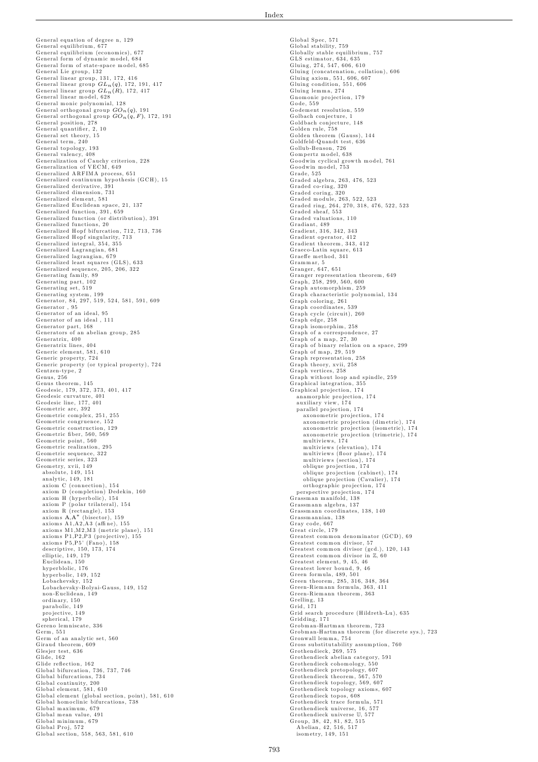General equation of degree n, 129
General equilibrium, 677
General equilibrium (economics), 677
General form of dynamic model, 684
General form of state-space model, 685
General Lie group, 132
General linear group, 131, 172, 416
General linear group $GL_n(q)$, 172, 191, 417
General linear group $GL_n(R)$, 172, 417
General linear model, 628
General monic polynomial, 128
General orthogonal group $GO_n(q)$, 191
General orthogonal group $GO_n(q, F)$, 172, 191
General position, 278
General quantifier, 2, 10
General set theory, 15
General term, 240
General topology, 193
General valency, 408
Generalization of Cauchy criterion, 228
Generalization of VECM, 649
Generalized ARFIMA process, 651
Generalized continuum hypothesis (GCH), 15
Generalized derivative, 391
Generalized dimension, 731
Generalized element, 581
Generalized Euclidean space, 21, 137
Generalized function, 391, 659
Generalized function (or distribution), 391
Generalized functions, 20
Generalized Hopf bifurcation, 712, 713, 736
Generalized Hopf singularity, 713
Generalized integral, 354, 355
Generalized Lagrangian, 681
Generalized lagrangian, 679
Generalized least squares (GLS), 633
Generalized sequence, 205, 206, 322
Generating family, 89
Generating part, 102
Generating set, 519
Generating system, 199
Generator, 84, 297, 519, 524, 581, 591, 609
Generator , 95
Generator of an ideal, 95
Generator of an ideal , 111
Generator part, 168
Generators of an abelian group, 285
Generatrix, 400
Generatrix lines, 404
Generic element, 581, 610
Generic property, 724
Generic property (or typical property), 724
Gentzen-type, 2
Genus, 256
Genus theorem, 145
Geodesic, 179, 372, 373, 401, 417
Geodesic curvature, 401
Geodesic line, 177, 401
Geometric arc, 392
Geometric complex, 251, 255
Geometric congruence, 152
Geometric construction, 129
Geometric fiber, 560, 569
Geometric point, 560
Geometric realization, 295
Geometric sequence, 322
Geometric series, 323
Geometry, xvii, 149
  absolute, 149, 151
  analytic, 149, 181
  axiom C (connection), 154
  axiom D (completion) Dedekin, 160
  axiom H (hyperbolic), 154
  axiom P (polar trilateral), 154
  axiom R (rectangle), 153
  axioms A,A* (bisector), 159
  axioms A1,A2,A3 (affine), 155
  axioms M1,M2,M3 (metric plane), 151
  axioms P1,P2,P3 (projective), 155
  axioms P5,P5' (Fano), 158
  descriptive, 150, 173, 174
  elliptic, 149, 179
  Euclidean, 150
  hyperblolic, 176
  hyperbolic, 149, 152
  Lobachevsky, 152
  Lobachevsky-Bolyai-Gauss, 149, 152
  non-Euclidean, 149
  ordinary, 150
  parabolic, 149
  projective, 149
  spherical, 179
Gereno lemniscate, 336
Germ, 551
Germ of an analytic set, 560
Giraud theorem, 609
Glesjer test, 636
Glide, 162
Glide reflection, 162
Global bifurcation, 736, 737, 746
Global bifurcations, 734
Global continuity, 200
Global element, 581, 610
Global element (global section, point), 581, 610
Global homoclinic bifurcations, 738
Global maximum, 679
Global mean value, 491
Global minimum, 679
Global Proj, 572
Global section, 558, 563, 581, 610
Global Spec, 571
Global stability, 759
Globally stable equilibrium, 757
GLS estimator, 634, 635
Gluing, 274, 547, 606, 610
Gluing (concatenation, collation), 606
Gluing axiom, 551, 606, 607
Gluing condition, 551, 606
Gluing lemma, 274
Gnomonic projection, 179
Gode, 559
Godement resolution, 559
Golbach conjecture, 1
Goldbach conjecture, 148
Golden rule, 758
Golden theorem (Gauss), 144
Goldfeld-Quandt test, 636
Gollub-Benson, 726
Gompertz model, 638
Goodwin cyclical growth model, 761
Goodwin model, 753
Grade, 525
Graded algebra, 263, 476, 523
Graded co-ring, 320
Graded coring, 320
Graded module, 263, 522, 523
Graded ring, 264, 270, 318, 476, 522, 523
Graded sheaf, 553
Graded valuations, 110
Gradiant, 489
Gradient, 316, 342, 343
Gradient operator, 412
Gradient theorem, 343, 412
Graeco-Latin square, 613
Graeffe method, 341
Grammar, 5
Granger, 647, 651
Granger representation theorem, 649
Graph, 258, 299, 560, 600
Graph automorphism, 259
Graph characteristic polynomial, 134
Graph coloring, 261
Graph coordinates, 539
Graph cycle (circuit), 260
Graph edge, 258
Graph isomorphim, 258
Graph of a correspondence, 27
Graph of a map, 27, 30
Graph of binary relation on a space, 299
Graph of map, 29, 519
Graph representation, 258
Graph theory, xvii, 258
Graph vertices, 258
Graph without loop and spindle, 259
Graphical integration, 355
Graphical projection, 174
  anamorphic projection, 174
  auxiliary view, 174
  parallel projection, 174
    axonometric projection, 174
    axonometric projection (dimetric), 174
    axonometric projection (isometric), 174
    axonometric projection (trimetric), 174
    multiviews, 174
    multiviews (elevation), 174
    multiviews (floor plane), 174
    multiviews (section), 174
    oblique projection, 174
    oblique projection (cabinet), 174
    oblique projection (Cavalier), 174
    orthographic projection, 174
  perspective projection, 174
Grassman manifold, 138
Grassmann algebra, 137
Grassmann coordinates, 138, 140
Grassmannian, 138
Gray code, 667
Great circle, 179
Greatest common denominator (GCD), 69
Greatest common divisor, 57
Greatest common divisor (gcd.), 120, 143
Greatest common divisor in $\mathbb{Z}$, 60
Greatest element, 9, 45, 46
Greatest lower bound, 9, 46
Green formula, 489, 501
Green theorem, 285, 316, 348, 364
Green-Riemann formula, 363, 411
Green-Riemann theorem, 363
Grelling, 13
Grid, 171
Grid search procedure (Hildreth-Lu), 635
Gridding, 171
Grobman-Hartman theorem, 723
Grobman-Hartman theorem (for discrete sys.), 723
Gronwall lemma, 754
Gross substitutability assumption, 760
Grothendieck, 269, 575
Grothendieck abelian category, 591
Grothendieck cohomology, 550
Grothendieck pretopology, 607
Grothendieck theorem, 567, 570
Grothendieck topology, 569, 607
Grothendieck topology axioms, 607
Grothendieck topos, 608
Grothendieck trace formula, 571
Grothendieck universe, 16, 577
Grothendieck universe $\mathbb{U}$, 577
Group, 38, 42, 81, 82, 515
  Abelian, 42, 516, 517
  isometry, 149, 151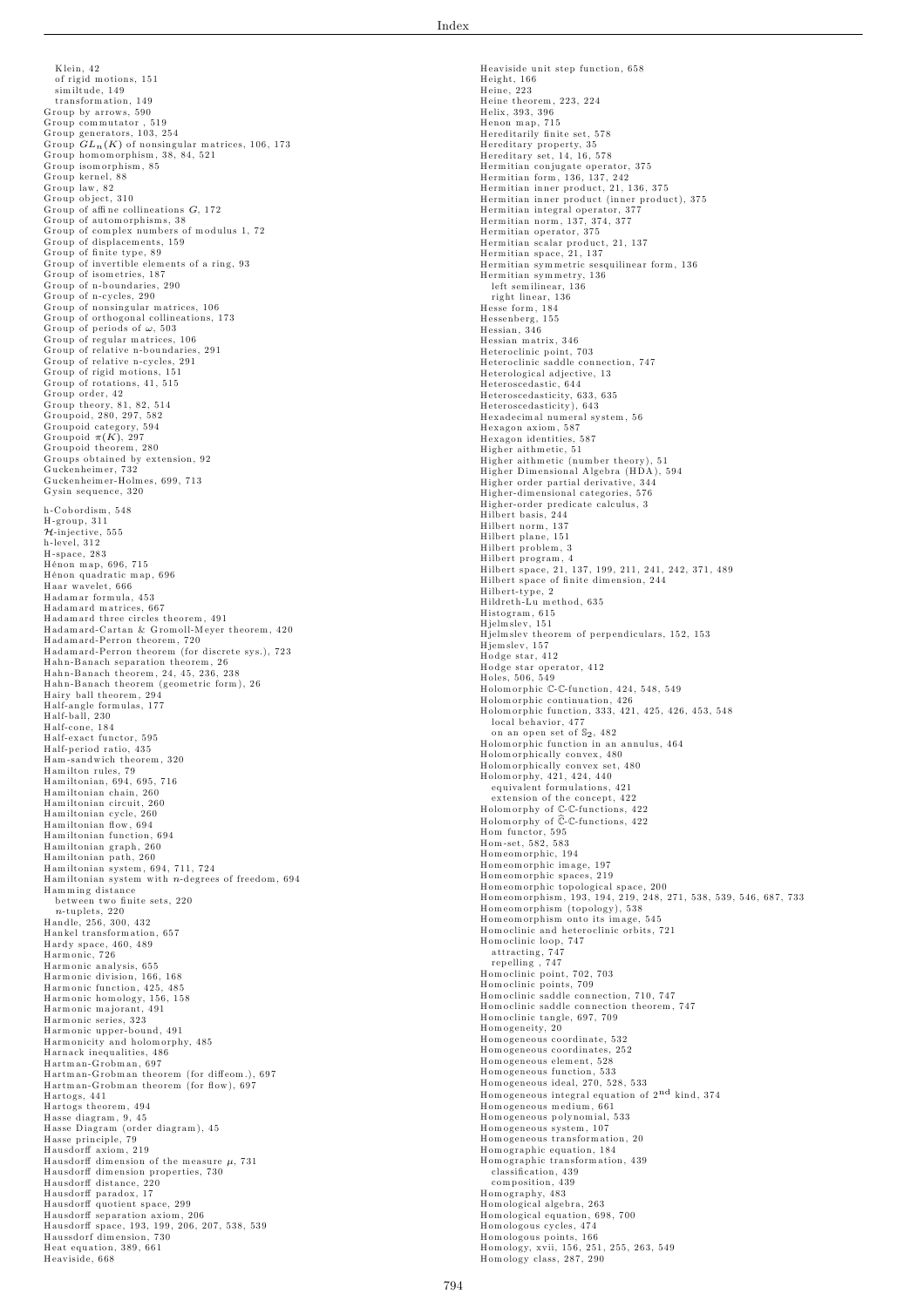Klein, 42
  of rigid motions, 151
  similtude, 149
  transformation, 149
Group by arrows, 590
Group commutator , 519
Group generators, 103, 254
Group $GL_n(K)$ of nonsingular matrices, 106, 173
Group homomorphism, 38, 84, 521
Group isomorphism, 85
Group kernel, 88
Group law, 82
Group object, 310
Group of affine collineations $G$, 172
Group of automorphisms, 38
Group of complex numbers of modulus 1, 72
Group of displacements, 159
Group of finite type, 89
Group of invertible elements of a ring, 93
Group of isometries, 187
Group of n-boundaries, 290
Group of n-cycles, 290
Group of nonsingular matrices, 106
Group of orthogonal collineations, 173
Group of periods of $\omega$, 503
Group of regular matrices, 106
Group of relative n-boundaries, 291
Group of relative n-cycles, 291
Group of rigid motions, 151
Group of rotations, 41, 515
Group order, 42
Group theory, 81, 82, 514
Groupoid, 280, 297, 582
Groupoid category, 594
Groupoid $\pi(K)$, 297
Groupoid theorem, 280
Groups obtained by extension, 92
Guckenheimer, 732
Guckenheimer-Holmes, 699, 713
Gysin sequence, 320

h-Cobordism, 548
H-group, 311
$\mathcal{H}$-injective, 555
h-level, 312
H-space, 283
Hénon map, 696, 715
Hénon quadratic map, 696
Haar wavelet, 666
Hadamar formula, 453
Hadamard matrices, 667
Hadamard three circles theorem, 491
Hadamard-Cartan & Gromoll-Meyer theorem, 420
Hadamard-Perron theorem, 720
Hadamard-Perron theorem (for discrete sys.), 723
Hahn-Banach separation theorem, 26
Hahn-Banach theorem, 24, 45, 236, 238
Hahn-Banach theorem (geometric form), 26
Hairy ball theorem, 294
Half-angle formulas, 177
Half-ball, 230
Half-cone, 184
Half-exact functor, 595
Half-period ratio, 435
Ham-sandwich theorem, 320
Hamilton rules, 79
Hamiltonian, 694, 695, 716
Hamiltonian chain, 260
Hamiltonian circuit, 260
Hamiltonian cycle, 260
Hamiltonian flow, 694
Hamiltonian function, 694
Hamiltonian graph, 260
Hamiltonian path, 260
Hamiltonian system, 694, 711, 724
Hamiltonian system with $n$-degrees of freedom, 694
Hamming distance
  between two finite sets, 220
  $n$-tuplets, 220
Handle, 256, 300, 432
Hankel transformation, 657
Hardy space, 460, 489
Harmonic, 726
Harmonic analysis, 655
Harmonic division, 166, 168
Harmonic function, 425, 485
Harmonic homology, 156, 158
Harmonic majorant, 491
Harmonic series, 323
Harmonic upper-bound, 491
Harmonicity and holomorphy, 485
Harnack inequalities, 486
Hartman-Grobman, 697
Hartman-Grobman theorem (for diffeom.), 697
Hartman-Grobman theorem (for flow), 697
Hartogs, 441
Hartogs theorem, 494
Hasse diagram, 9, 45
Hasse Diagram (order diagram), 45
Hasse principle, 79
Hausdorff axiom, 219
Hausdorff dimension of the measure $\mu$, 731
Hausdorff dimension properties, 730
Hausdorff distance, 220
Hausdorff paradox, 17
Hausdorff quotient space, 299
Hausdorff separation axiom, 206
Hausdorff space, 193, 199, 206, 207, 538, 539
Haussdorf dimension, 730
Heat equation, 389, 661
Heaviside, 668
Heaviside unit step function, 658
Height, 166
Heine, 223
Heine theorem, 223, 224
Helix, 393, 396
Henon map, 715
Hereditarily finite set, 578
Hereditary property, 35
Hereditary set, 14, 16, 578
Hermitian conjugate operator, 375
Hermitian form, 136, 137, 242
Hermitian inner product, 21, 136, 375
Hermitian inner product (inner product), 375
Hermitian integral operator, 377
Hermitian norm, 137, 374, 377
Hermitian operator, 375
Hermitian scalar product, 21, 137
Hermitian space, 21, 137
Hermitian symmetric sesquilinear form, 136
Hermitian symmetry, 136
  left semilinear, 136
  right linear, 136
Hesse form, 184
Hessenberg, 155
Hessian, 346
Hessian matrix, 346
Heteroclinic point, 703
Heteroclinic saddle connection, 747
Heterological adjective, 13
Heteroscedastic, 644
Heteroscedasticity, 633, 635
Heteroscedasticity), 643
Hexadecimal numeral system, 56
Hexagon axiom, 587
Hexagon identities, 587
Higher aithmetic, 51
Higher aithmetic (number theory), 51
Higher Dimensional Algebra (HDA), 594
Higher order partial derivative, 344
Higher-dimensional categories, 576
Higher-order predicate calculus, 3
Hilbert basis, 244
Hilbert norm, 137
Hilbert plane, 151
Hilbert problem, 3
Hilbert program, 4
Hilbert space, 21, 137, 199, 211, 241, 242, 371, 489
Hilbert space of finite dimension, 244
Hilbert-type, 2
Hildreth-Lu method, 635
Histogram, 615
Hjelmslev, 151
Hjelmslev theorem of perpendiculars, 152, 153
Hjemslev, 157
Hodge star, 412
Hodge star operator, 412
Holes, 506, 549
Holomorphic $\mathbb{C}$-$\mathbb{C}$-function, 424, 548, 549
Holomorphic continuation, 426
Holomorphic function, 333, 421, 425, 426, 453, 548
  local behavior, 477
  on an open set of $\mathbb{S}_2$, 482
Holomorphic function in an annulus, 464
Holomorphically convex, 480
Holomorphically convex set, 480
Holomorphy, 421, 424, 440
  equivalent formulations, 421
  extension of the concept, 422
Holomorphy of $\mathbb{C}$-$\mathbb{C}$-functions, 422
Holomorphy of $\hat{\mathbb{C}}$-$\hat{\mathbb{C}}$-functions, 422
Hom functor, 595
Hom-set, 582, 583
Homeomorphic, 194
Homeomorphic image, 197
Homeomorphic spaces, 219
Homeomorphic topological space, 200
Homeomorphism, 193, 194, 219, 248, 271, 538, 539, 546, 687, 733
Homeomorphism (topology), 538
Homeomorphism onto its image, 545
Homoclinic and heteroclinic orbits, 721
Homoclinic loop, 747
  attracting, 747
  repelling , 747
Homoclinic point, 702, 703
Homoclinic points, 709
Homoclinic saddle connection, 710, 747
Homoclinic saddle connection theorem, 747
Homoclinic tangle, 697, 709
Homogeneity, 20
Homogeneous coordinate, 532
Homogeneous coordinates, 252
Homogeneous element, 528
Homogeneous function, 533
Homogeneous ideal, 270, 528, 533
Homogeneous integral equation of $2^{\text{nd}}$ kind, 374
Homogeneous medium, 661
Homogeneous polynomial, 533
Homogeneous system, 107
Homogeneous transformation, 20
Homographic equation, 184
Homographic transformation, 439
  classification, 439
  composition, 439
Homography, 483
Homological algebra, 263
Homological equation, 698, 700
Homologous cycles, 474
Homologous points, 166
Homology, xvii, 156, 251, 255, 263, 549
Homology class, 287, 290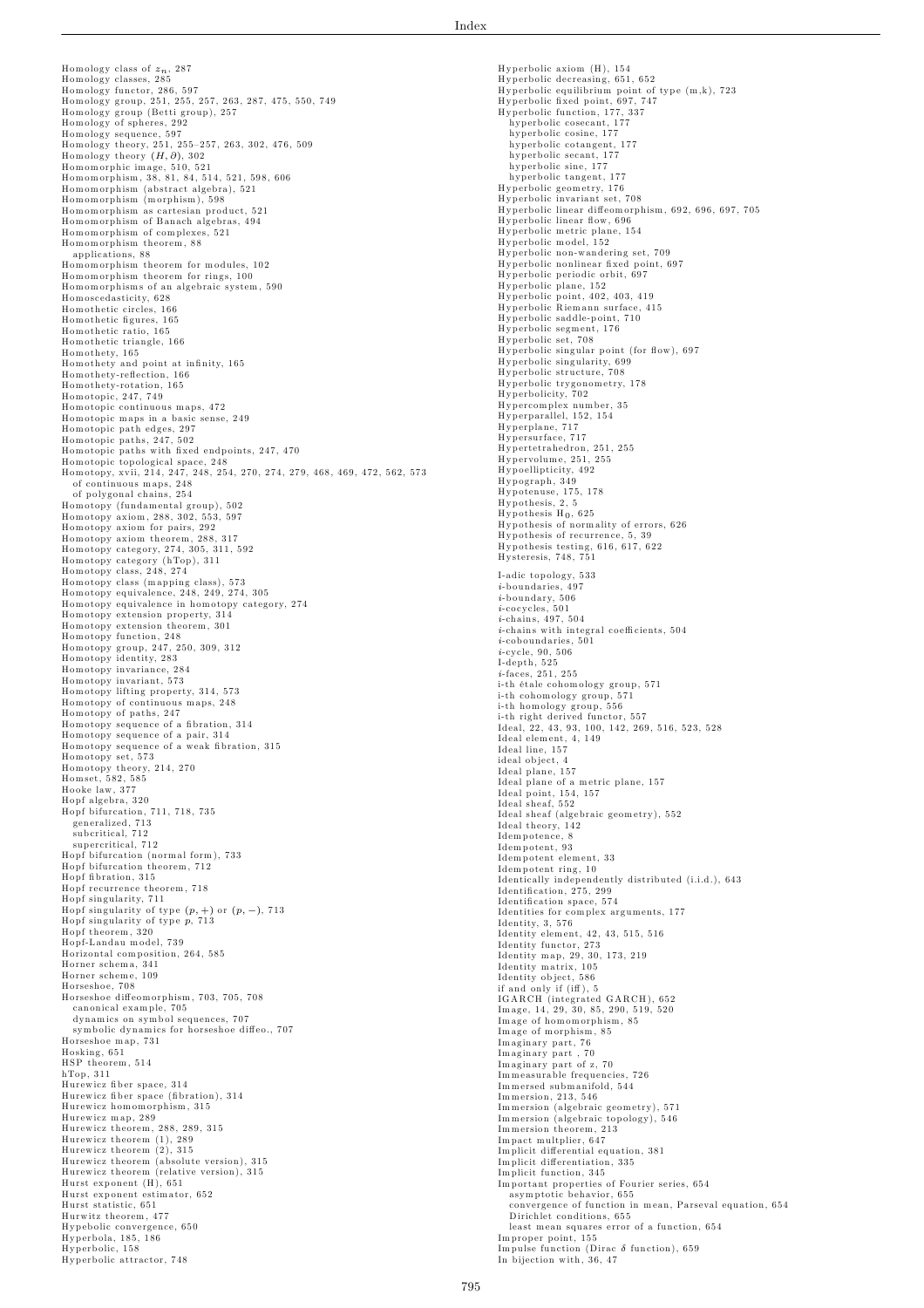Homology class of $z_n$, 287
Homology classes, 285
Homology functor, 286, 597
Homology group, 251, 255, 257, 263, 287, 475, 550, 749
Homology group (Betti group), 257
Homology of spheres, 292
Homology sequence, 597
Homology theory, 251, 255–257, 263, 302, 476, 509
Homology theory $(H, \partial)$, 302
Homomorphic image, 510, 521
Homomorphism, 38, 81, 84, 514, 521, 598, 606
Homomorphism (abstract algebra), 521
Homomorphism (morphism), 598
Homomorphism as cartesian product, 521
Homomorphism of Banach algebras, 494
Homomorphism of complexes, 521
Homomorphism theorem, 88
  applications, 88
Homomorphism theorem for modules, 102
Homomorphism theorem for rings, 100
Homomorphisms of an algebraic system, 590
Homoscedasticity, 628
Homothetic circles, 166
Homothetic figures, 165
Homothetic ratio, 165
Homothetic triangle, 166
Homothety, 165
Homothety and point at infinity, 165
Homothety-reflection, 166
Homothety-rotation, 165
Homotopic, 247, 749
Homotopic continuous maps, 472
Homotopic maps in a basic sense, 249
Homotopic path edges, 297
Homotopic paths, 247, 502
Homotopic paths with fixed endpoints, 247, 470
Homotopic topological space, 248
Homotopy, xvii, 214, 247, 248, 254, 270, 274, 279, 468, 469, 472, 562, 573
  of continuous maps, 248
  of polygonal chains, 254
Homotopy (fundamental group), 502
Homotopy axiom, 288, 302, 553, 597
Homotopy axiom for pairs, 292
Homotopy axiom theorem, 288, 317
Homotopy category, 274, 305, 311, 592
Homotopy category (hTop), 311
Homotopy class, 248, 274
Homotopy class (mapping class), 573
Homotopy equivalence, 248, 249, 274, 305
Homotopy equivalence in homotopy category, 274
Homotopy extension property, 314
Homotopy extension theorem, 301
Homotopy function, 248
Homotopy group, 247, 250, 309, 312
Homotopy identity, 283
Homotopy invariance, 284
Homotopy invariant, 573
Homotopy lifting property, 314, 573
Homotopy of continuous maps, 248
Homotopy of paths, 247
Homotopy sequence of a fibration, 314
Homotopy sequence of a pair, 314
Homotopy sequence of a weak fibration, 315
Homotopy set, 573
Homotopy theory, 214, 270
Homset, 582, 585
Hooke law, 377
Hopf algebra, 320
Hopf bifurcation, 711, 718, 735
  generalized, 713
  subcritical, 712
  supercritical, 712
Hopf bifurcation (normal form), 733
Hopf bifurcation theorem, 712
Hopf fibration, 315
Hopf recurrence theorem, 718
Hopf singularity, 711
Hopf singularity of type $(p, +)$ or $(p, -)$, 713
Hopf singularity of type $p$, 713
Hopf theorem, 320
Hopf-Landau model, 739
Horizontal composition, 264, 585
Horner schema, 341
Horner scheme, 109
Horseshoe, 708
Horseshoe diffeomorphism, 703, 705, 708
  canonical example, 705
  dynamics on symbol sequences, 707
  symbolic dynamics for horseshoe diffeo., 707
Horseshoe map, 731
Hosking, 651
HSP theorem, 514
hTop, 311
Hurewicz fiber space, 314
Hurewicz fiber space (fibration), 314
Hurewicz homomorphism, 315
Hurewicz map, 289
Hurewicz theorem, 288, 289, 315
Hurewicz theorem (1), 289
Hurewicz theorem (2), 315
Hurewicz theorem (absolute version), 315
Hurewicz theorem (relative version), 315
Hurst exponent (H), 651
Hurst exponent estimator, 652
Hurst statistic, 651
Hurwitz theorem, 477
Hypebolic convergence, 650
Hyperbola, 185, 186
Hyperbolic, 158
Hyperbolic attractor, 748
Hyperbolic axiom (H), 154
Hyperbolic decreasing, 651, 652
Hyperbolic equilibrium point of type (m,k), 723
Hyperbolic fixed point, 697, 747
Hyperbolic function, 177, 337
  hyperbolic cosecant, 177
  hyperbolic cosine, 177
  hyperbolic cotangent, 177
  hyperbolic secant, 177
  hyperbolic sine, 177
  hyperbolic tangent, 177
Hyperbolic geometry, 176
Hyperbolic invariant set, 708
Hyperbolic linear diffeomorphism, 692, 696, 697, 705
Hyperbolic linear flow, 696
Hyperbolic metric plane, 154
Hyperbolic model, 152
Hyperbolic non-wandering set, 709
Hyperbolic nonlinear fixed point, 697
Hyperbolic periodic orbit, 697
Hyperbolic plane, 152
Hyperbolic point, 402, 403, 419
Hyperbolic Riemann surface, 415
Hyperbolic saddle-point, 710
Hyperbolic segment, 176
Hyperbolic set, 708
Hyperbolic singular point (for flow), 697
Hyperbolic singularity, 699
Hyperbolic structure, 708
Hyperbolic trygonometry, 178
Hyperbolicity, 702
Hypercomplex number, 35
Hyperparallel, 152, 154
Hyperplane, 717
Hypersurface, 717
Hypertetrahedron, 251, 255
Hypervolume, 251, 255
Hypoellipticity, 492
Hypograph, 349
Hypotenuse, 175, 178
Hypothesis, 2, 5
Hypothesis $H_0$, 625
Hypothesis of normality of errors, 626
Hypothesis of recurrence, 5, 39
Hypothesis testing, 616, 617, 622
Hysteresis, 748, 751

I-adic topology, 533
$i$-boundaries, 497
$i$-boundary, 506
$i$-cocycles, 501
$i$-chains, 497, 504
$i$-chains with integral coefficients, 504
$i$-coboundaries, 501
$i$-cycle, 90, 506
I-depth, 525
$i$-faces, 251, 255
i-th étale cohomology group, 571
i-th cohomology group, 571
i-th homology group, 556
i-th right derived functor, 557
Ideal, 22, 43, 93, 100, 142, 269, 516, 523, 528
Ideal element, 4, 149
Ideal line, 157
ideal object, 4
Ideal plane, 157
Ideal plane of a metric plane, 157
Ideal point, 154, 157
Ideal sheaf, 552
Ideal sheaf (algebraic geometry), 552
Ideal theory, 142
Idempotence, 8
Idempotent, 93
Idempotent element, 33
Idempotent ring, 10
Identically independently distributed (i.i.d.), 643
Identification, 275, 299
Identification space, 574
Identities for complex arguments, 177
Identity, 3, 576
Identity element, 42, 43, 515, 516
Identity functor, 273
Identity map, 29, 30, 173, 219
Identity matrix, 105
Identity object, 586
if and only if (iff), 5
IGARCH (integrated GARCH), 652
Image, 14, 29, 30, 85, 290, 519, 520
Image of homomorphism, 85
Image of morphism, 85
Imaginary part, 76
Imaginary part , 70
Imaginary part of z, 70
Immeasurable frequencies, 726
Immersed submanifold, 544
Immersion, 213, 546
Immersion (algebraic geometry), 571
Immersion (algebraic topology), 546
Immersion theorem, 213
Impact multplier, 647
Implicit differential equation, 381
Implicit differentiation, 335
Implicit function, 345
Important properties of Fourier series, 654
  asymptotic behavior, 655
  convergence of function in mean, Parseval equation, 654
  Dirichlet conditions, 655
  least mean squares error of a function, 654
Improper point, 155
Impulse function (Dirac $\delta$ function), 659
In bijection with, 36, 47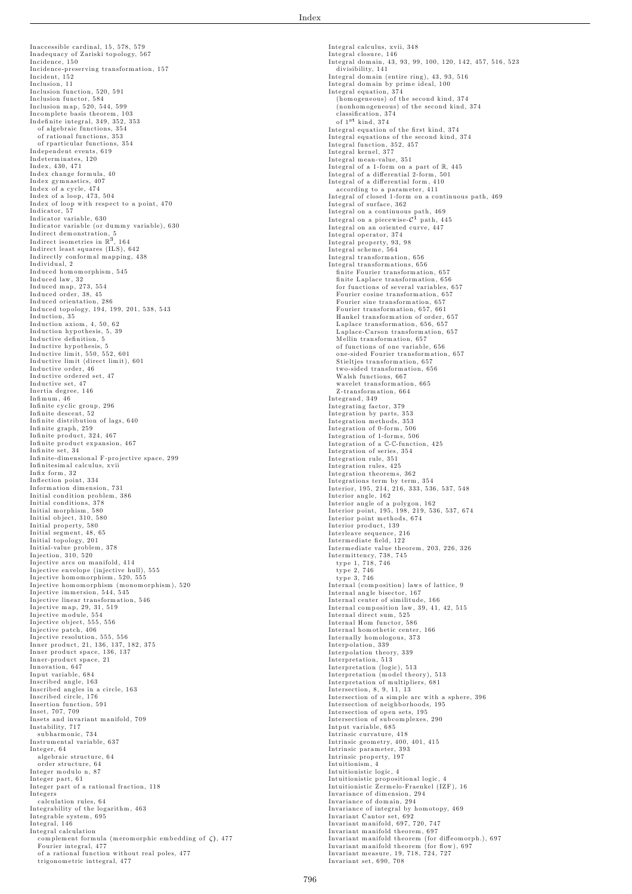Inaccessible cardinal, 15, 578, 579
Inadequacy of Zariski topology, 567
Incidence, 150
Incidence-preserving transformation, 157
Incident, 152
Inclusion, 11
Inclusion function, 520, 591
Inclusion functor, 584
Inclusion map, 520, 544, 599
Incomplete basis theorem, 103
Indefinite integral, 349, 352, 353
  of algebraic functions, 354
  of rational functions, 353
  of rparticular functions, 354
Independent events, 619
Indeterminates, 120
Index, 430, 471
Index change formula, 40
Index gymnastics, 407
Index of a cycle, 474
Index of a loop, 473, 504
Index of loop with respect to a point, 470
Indicator, 57
Indicator variable, 630
Indicator variable (or dummy variable), 630
Indirect demonstration, 5
Indirect isometries in $\mathbb{R}^3$, 164
Indirect least squares (ILS), 642
Indirectly conformal mapping, 438
Individual, 2
Induced homomorphism, 545
Induced law, 32
Induced map, 273, 554
Induced order, 38, 45
Induced orientation, 286
Induced topology, 194, 199, 201, 538, 543
Induction, 35
Induction axiom, 4, 50, 62
Induction hypothesis, 5, 39
Inductive definition, 5
Inductive hypothesis, 5
Inductive limit, 550, 552, 601
Inductive limit (direct limit), 601
Inductive order, 46
Inductive ordered set, 47
Inductive set, 47
Inertia degree, 146
Infimum, 46
Infinite cyclic group, 296
Infinite descent, 52
Infinite distribution of lags, 640
Infinite graph, 259
Infinite product, 324, 467
Infinite product expansion, 467
Infinite set, 34
Infinite-dimensional F-projective space, 299
Infinitesimal calculus, xvii
Infix form, 32
Inflection point, 334
Information dimension, 731
Initial condition problem, 386
Initial conditions, 378
Initial morphism, 580
Initial object, 310, 580
Initial property, 580
Initial segment, 48, 65
Initial topology, 201
Initial-value problem, 378
Injection, 310, 520
Injective arcs on manifold, 414
Injective envelope (injective hull), 555
Injective homomorphism, 520, 555
Injective homomorphism (monomorphism), 520
Injective immersion, 544, 545
Injective linear transformation, 546
Injective map, 29, 31, 519
Injective module, 554
Injective object, 555, 556
Injective patch, 406
Injective resolution, 555, 556
Inner product, 21, 136, 137, 182, 375
Inner product space, 136, 137
Inner-product space, 21
Innovation, 647
Input variable, 684
Inscribed angle, 163
Inscribed angles in a circle, 163
Inscribed circle, 176
Insertion function, 591
Inset, 707, 709
Insets and invariant manifold, 709
Instability, 717
  subharmonic, 734
Instrumental variable, 637
Integer, 64
  algebraic structure, 64
  order structure, 64
Integer modulo n, 87
Integer part, 61
Integer part of a rational fraction, 118
Integers
  calculation rules, 64
Integrability of the logarithm, 463
Integrable system, 695
Integral, 146
Integral calculation
  complement formula (meromorphic embedding of $\zeta$), 477
  Fourier integral, 477
  of a rational function without real poles, 477
  trigonometric inttegral, 477
Integral calculus, xvii, 348
Integral closure, 146
Integral domain, 43, 93, 99, 100, 120, 142, 457, 516, 523
  divisibility, 141
Integral domain (entire ring), 43, 93, 516
Integral domain by prime ideal, 100
Integral equation, 374
  (homogeneous) of the second kind, 374
  (nonhomogeneous) of the second kind, 374
  classification, 374
  of $1^{\text{st}}$ kind, 374
Integral equation of the first kind, 374
Integral equations of the second kind, 374
Integral function, 352, 457
Integral kernel, 377
Integral mean-value, 351
Integral of a 1-form on a part of $\mathbb{R}$, 445
Integral of a differential 2-form, 501
Integral of a differential form, 410
  according to a parameter, 411
Integral of closed 1-form on a continuous path, 469
Integral of surface, 362
Integral on a continuous path, 469
Integral on a piecewise-$\mathcal{C}^1$ path, 445
Integral on an oriented curve, 447
Integral operator, 374
Integral property, 93, 98
Integral scheme, 564
Integral transformation, 656
Integral transformations, 656
  finite Fourier transformation, 657
  finite Laplace transformation, 656
  for functions of several variables, 657
  Fourier cosine transformation, 657
  Fourier sine transformation, 657
  Fourier transformation, 657, 661
  Hankel transformation of order, 657
  Laplace transformation, 656, 657
  Laplace-Carson transformation, 657
  Mellin transformation, 657
  of functions of one variable, 656
  one-sided Fourier transformation, 657
  Stieltjes transformation, 657
  two-sided transformation, 656
  Walsh functions, 667
  wavelet transformation, 665
  Z-transformation, 664
Integrand, 349
Integrating factor, 379
Integration by parts, 353
Integration methods, 353
Integration of 0-form, 506
Integration of 1-forms, 506
Integration of a $\mathbb{C}$-function, 425
Integration of series, 354
Integration rule, 351
Integration rules, 425
Integration theorems, 362
Integrations term by term, 354
Interior, 195, 214, 216, 333, 536, 537, 548
Interior angle, 162
Interior angle of a polygon, 162
Interior point, 195, 198, 219, 536, 537, 674
Interior point methods, 674
Interior product, 139
Interleave sequence, 216
Intermediate field, 122
Intermediate value theorem, 203, 226, 326
Intermittency, 738, 745
  type 1, 718, 746
  type 2, 746
  type 3, 746
Internal (composition) laws of lattice, 9
Internal angle bisector, 167
Internal center of similitude, 166
Internal composition law, 39, 41, 42, 515
Internal direct sum, 525
Internal Hom functor, 586
Internal homothetic center, 166
Internally homologous, 373
Interpolation, 339
Interpolation theory, 339
Interpretation, 513
Interpretation (logic), 513
Interpretation (model theory), 513
Interpretation of multipliers, 681
Intersection, 8, 9, 11, 13
Intersection of a simple arc with a sphere, 396
Intersection of neighborhoods, 195
Intersection of open sets, 195
Intersection of subcomplexes, 290
Intput variable, 685
Intrinsic curvature, 418
Intrinsic geometry, 400, 401, 415
Intrinsic parameter, 393
Intrinsic property, 197
Intuitionism, 4
Intuitionistic logic, 4
Intuitionistic propositional logic, 4
Intuitionistic Zermelo-Fraenkel (IZF), 16
Invariance of dimension, 294
Invariance of domain, 294
Invariance of integral by homotopy, 469
Invariant Cantor set, 692
Invariant manifold, 697, 720, 747
Invariant manifold theorem, 697
Invariant manifold theorem (for diffeomorph.), 697
Invariant manifold theorem (for flow), 697
Invariant measure, 19, 718, 724, 727
Invariant set, 690, 708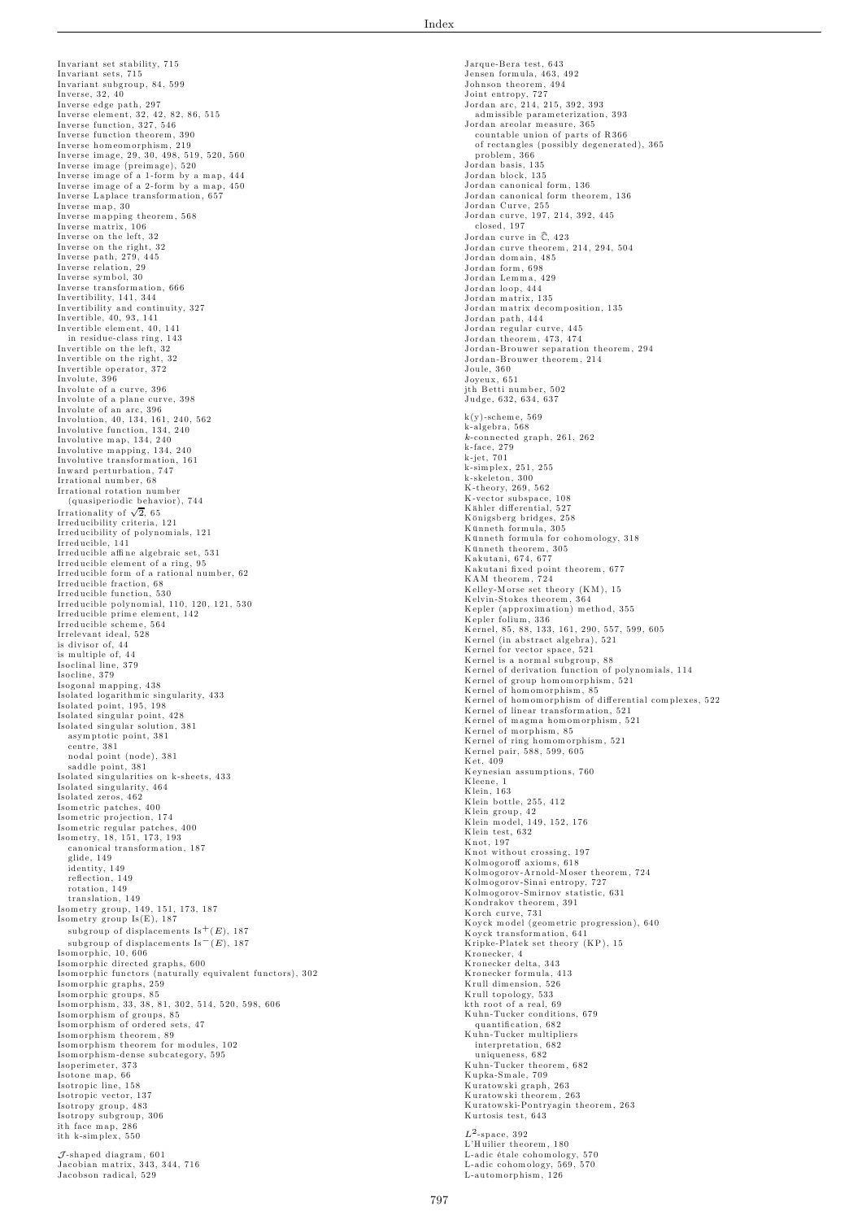Invariant set stability, 715
Invariant sets, 715
Invariant subgroup, 84, 599
Inverse, 32, 40
Inverse edge path, 297
Inverse element, 32, 42, 82, 86, 515
Inverse function, 327, 546
Inverse function theorem, 390
Inverse homeomorphism, 219
Inverse image, 29, 30, 498, 519, 520, 560
Inverse image (preimage), 520
Inverse image of a 1-form by a map, 444
Inverse image of a 2-form by a map, 450
Inverse Laplace transformation, 657
Inverse map, 30
Inverse mapping theorem, 568
Inverse matrix, 106
Inverse on the left, 32
Inverse on the right, 32
Inverse path, 279, 445
Inverse relation, 29
Inverse symbol, 30
Inverse transformation, 666
Invertibility, 141, 344
Invertibility and continuity, 327
Invertible, 40, 93, 141
Invertible element, 40, 141
  in residue-class ring, 143
Invertible on the left, 32
Invertible on the right, 32
Invertible operator, 372
Involute, 396
Involute of a curve, 396
Involute of a plane curve, 398
Involute of an arc, 396
Involution, 40, 134, 161, 240, 562
Involutive function, 134, 240
Involutive map, 134, 240
Involutive mapping, 134, 240
Involutive transformation, 161
Inward perturbation, 747
Irrational number, 68
Irrational rotation number
  (quasiperiodic behavior), 744
Irrationality of $\sqrt{2}$, 65
Irreducibility criteria, 121
Irreducibility of polynomials, 121
Irreducible, 141
Irreducible affine algebraic set, 531
Irreducible element of a ring, 95
Irreducible form of a rational number, 62
Irreducible fraction, 68
Irreducible function, 530
Irreducible polynomial, 110, 120, 121, 530
Irreducible prime element, 142
Irreducible scheme, 564
Irrelevant ideal, 528
is divisor of, 44
is multiple of, 44
Isoclinal line, 379
Isocline, 379
Isogonal mapping, 438
Isolated logarithmic singularity, 433
Isolated point, 195, 198
Isolated singular point, 428
Isolated singular solution, 381
  asymptotic point, 381
  centre, 381
  nodal point (node), 381
  saddle point, 381
Isolated singularities on k-sheets, 433
Isolated singularity, 464
Isolated zeros, 462
Isometric patches, 400
Isometric projection, 174
Isometric regular patches, 400
Isometry, 18, 151, 173, 193
  canonical transformation, 187
  glide, 149
  identity, 149
  reflection, 149
  rotation, 149
  translation, 149
Isometry group, 149, 151, 173, 187
Isometry group Is(E), 187
  subgroup of displacements $\mathrm{Is}^{+}(E)$, 187
  subgroup of displacements $\mathrm{Is}^{-}(E)$, 187
Isomorphic, 10, 606
Isomorphic directed graphs, 600
Isomorphic functors (naturally equivalent functors), 302
Isomorphic graphs, 259
Isomorphic groups, 85
Isomorphism, 33, 38, 81, 302, 514, 520, 598, 606
Isomorphism of groups, 85
Isomorphism of ordered sets, 47
Isomorphism theorem, 89
Isomorphism theorem for modules, 102
Isomorphism-dense subcategory, 595
Isoperimeter, 373
Isotone map, 66
Isotropic line, 158
Isotropic vector, 137
Isotropy group, 483
Isotropy subgroup, 306
ith face map, 286
ith k-simplex, 550

$\mathcal{J}$-shaped diagram, 601
Jacobian matrix, 343, 344, 716
Jacobson radical, 529
Jarque-Bera test, 643
Jensen formula, 463, 492
Johnson theorem, 494
Joint entropy, 727
Jordan arc, 214, 215, 392, 393
  admissible parameterization, 393
Jordan areolar measure, 365
  countable union of parts of R366
  of rectangles (possibly degenerated), 365
  problem, 366
Jordan basis, 135
Jordan block, 135
Jordan canonical form, 136
Jordan canonical form theorem, 136
Jordan Curve, 255
Jordan curve, 197, 214, 392, 445
  closed, 197
Jordan curve in $\hat{\mathbb{C}}$, 423
Jordan curve theorem, 214, 294, 504
Jordan domain, 485
Jordan form, 698
Jordan Lemma, 429
Jordan loop, 444
Jordan matrix, 135
Jordan matrix decomposition, 135
Jordan path, 444
Jordan regular curve, 445
Jordan theorem, 473, 474
Jordan-Brouwer separation theorem, 294
Jordan-Brouwer theorem, 214
Joule, 360
Joyeux, 651
jth Betti number, 502
Judge, 632, 634, 637

k(y)-scheme, 569
k-algebra, 568
$k$-connected graph, 261, 262
k-face, 279
k-jet, 701
k-simplex, 251, 255
k-skeleton, 300
K-theory, 269, 562
K-vector subspace, 108
Kähler differential, 527
Königsberg bridges, 258
Künneth formula, 305
Künneth formula for cohomology, 318
Künneth theorem, 305
Kakutani, 674, 677
Kakutani fixed point theorem, 677
KAM theorem, 724
Kelley-Morse set theory (KM), 15
Kelvin-Stokes theorem, 364
Kepler (approximation) method, 355
Kepler folium, 336
Kernel, 85, 88, 133, 161, 290, 557, 599, 605
Kernel (in abstract algebra), 521
Kernel for vector space, 521
Kernel is a normal subgroup, 88
Kernel of derivation function of polynomials, 114
Kernel of group homomorphism, 521
Kernel of homomorphism, 85
Kernel of homomorphism of differential complexes, 522
Kernel of linear transformation, 521
Kernel of magma homomorphism, 521
Kernel of morphism, 85
Kernel of ring homomorphism, 521
Kernel pair, 588, 599, 605
Ket, 409
Keynesian assumptions, 760
Kleene, 1
Klein, 163
Klein bottle, 255, 412
Klein group, 42
Klein model, 149, 152, 176
Klein test, 632
Knot, 197
Knot without crossing, 197
Kolmogoroff axioms, 618
Kolmogorov-Arnold-Moser theorem, 724
Kolmogorov-Sinai entropy, 727
Kolmogorov-Smirnov statistic, 631
Kondrakov theorem, 391
Korch curve, 731
Koyck model (geometric progression), 640
Koyck transformation, 641
Kripke-Platek set theory (KP), 15
Kronecker, 4
Kronecker delta, 343
Kronecker formula, 413
Krull dimension, 526
Krull topology, 533
kth root of a real, 69
Kuhn-Tucker conditions, 679
  quantification, 682
Kuhn-Tucker multipliers
  interpretation, 682
  uniqueness, 682
Kuhn-Tucker theorem, 682
Kupka-Smale, 709
Kuratowski graph, 263
Kuratowski theorem, 263
Kuratowski-Pontryagin theorem, 263
Kurtosis test, 643

$L^2$-space, 392
L'Huilier theorem, 180
L-adic étale cohomology, 570
L-adic cohomology, 569, 570
L-automorphism, 126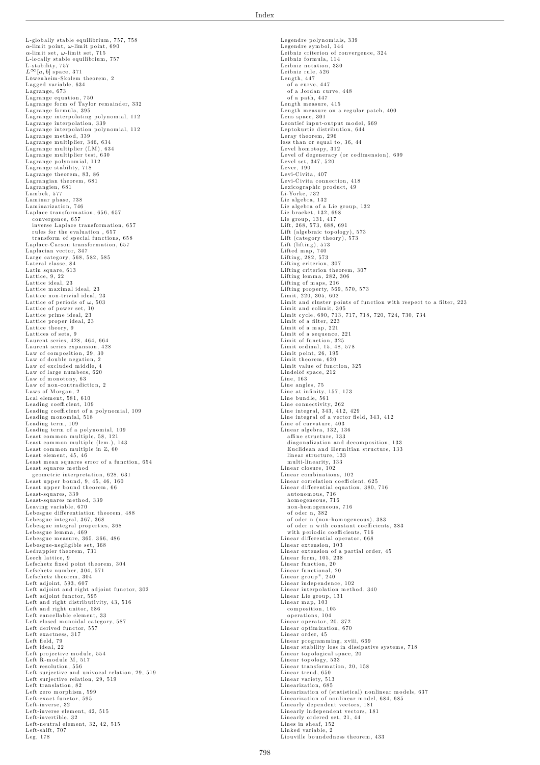L-globally stable equilibrium, 757, 758
$\alpha$-limit point, $\omega$-limit point, 690
$\alpha$-limit set, $\omega$-limit set, 715
L-locally stable equilibrium, 757
L-stability, 757
$L^{\infty}[a, b]$ space, 371
Löwenheim-Skolem theorem, 2
Lagged variable, 634
Lagrange, 673
Lagrange equation, 750
Lagrange form of Taylor remainder, 332
Lagrange formula, 395
Lagrange interpolating polynomial, 112
Lagrange interpolation, 339
Lagrange interpolation polynomial, 112
Lagrange method, 339
Lagrange multiplier, 346, 634
Lagrange multiplier (LM), 634
Lagrange multiplier test, 630
Lagrange polynomial, 112
Lagrange stability, 718
Lagrange theorem, 83, 86
Lagrangian theorem, 681
Lagrangien, 681
Lambek, 577
Laminar phase, 738
Laminarization, 746
Laplace transformation, 656, 657
  convergence, 657
  inverse Laplace transformation, 657
  rules for the evaluation , 657
  transform of special functions, 658
Laplace-Carson transformation, 657
Laplacian vector, 347
Large category, 568, 582, 585
Lateral classe, 84
Latin square, 613
Lattice, 9, 22
Lattice ideal, 23
Lattice maximal ideal, 23
Lattice non-trivial ideal, 23
Lattice of periods of $\omega$, 503
Lattice of power set, 10
Lattice prime ideal, 23
Lattice proper ideal, 23
Lattice theory, 9
Lattices of sets, 9
Laurent series, 428, 464, 664
Laurent series expansion, 428
Law of composition, 29, 30
Law of double negation, 2
Law of excluded middle, 4
Law of large numbers, 620
Law of monotony, 63
Law of non-contradiction, 2
Laws of Morgan, 2
Lcal element, 581, 610
Leading coefficient, 109
Leading coefficient of a polynomial, 109
Leading monomial, 518
Leading term, 109
Leading term of a polynomial, 109
Least common multiple, 58, 121
Least common multiple (lcm.), 143
Least common multiple in $\mathbb{Z}$, 60
Least element, 45, 46
Least mean squares error of a function, 654
Least squares method
  geometric interpretation, 628, 631
Least upper bound, 9, 45, 46, 160
Least upper bound theorem, 66
Least-squares, 339
Least-squares method, 339
Leaving variable, 670
Lebesgue differentiation theorem, 488
Lebesgue integral, 367, 368
Lebesgue integral properties, 368
Lebesgue lemma, 469
Lebesgue measure, 365, 366, 486
Lebesgue-negligible set, 368
Ledrappier theorem, 731
Leech lattice, 9
Lefschetz fixed point theorem, 304
Lefschetz number, 304, 571
Lefschetz theorem, 304
Left adjoint, 593, 607
Left adjoint and right adjoint functor, 302
Left adjoint functor, 595
Left and right distributivity, 43, 516
Left and right unitor, 586
Left cancellable element, 33
Left closed monoidal category, 587
Left derived functor, 557
Left exactness, 317
Left field, 79
Left ideal, 22
Left projective module, 554
Left R-module M, 517
Left resolution, 556
Left surjective and univocal relation, 29, 519
Left surjective relation, 29, 519
Left translation, 82
Left zero morphism, 599
Left-exact functor, 595
Left-inverse, 32
Left-inverse element, 42, 515
Left-invertible, 32
Left-neutral element, 32, 42, 515
Left-shift, 707
Leg, 178
Legendre polynomials, 339
Legendre symbol, 144
Leibniz criterion of convergence, 324
Leibniz formula, 114
Leibniz notation, 330
Leibniz rule, 526
Length, 447
  of a curve, 447
  of a Jordan curve, 448
  of a path, 447
Length measure, 415
Length measure on a regular patch, 400
Lens space, 301
Leontief input-output model, 669
Leptokurtic distribution, 644
Leray theorem, 296
less than or equal to, 36, 44
Level homotopy, 312
Level of degeneracy (or codimension), 699
Level set, 347, 520
Lever, 190
Levi-Civita, 407
Levi-Civita connection, 418
Lexicographic product, 49
Li-Yorke, 732
Lie algebra, 132
Lie algebra of a Lie group, 132
Lie bracket, 132, 698
Lie group, 131, 417
Lift, 268, 573, 688, 691
Lift (algebraic topology), 573
Lift (category theory), 573
Lift (lifting), 573
Lifted map, 740
Lifting, 282, 573
Lifting criterion, 307
Lifting criterion theorem, 307
Lifting lemma, 282, 306
Lifting of maps, 216
Lifting property, 569, 570, 573
Limit, 220, 305, 602
Limit and cluster points of function with respect to a filter, 223
Limit and colimit, 305
Limit cycle, 690, 713, 717, 718, 720, 724, 730, 734
Limit of a filter, 223
Limit of a map, 221
Limit of a sequence, 221
Limit of function, 325
Limit ordinal, 15, 48, 578
Limit point, 26, 195
Limit theorem, 620
Limit value of function, 325
Lindelöf space, 212
Line, 163
Line angles, 75
Line at infinity, 157, 173
Line bundle, 561
Line connectivity, 262
Line integral, 343, 412, 429
Line integral of a vector field, 343, 412
Line of curvature, 403
Linear algebra, 132, 136
  affine structure, 133
  diagonalization and decomposition, 133
  Euclidean and Hermitian structure, 133
  linear structure, 133
  multi-linearity, 133
Linear closure, 102
Linear combinations, 102
Linear correlation coefficient, 625
Linear differential equation, 380, 716
  autonomous, 716
  homogeneous, 716
  non-homogeneous, 716
  of oder n, 382
  of oder n (non-homogeneous), 383
  of oder n with constant coefficients, 383
  with periodic coefficients, 716
Linear differential operator, 668
Linear extension, 103
Linear extension of a partial order, 45
Linear form, 105, 238
Linear function, 20
Linear functional, 20
Linear group", 240
Linear independence, 102
Linear interpolation method, 340
Linear Lie group, 131
Linear map, 103
  composition, 105
  operations, 104
Linear operator, 20, 372
Linear optimization, 670
Linear order, 45
Linear programming, xviii, 669
Linear stability loss in dissipative systems, 718
Linear topological space, 20
Linear topology, 533
Linear transformation, 20, 158
Linear trend, 650
Linear variety, 513
Linearization, 685
Linearization of (statistical) nonlinear models, 637
Linearization of nonlinear model, 684, 685
Linearly dependent vectors, 181
Linearly independent vectors, 181
Linearly ordered set, 21, 44
Lines in sheaf, 152
Linked variable, 2
Liouville boundedness theorem, 433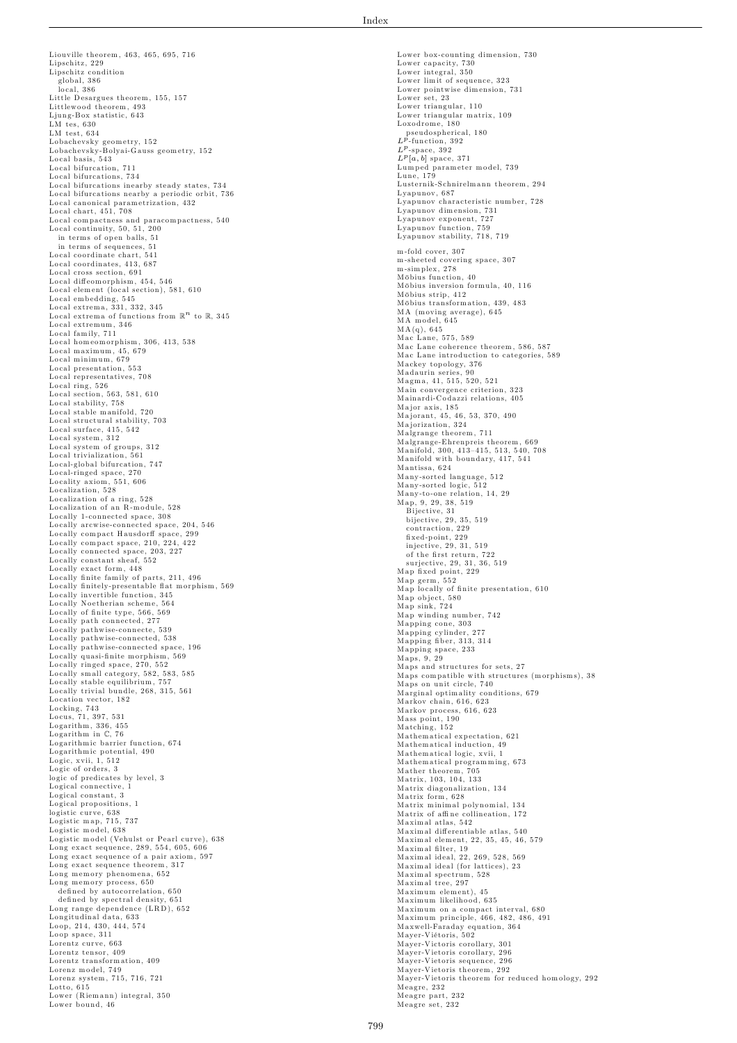Liouville theorem, 463, 465, 695, 716
Lipschitz, 229
Lipschitz condition
  global, 386
  local, 386
Little Desargues theorem, 155, 157
Littlewood theorem, 493
Ljung-Box statistic, 643
LM tes, 630
LM test, 634
Lobachevsky geometry, 152
Lobachevsky-Bolyai-Gauss geometry, 152
Local basis, 543
Local bifurcation, 711
Local bifurcations, 734
Local bifurcations inearby steady states, 734
Local bifurcations nearby a periodic orbit, 736
Local canonical parametrization, 432
Local chart, 451, 708
Local compactness and paracompactness, 540
Local continuity, 50, 51, 200
  in terms of open balls, 51
  in terms of sequences, 51
Local coordinate chart, 541
Local coordinates, 413, 687
Local cross section, 691
Local diffeomorphism, 454, 546
Local element (local section), 581, 610
Local embedding, 545
Local extrema, 331, 332, 345
Local extrema of functions from $\mathbb{R}^n$ to $\mathbb{R}$, 345
Local extremum, 346
Local family, 711
Local homeomorphism, 306, 413, 538
Local maximum, 45, 679
Local minimum, 679
Local presentation, 553
Local representatives, 708
Local ring, 526
Local section, 563, 581, 610
Local stability, 758
Local stable manifold, 720
Local structural stability, 703
Local surface, 415, 542
Local system, 312
Local system of groups, 312
Local trivialization, 561
Local-global bifurcation, 747
Local-ringed space, 270
Locality axiom, 551, 606
Localization, 528
Localization of a ring, 528
Localization of an R-module, 528
Locally 1-connected space, 308
Locally arcwise-connected space, 204, 546
Locally compact Hausdorff space, 299
Locally compact space, 210, 224, 422
Locally connected space, 203, 227
Locally constant sheaf, 552
Locally exact form, 448
Locally finite family of parts, 211, 496
Locally finitely-presentable flat morphism, 569
Locally invertible function, 345
Locally Noetherian scheme, 564
Locally of finite type, 566, 569
Locally path connected, 277
Locally pathwise-connecte, 539
Locally pathwise-connected, 538
Locally pathwise-connected space, 196
Locally quasi-finite morphism, 569
Locally ringed space, 270, 552
Locally small category, 582, 583, 585
Locally stable equilibrium, 757
Locally trivial bundle, 268, 315, 561
Location vector, 182
Locking, 743
Locus, 71, 397, 531
Logarithm, 336, 455
Logarithm in $\mathbb{C}$, 76
Logarithmic barrier function, 674
Logarithmic potential, 490
Logic, xvii, 1, 512
Logic of orders, 3
logic of predicates by level, 3
Logical connective, 1
Logical constant, 3
Logical propositions, 1
logistic curve, 638
Logistic map, 715, 737
Logistic model, 638
Logistic model (Vehulst or Pearl curve), 638
Long exact sequence, 289, 554, 605, 606
Long exact sequence of a pair axiom, 597
Long exact sequence theorem, 317
Long memory phenomena, 652
Long memory process, 650
  defined by autocorrelation, 650
  defined by spectral density, 651
Long range dependence (LRD), 652
Longitudinal data, 633
Loop, 214, 430, 444, 574
Loop space, 311
Lorentz curve, 663
Lorentz tensor, 409
Lorentz transformation, 409
Lorenz model, 749
Lorenz system, 715, 716, 721
Lotto, 615
Lower (Riemann) integral, 350
Lower bound, 46
Lower box-counting dimension, 730
Lower capacity, 730
Lower integral, 350
Lower limit of sequence, 323
Lower pointwise dimension, 731
Lower set, 23
Lower triangular, 110
Lower triangular matrix, 109
Loxodrome, 180
  pseudospherical, 180
$L^p$-function, 392
$L^p$-space, 392
$L^p[a, b]$ space, 371
Lumped parameter model, 739
Lune, 179
Lusternik-Schnirelmann theorem, 294
Lyapunov, 687
Lyapunov characteristic number, 728
Lyapunov dimension, 731
Lyapunov exponent, 727
Lyapunov function, 759
Lyapunov stability, 718, 719

m-fold cover, 307
m-sheeted covering space, 307
m-simplex, 278
Möbius function, 40
Möbius inversion formula, 40, 116
Möbius strip, 412
Möbius transformation, 439, 483
MA (moving average), 645
MA model, 645
MA(q), 645
Mac Lane, 575, 589
Mac Lane coherence theorem, 586, 587
Mac Lane introduction to categories, 589
Mackey topology, 376
Madaurin series, 90
Magma, 41, 515, 520, 521
Main convergence criterion, 323
Mainardi-Codazzi relations, 405
Major axis, 185
Majorant, 45, 46, 53, 370, 490
Majorization, 324
Malgrange theorem, 711
Malgrange-Ehrenpreis theorem, 669
Manifold, 300, 413–415, 513, 540, 708
Manifold with boundary, 417, 541
Mantissa, 624
Many-sorted language, 512
Many-sorted logic, 512
Many-to-one relation, 14, 29
Map, 9, 29, 38, 519
  Bijective, 31
  bijective, 29, 35, 519
  contraction, 229
  fixed-point, 229
  injective, 29, 31, 519
  of the first return, 722
  surjective, 29, 31, 36, 519
Map fixed point, 229
Map germ, 552
Map locally of finite presentation, 610
Map object, 580
Map sink, 724
Map winding number, 742
Mapping cone, 303
Mapping cylinder, 277
Mapping fiber, 313, 314
Mapping space, 233
Maps, 9, 29
Maps and structures for sets, 27
Maps compatible with structures (morphisms), 38
Maps on unit circle, 740
Marginal optimality conditions, 679
Markov chain, 616, 623
Markov process, 616, 623
Mass point, 190
Matching, 152
Mathematical expectation, 621
Mathematical induction, 49
Mathematical logic, xvii, 1
Mathematical programming, 673
Mather theorem, 705
Matrix, 103, 104, 133
Matrix diagonalization, 134
Matrix form, 628
Matrix minimal polynomial, 134
Matrix of affine collineation, 172
Maximal atlas, 542
Maximal differentiable atlas, 540
Maximal element, 22, 35, 45, 46, 579
Maximal filter, 19
Maximal ideal, 22, 269, 528, 569
Maximal ideal (for lattices), 23
Maximal spectrum, 528
Maximal tree, 297
Maximum element), 45
Maximum likelihood, 635
Maximum on a compact interval, 680
Maximum principle, 466, 482, 486, 491
Maxwell-Faraday equation, 364
Mayer-Viétoris, 502
Mayer-Victoris corollary, 301
Mayer-Vietoris corollary, 296
Mayer-Vietoris sequence, 296
Mayer-Vietoris theorem, 292
Mayer-Vietoris theorem for reduced homology, 292
Meagre, 232
Meagre part, 232
Meagre set, 232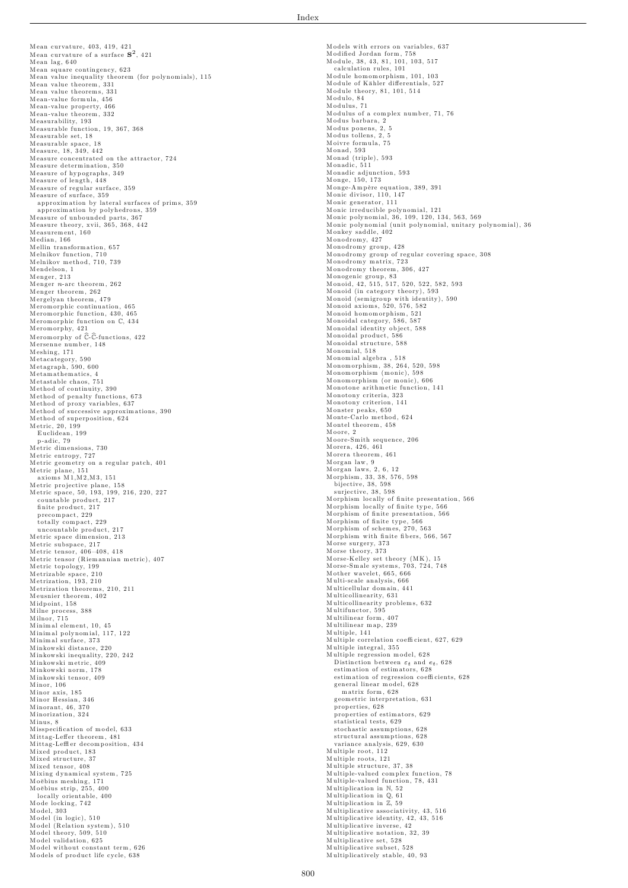Mean curvature, 403, 419, 421
Mean curvature of a surface $\mathbf{S}^2$, 421
Mean lag, 640
Mean square contingency, 623
Mean value inequality theorem (for polynomials), 115
Mean value theorem, 331
Mean value theorems, 331
Mean-value formula, 456
Mean-value property, 466
Mean-value theorem, 332
Measurability, 193
Measurable function, 19, 367, 368
Measurable set, 18
Measurable space, 18
Measure, 18, 349, 442
Measure concentrated on the attractor, 724
Measure determination, 350
Measure of hypographs, 349
Measure of length, 448
Measure of regular surface, 359
Measure of surface, 359
  approximation by lateral surfaces of prims, 359
  approximation by polyhedrons, 359
Measure of unbounded parts, 367
Measure theory, xvii, 365, 368, 442
Measurement, 160
Median, 166
Mellin transformation, 657
Melnikov function, 710
Melnikov method, 710, 739
Mendelson, 1
Menger, 213
Menger $n$-arc theorem, 262
Menger theorem, 262
Mergelyan theorem, 479
Meromorphic continuation, 465
Meromorphic function, 430, 465
Meromorphic function on $\mathbb{C}$, 434
Meromorphy, 421
Meromorphy of $\widehat{\mathbb{C}}$-$\widehat{\mathbb{C}}$-functions, 422
Mersenne number, 148
Meshing, 171
Metacategory, 590
Metagraph, 590, 600
Metamathematics, 4
Metastable chaos, 751
Method of continuity, 390
Method of penalty functions, 673
Method of proxy variables, 637
Method of successive approximations, 390
Method of superposition, 624
Metric, 20, 199
  Euclidean, 199
  p-adic, 79
Metric dimensions, 730
Metric entropy, 727
Metric geometry on a regular patch, 401
Metric plane, 151
  axioms M1,M2,M3, 151
Metric projective plane, 158
Metric space, 50, 193, 199, 216, 220, 227
  countable product, 217
  finite product, 217
  precompact, 229
  totally compact, 229
  uncountable product, 217
Metric space dimension, 213
Metric subspace, 217
Metric tensor, 406–408, 418
Metric tensor (Riemannian metric), 407
Metric topology, 199
Metrizable space, 210
Metrization, 193, 210
Metrization theorems, 210, 211
Meusnier theorem, 402
Midpoint, 158
Milne process, 388
Milnor, 715
Minimal element, 10, 45
Minimal polynomial, 117, 122
Minimal surface, 373
Minkowski distance, 220
Minkowski inequality, 220, 242
Minkowski metric, 409
Minkowski norm, 178
Minkowski tensor, 409
Minor, 106
Minor axis, 185
Minor Hessian, 346
Minorant, 46, 370
Minorization, 324
Minus, 8
Misspecification of model, 633
Mittag-Leffer theorem, 481
Mittag-Leffler decomposition, 434
Mixed product, 183
Mixed structure, 37
Mixed tensor, 408
Mixing dynamical system, 725
Moëbius meshing, 171
Moëbius strip, 255, 400
  locally orientable, 400
Mode locking, 742
Model, 303
Model (in logic), 510
Model (Relation system), 510
Model theory, 509, 510
Model validation, 625
Model without constant term, 626
Models of product life cycle, 638
Models with errors on variables, 637
Modified Jordan form, 758
Module, 38, 43, 81, 101, 103, 517
  calculation rules, 101
Module homomorphism, 101, 103
Module of Kähler differentials, 527
Module theory, 81, 101, 514
Modulo, 84
Modulus, 71
Modulus of a complex number, 71, 76
Modus barbara, 2
Modus ponens, 2, 5
Modus tollens, 2, 5
Moivre formula, 75
Monad, 593
Monad (triple), 593
Monadic, 511
Monadic adjunction, 593
Monge, 150, 173
Monge-Ampère equation, 389, 391
Monic divisor, 110, 147
Monic generator, 111
Monic irreducible polynomial, 121
Monic polynomial, 36, 109, 120, 134, 563, 569
Monic polynomial (unit polynomial, unitary polynomial), 36
Monkey saddle, 402
Monodromy, 427
Monodromy group, 428
Monodromy group of regular covering space, 308
Monodromy matrix, 723
Monodromy theorem, 306, 427
Monogenic group, 83
Monoid, 42, 515, 517, 520, 522, 582, 593
Monoid (in category theory), 593
Monoid (semigroup with identity), 590
Monoid axioms, 520, 576, 582
Monoid homomorphism, 521
Monoidal category, 586, 587
Monoidal identity object, 588
Monoidal product, 586
Monoidal structure, 588
Monomial, 518
Monomial algebra , 518
Monomorphism, 38, 264, 520, 598
Monomorphism (monic), 598
Monomorphism (or monic), 606
Monotone arithmetic function, 141
Monotony criteria, 323
Monotony criterion, 141
Monster peaks, 650
Monte-Carlo method, 624
Montel theorem, 458
Moore, 2
Moore-Smith sequence, 206
Morera, 426, 461
Morera theorem, 461
Morgan law, 9
Morgan laws, 2, 6, 12
Morphism, 33, 38, 576, 598
  bijective, 38, 598
  surjective, 38, 598
Morphism locally of finite presentation, 566
Morphism locally of finite type, 566
Morphism of finite presentation, 566
Morphism of finite type, 566
Morphism of schemes, 270, 563
Morphism with finite fibers, 566, 567
Morse surgery, 373
Morse theory, 373
Morse-Kelley set theory (MK), 15
Morse-Smale systems, 703, 724, 748
Mother wavelet, 665, 666
Multi-scale analysis, 666
Multicellular domain, 441
Multicollinearity, 631
Multicollinearity problems, 632
Multifunctor, 595
Multilinear form, 407
Multilinear map, 239
Multiple, 141
Multiple correlation coefficient, 627, 629
Multiple integral, 355
Multiple regression model, 628
  Distinction between $\varepsilon_t$ and $e_t$, 628
  estimation of estimators, 628
  estimation of regression coefficients, 628
  general linear model, 628
    matrix form, 628
  geometric interpretation, 631
  properties, 628
  properties of estimators, 629
  statistical tests, 629
  stochastic assumptions, 628
  structural assumptions, 628
  variance analysis, 629, 630
Multiple root, 112
Multiple roots, 121
Multiple structure, 37, 38
Multiple-valued complex function, 78
Multiple-valued function, 78, 431
Multiplication in $\mathbb{N}$, 52
Multiplication in $\mathbb{Q}$, 61
Multiplication in $\mathbb{Z}$, 59
Multiplicative associativity, 43, 516
Multiplicative identity, 42, 43, 516
Multiplicative inverse, 42
Multiplicative notation, 32, 39
Multiplicative set, 528
Multiplicative subset, 528
Multiplicatively stable, 40, 93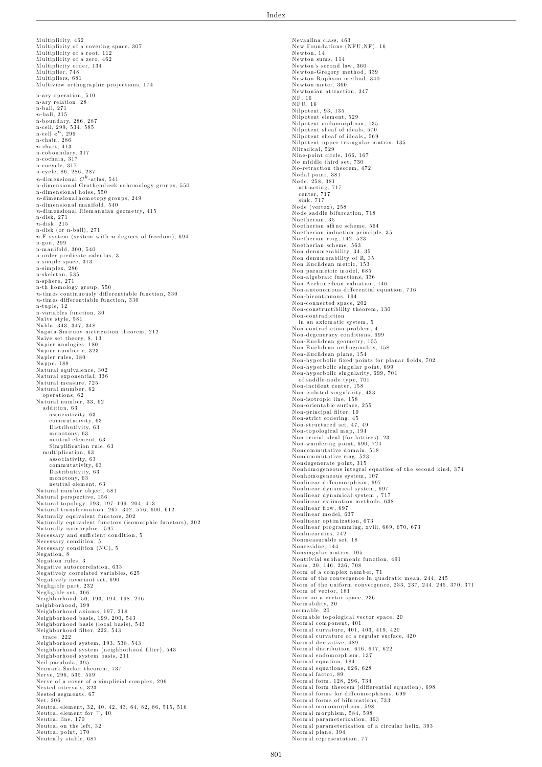Multiplicity, 462
Multiplicity of a covering space, 307
Multiplicity of a root, 112
Multiplicity of a zero, 462
Multiplicity order, 134
Multiplier, 748
Multipliers, 681
Multiview orthographic projections, 174

n-ary operation, 510
n-ary relation, 28
n-ball, 271
$n$-ball, 215
n-boundary, 286, 287
n-cell, 299, 534, 585
n-cell $e^n$, 299
n-chain, 286
$n$-chart, 413
n-coboundary, 317
n-cochain, 317
n-cocycle, 317
n-cycle, 86, 286, 287
$n$-dimensional $C^k$-atlas, 541
n-dimensional Grothendieck cohomology groups, 550
n-dimensional holes, 550
$n$-dimensional homotopy groups, 249
n-dimensional manifold, 540
$n$-dimensional Riemannian geometry, 415
n-disk, 271
$n$-disk, 215
n-disk (or n-ball), 271
$n$-F system (system with $n$ degrees of freedom), 694
n-gon, 299
n-manifold, 300, 540
n-order predicate calculus, 3
n-simple space, 313
n-simplex, 286
n-skeleton, 535
n-sphere, 271
n-th homology group, 550
$n$-times continuously differentiable function, 330
$n$-times differentiable function, 330
n-tuple, 12
n-variables function, 30
Naïve style, 581
Nabla, 343, 347, 348
Nagata-Smirnov metrization theorem, 212
Naïve set theory, 8, 13
Napier analogies, 180
Napier number e, 323
Napier rules, 180
Nappe, 188
Natural equivalence, 302
Natural exponential, 336
Natural measure, 725
Natural number, 62
  operations, 62
Natural number, 33, 62
  addition, 63
    associativity, 63
    commutativity, 63
    Distributivity, 63
    monotony, 63
    neutral element, 63
    Simplification rule, 63
  multiplication, 63
    associativity, 63
    commutativity, 63
    Distributivity, 63
    monotony, 63
    neutral element, 63
Natural number object, 581
Natural perspective, 156
Natural topology, 193, 197–199, 204, 413
Natural transformation, 267, 302, 576, 600, 612
Naturally equivalent functors, 302
Naturally equivalent functors (isomorphic functors), 302
Naturally isomorphic , 597
Necessary and sufficient condition, 5
Necessary condition, 5
Necessary condition (NC), 5
Negation, 8
Negation rules, 3
Negative autocorrelation, 633
Negatively correlated variables, 625
Negatively invariant set, 690
Negligible part, 232
Negligible set, 366
Neighborhood, 50, 193, 194, 198, 216
neighborhood, 199
Neighborhood axioms, 197, 218
Neighborhood basis, 199, 200, 543
Neighborhood basis (local basis), 543
Neighborhood filter, 222, 543
  trace, 222
Neighborhood system, 193, 538, 543
Neighborhood system (neighborhood filter), 543
Neighborhood system basis, 211
Neil parabola, 395
Neimark-Sacker theorem, 737
Nerve, 296, 535, 559
Nerve of a cover of a simplicial complex, 296
Nested intervals, 323
Nested segments, 67
Net, 206
Neutral element, 32, 40, 42, 43, 64, 82, 86, 515, 516
Neutral element for $\top$, 40
Neutral line, 170
Neutral on the left, 32
Neutral point, 170
Neutrally stable, 687

Nevanlina class, 463
New Foundations (NFU,NF), 16
Newton, 14
Newton sums, 114
Newton's second law, 360
Newton-Gregory method, 339
Newton-Raphson method, 340
Newton-meter, 360
Newtonian attraction, 347
NF, 16
NFU, 16
Nilpotent, 93, 135
Nilpotent element, 529
Nilpotent endomorphism, 135
Nilpotent sheaf of ideals, 570
Nilpotent sheaf of ideals,, 569
Nilpotent upper triangular matrix, 135
Nilradical, 529
Nine-point circle, 166, 167
No middle third set, 730
No-retraction theorem, 472
Nodal point, 381
Node, 258, 381
  attracting, 717
  center, 717
  sink, 717
Node (vertex), 258
Node saddle bifurcation, 718
Noetherian, 35
Noetherian affine scheme, 564
Noetherian induction principle, 35
Noetherian ring, 142, 523
Noetherian scheme, 563
Non denumerability, 34, 35
Non denumerability of $\mathbb{R}$, 35
Non Euclidean metric, 153
Non parametric model, 685
Non-algebraic functions, 336
Non-Archimedean valuation, 146
Non-autonomous differential equation, 716
Non-bicontinuous, 194
Non-connected space, 202
Non-constructibility theorem, 130
Non-contradiction
  in an axiomatic system, 5
Non-contradiction problem, 4
Non-degeneracy conditions, 699
Non-Euclidean geometry, 155
Non-Euclidean orthogonality, 158
Non-Euclidean plane, 154
Non-hyperbolic fixed points for planar fields, 702
Non-hyperbolic singular point, 699
Non-hyperbolic singularity, 699, 701
  of saddle-node type, 701
Non-incident center, 158
Non-isolated singularity, 433
Non-isotropic line, 158
Non-orientable surface, 255
Non-principal filter, 19
Non-strict ordering, 45
Non-structured set, 47, 49
Non-topological map, 194
Non-trivial ideal (for lattices), 23
Non-wandering point, 690, 724
Noncommutative domain, 518
Noncommutative ring, 523
Nondegenerate point, 315
Nonhomogeneous integral equation of the second kind, 374
Nonhomogeneous system, 107
Nonlinear diffeomorphism, 697
Nonlinear dynamical system, 697
Nonlinear dynamical system , 717
Nonlinear estimation methods, 638
Nonlinear flow, 697
Nonlinear model, 637
Nonlinear optimization, 673
Nonlinear programming, xviii, 669, 670, 673
Nonlinearities, 742
Nonmeasurable set, 18
Nonresidue, 144
Nonsingular matrix, 105
Nontrivial subharmonic function, 491
Norm, 20, 146, 236, 708
Norm of a complex number, 71
Norm of the convergence in quadratic mean, 244, 245
Norm of the uniform convergence, 233, 237, 244, 245, 370, 371
Norm of vector, 181
Norm on a vector space, 236
Normability, 20
normable, 20
Normable topological vector space, 20
Normal component, 401
Normal curvature, 401, 403, 419, 420
Normal curvature of a regular surface, 420
Normal derivative, 489
Normal distribution, 616, 617, 622
Normal endomorphism, 137
Normal equation, 184
Normal equations, 626, 628
Normal factor, 89
Normal form, 128, 296, 734
Normal form theorem (differential equation), 698
Normal forms for diffeomorphisms, 699
Normal forms of bifurcations, 733
Normal monomorphism, 598
Normal morphism, 584, 598
Normal parameterization, 393
Normal parameterization of a circular helix, 393
Normal plane, 394
Normal representation, 77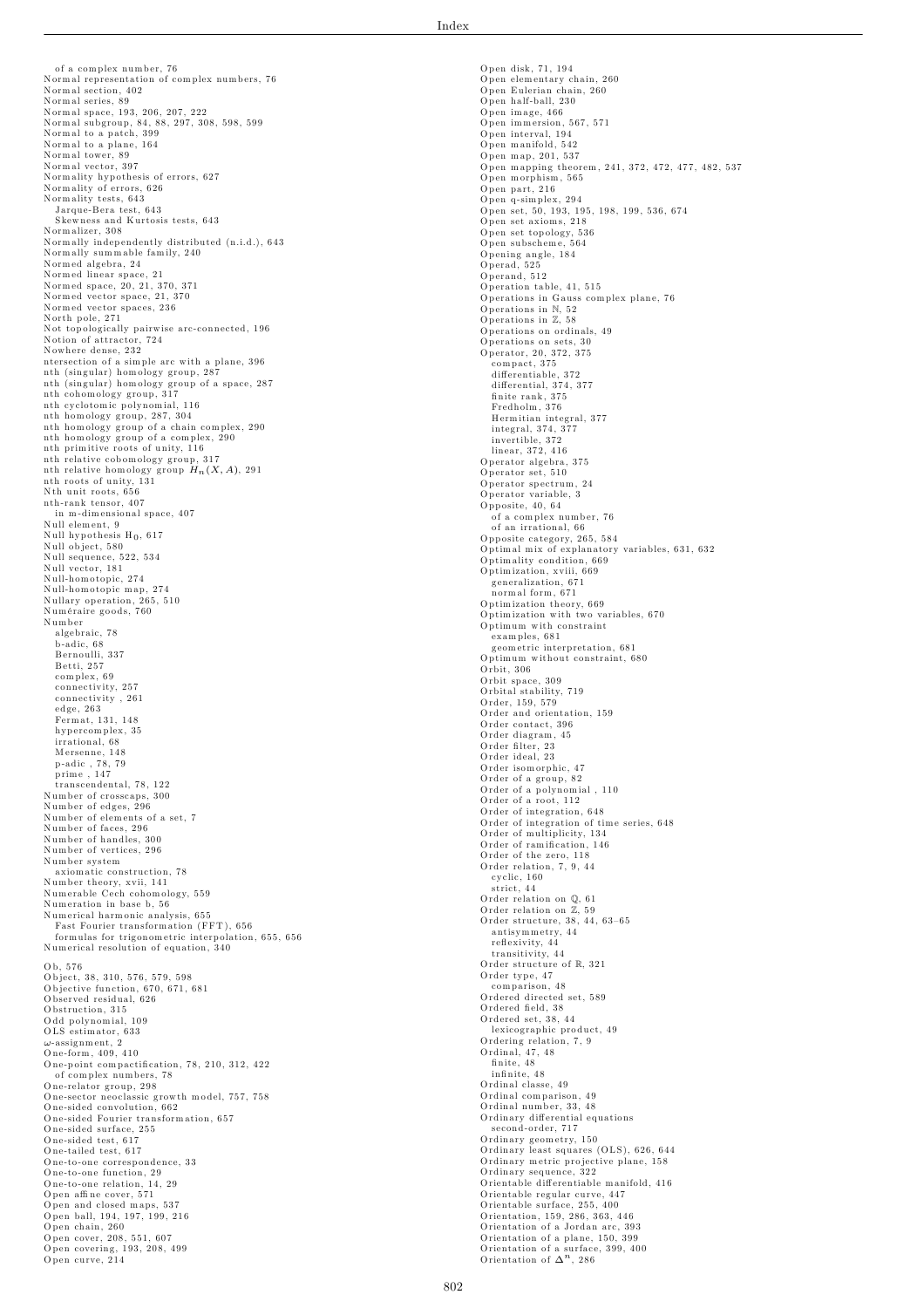of a complex number, 76
Normal representation of complex numbers, 76
Normal section, 402
Normal series, 89
Normal space, 193, 206, 207, 222
Normal subgroup, 84, 88, 297, 308, 598, 599
Normal to a patch, 399
Normal to a plane, 164
Normal tower, 89
Normal vector, 397
Normality hypothesis of errors, 627
Normality of errors, 626
Normality tests, 643
  Jarque-Bera test, 643
  Skewness and Kurtosis tests, 643
Normalizer, 308
Normally independently distributed (n.i.d.), 643
Normally summable family, 240
Normed algebra, 24
Normed linear space, 21
Normed space, 20, 21, 370, 371
Normed vector space, 21, 370
Normed vector spaces, 236
North pole, 271
Not topologically pairwise arc-connected, 196
Notion of attractor, 724
Nowhere dense, 232
ntersection of a simple arc with a plane, 396
nth (singular) homology group, 287
nth (singular) homology group of a space, 287
nth cohomology group, 317
nth cyclotomic polynomial, 116
nth homology group, 287, 304
nth homology group of a chain complex, 290
nth homology group of a complex, 290
nth primitive roots of unity, 116
nth relative cohomology group, 317
nth relative homology group $H_n(X, A)$, 291
nth roots of unity, 131
Nth unit roots, 656
nth-rank tensor, 407
  in m-dimensional space, 407
Null element, 9
Null hypothesis $H_0$, 617
Null object, 580
Null sequence, 522, 534
Null vector, 181
Null-homotopic, 274
Null-homotopic map, 274
Nullary operation, 265, 510
Numéraire goods, 760
Number
  algebraic, 78
  b-adic, 68
  Bernoulli, 337
  Betti, 257
  complex, 69
  connectivity, 257
  connectivity , 261
  edge, 263
  Fermat, 131, 148
  hypercomplex, 35
  irrational, 68
  Mersenne, 148
  p-adic , 78, 79
  prime , 147
  transcendental, 78, 122
Number of crosscaps, 300
Number of edges, 296
Number of elements of a set, 7
Number of faces, 296
Number of handles, 300
Number of vertices, 296
Number system
  axiomatic construction, 78
Number theory, xvii, 141
Numerable Cech cohomology, 559
Numeration in base b, 56
Numerical harmonic analysis, 655
  Fast Fourier transformation (FFT), 656
  formulas for trigonometric interpolation, 655, 656
Numerical resolution of equation, 340

Ob, 576
Object, 38, 310, 576, 579, 598
Objective function, 670, 671, 681
Observed residual, 626
Obstruction, 315
Odd polynomial, 109
OLS estimator, 633
$\omega$-assignment, 2
One-form, 409, 410
One-point compactification, 78, 210, 312, 422
  of complex numbers, 78
One-relator group, 298
One-sector neoclassic growth model, 757, 758
One-sided convolution, 662
One-sided Fourier transformation, 657
One-sided surface, 255
One-sided test, 617
One-tailed test, 617
One-to-one correspondence, 33
One-to-one function, 29
One-to-one relation, 14, 29
Open affine cover, 571
Open and closed maps, 537
Open ball, 194, 197, 199, 216
Open chain, 260
Open cover, 208, 551, 607
Open covering, 193, 208, 499
Open curve, 214
Open disk, 71, 194
Open elementary chain, 260
Open Eulerian chain, 260
Open half-ball, 230
Open image, 466
Open immersion, 567, 571
Open interval, 194
Open manifold, 542
Open map, 201, 537
Open mapping theorem, 241, 372, 472, 477, 482, 537
Open morphism, 565
Open part, 216
Open q-simplex, 294
Open set, 50, 193, 195, 198, 199, 536, 674
Open set axioms, 218
Open set topology, 536
Open subscheme, 564
Opening angle, 184
Operad, 525
Operand, 512
Operation table, 41, 515
Operations in Gauss complex plane, 76
Operations in $\mathbb{N}$, 52
Operations in $\mathbb{Z}$, 58
Operations on ordinals, 49
Operations on sets, 30
Operator, 20, 372, 375
  compact, 375
  differentiable, 372
  differential, 374, 377
  finite rank, 375
  Fredholm, 376
  Hermitian integral, 377
  integral, 374, 377
  invertible, 372
  linear, 372, 416
Operator algebra, 375
Operator set, 510
Operator spectrum, 24
Operator variable, 3
Opposite, 40, 64
  of a complex number, 76
  of an irrational, 66
Opposite category, 265, 584
Optimal mix of explanatory variables, 631, 632
Optimality condition, 669
Optimization, xviii, 669
  generalization, 671
  normal form, 671
Optimization theory, 669
Optimization with two variables, 670
Optimum with constraint
  examples, 681
  geometric interpretation, 681
Optimum without constraint, 680
Orbit, 306
Orbit space, 309
Orbital stability, 719
Order, 159, 579
Order and orientation, 159
Order contact, 396
Order diagram, 45
Order filter, 23
Order ideal, 23
Order isomorphic, 47
Order of a group, 82
Order of a polynomial , 110
Order of a root, 112
Order of integration, 648
Order of integration of time series, 648
Order of multiplicity, 134
Order of ramification, 146
Order of the zero, 118
Order relation, 7, 9, 44
  cyclic, 160
  strict, 44
Order relation on $\mathbb{Q}$, 61
Order relation on $\mathbb{Z}$, 59
Order structure, 38, 44, 63–65
  antisymmetry, 44
  reflexivity, 44
  transitivity, 44
Order structure of $\mathbb{R}$, 321
Order type, 47
  comparison, 48
Ordered directed set, 589
Ordered field, 38
Ordered set, 38, 44
  lexicographic product, 49
Ordering relation, 7, 9
Ordinal, 47, 48
  finite, 48
  infinite, 48
Ordinal classe, 49
Ordinal comparison, 49
Ordinal number, 33, 48
Ordinary differential equations
  second-order, 717
Ordinary geometry, 150
Ordinary least squares (OLS), 626, 644
Ordinary metric projective plane, 158
Ordinary sequence, 322
Orientable differentiable manifold, 416
Orientable regular curve, 447
Orientable surface, 255, 400
Orientation, 159, 286, 363, 446
Orientation of a Jordan arc, 393
Orientation of a plane, 150, 399
Orientation of a surface, 399, 400
Orientation of $\Delta^n$, 286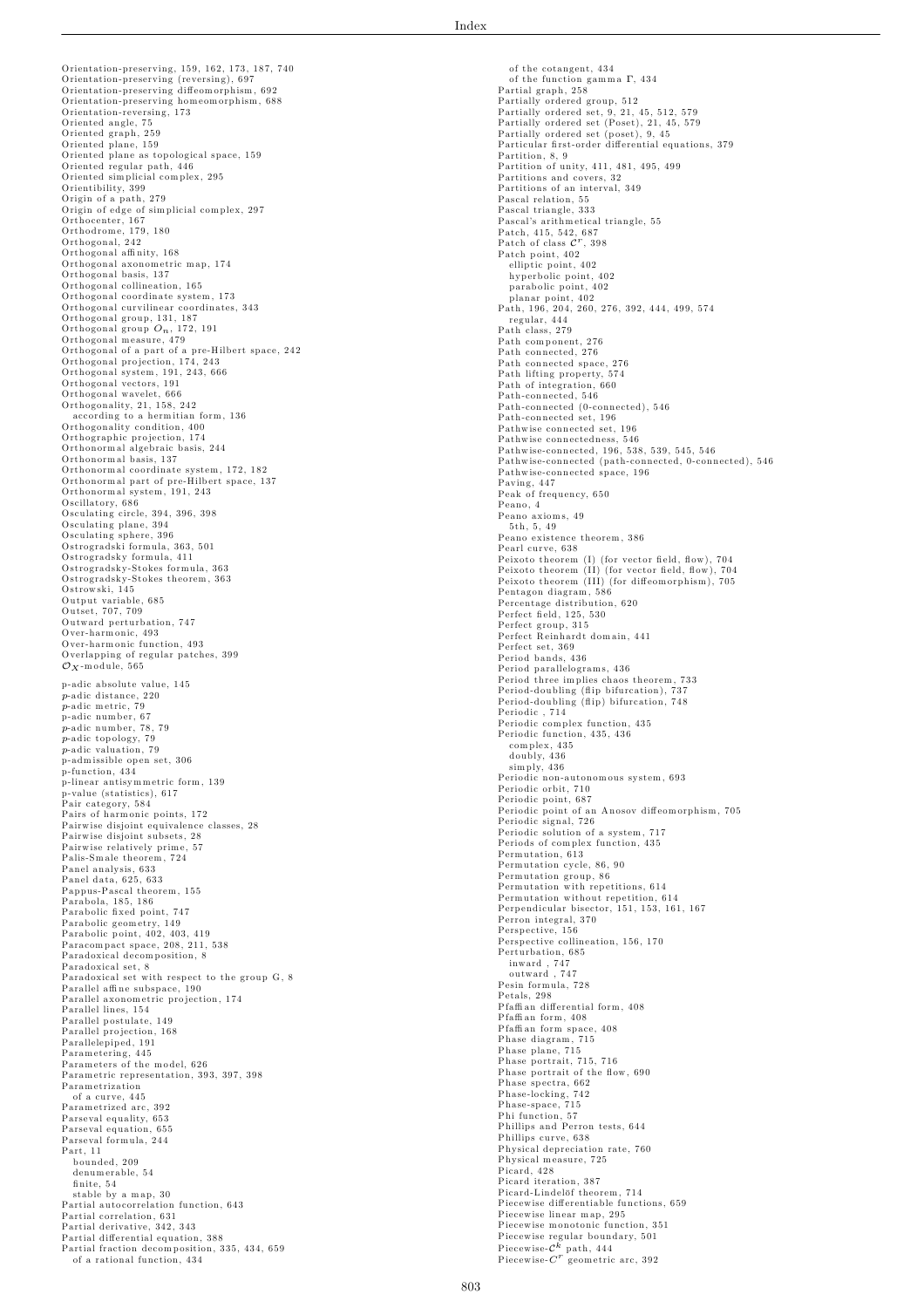Orientation-preserving, 159, 162, 173, 187, 740
Orientation-preserving (reversing), 697
Orientation-preserving diffeomorphism, 692
Orientation-preserving homeomorphism, 688
Orientation-reversing, 173
Oriented angle, 75
Oriented graph, 259
Oriented plane, 159
Oriented plane as topological space, 159
Oriented regular path, 446
Oriented simplicial complex, 295
Orientibility, 399
Origin of a path, 279
Origin of edge of simplicial complex, 297
Orthocenter, 167
Orthodrome, 179, 180
Orthogonal, 242
Orthogonal affinity, 168
Orthogonal axonometric map, 174
Orthogonal basis, 137
Orthogonal collineation, 165
Orthogonal coordinate system, 173
Orthogonal curvilinear coordinates, 343
Orthogonal group, 131, 187
Orthogonal group $O_n$, 172, 191
Orthogonal measure, 479
Orthogonal of a part of a pre-Hilbert space, 242
Orthogonal projection, 174, 243
Orthogonal system, 191, 243, 666
Orthogonal vectors, 191
Orthogonal wavelet, 666
Orthogonality, 21, 158, 242
  according to a hermitian form, 136
Orthogonality condition, 400
Orthographic projection, 174
Orthonormal algebraic basis, 244
Orthonormal basis, 137
Orthonormal coordinate system, 172, 182
Orthonormal part of pre-Hilbert space, 137
Orthonormal system, 191, 243
Oscillatory, 686
Osculating circle, 394, 396, 398
Osculating plane, 394
Osculating sphere, 396
Ostrogradski formula, 363, 501
Ostrogradsky formula, 411
Ostrogradsky-Stokes formula, 363
Ostrogradsky-Stokes theorem, 363
Ostrowski, 145
Output variable, 685
Outset, 707, 709
Outward perturbation, 747
Over-harmonic, 493
Over-harmonic function, 493
Overlapping of regular patches, 399
$\mathcal{O}_X$-module, 565

p-adic absolute value, 145
$p$-adic distance, 220
$p$-adic metric, 79
p-adic number, 67
$p$-adic number, 78, 79
$p$-adic topology, 79
$p$-adic valuation, 79
p-admissible open set, 306
p-function, 434
p-linear antisymmetric form, 139
p-value (statistics), 617
Pair category, 584
Pairs of harmonic points, 172
Pairwise disjoint equivalence classes, 28
Pairwise disjoint subsets, 28
Pairwise relatively prime, 57
Palis-Smale theorem, 724
Panel analysis, 633
Panel data, 625, 633
Pappus-Pascal theorem, 155
Parabola, 185, 186
Parabolic fixed point, 747
Parabolic geometry, 149
Parabolic point, 402, 403, 419
Paracompact space, 208, 211, 538
Paradoxical decomposition, 8
Paradoxical set, 8
Paradoxical set with respect to the group G, 8
Parallel affine subspace, 190
Parallel axonometric projection, 174
Parallel lines, 154
Parallel postulate, 149
Parallel projection, 168
Parallelepiped, 191
Parametering, 445
Parameters of the model, 626
Parametric representation, 393, 397, 398
Parametrization
  of a curve, 445
Parametrized arc, 392
Parseval equality, 653
Parseval equation, 655
Parseval formula, 244
Part, 11
  bounded, 209
  denumerable, 54
  finite, 54
  stable by a map, 30
Partial autocorrelation function, 643
Partial correlation, 631
Partial derivative, 342, 343
Partial differential equation, 388
Partial fraction decomposition, 335, 434, 659
  of a rational function, 434
  of the cotangent, 434
  of the function gamma $\Gamma$, 434
Partial graph, 258
Partially ordered group, 512
Partially ordered set, 9, 21, 45, 512, 579
Partially ordered set (Poset), 21, 45, 579
Partially ordered set (poset), 9, 45
Particular first-order differential equations, 379
Partition, 8, 9
Partition of unity, 411, 481, 495, 499
Partitions and covers, 32
Partitions of an interval, 349
Pascal relation, 55
Pascal triangle, 333
Pascal's arithmetical triangle, 55
Patch, 415, 542, 687
Patch of class $\mathcal{C}^r$, 398
Patch point, 402
  elliptic point, 402
  hyperbolic point, 402
  parabolic point, 402
  planar point, 402
Path, 196, 204, 260, 276, 392, 444, 499, 574
  regular, 444
Path class, 279
Path component, 276
Path connected, 276
Path connected space, 276
Path lifting property, 574
Path of integration, 660
Path-connected, 546
Path-connected (0-connected), 546
Path-connected set, 196
Pathwise connected set, 196
Pathwise connectedness, 546
Pathwise-connected, 196, 538, 539, 545, 546
Pathwise-connected (path-connected, 0-connected), 546
Pathwise-connected space, 196
Paving, 447
Peak of frequency, 650
Peano, 4
Peano axioms, 49
  5th, 5, 49
Peano existence theorem, 386
Pearl curve, 638
Peixoto theorem (I) (for vector field, flow), 704
Peixoto theorem (II) (for vector field, flow), 704
Peixoto theorem (III) (for diffeomorphism), 705
Pentagon diagram, 586
Percentage distribution, 620
Perfect field, 125, 530
Perfect group, 315
Perfect Reinhardt domain, 441
Perfect set, 369
Period bands, 436
Period parallelograms, 436
Period three implies chaos theorem, 733
Period-doubling (flip bifurcation), 737
Period-doubling (flip) bifurcation, 748
Periodic , 714
Periodic complex function, 435
Periodic function, 435, 436
  complex, 435
  doubly, 436
  simply, 436
Periodic non-autonomous system, 693
Periodic orbit, 710
Periodic point, 687
Periodic point of an Anosov diffeomorphism, 705
Periodic signal, 726
Periodic solution of a system, 717
Periods of complex function, 435
Permutation, 613
Permutation cycle, 86, 90
Permutation group, 86
Permutation with repetitions, 614
Permutation without repetition, 614
Perpendicular bisector, 151, 153, 161, 167
Perron integral, 370
Perspective, 156
Perspective collineation, 156, 170
Perturbation, 685
  inward , 747
  outward , 747
Pesin formula, 728
Petals, 298
Pfaffian differential form, 408
Pfaffian form, 408
Pfaffian form space, 408
Phase diagram, 715
Phase plane, 715
Phase portrait, 715, 716
Phase portrait of the flow, 690
Phase spectra, 662
Phase-locking, 742
Phase-space, 715
Phi function, 57
Phillips and Perron tests, 644
Phillips curve, 638
Physical depreciation rate, 760
Physical measure, 725
Picard, 428
Picard iteration, 387
Picard-Lindelöf theorem, 714
Piecewise differentiable functions, 659
Piecewise linear map, 295
Piecewise monotonic function, 351
Piecewise regular boundary, 501
Piecewise-$\mathcal{C}^k$ path, 444
Piecewise-$C^r$ geometric arc, 392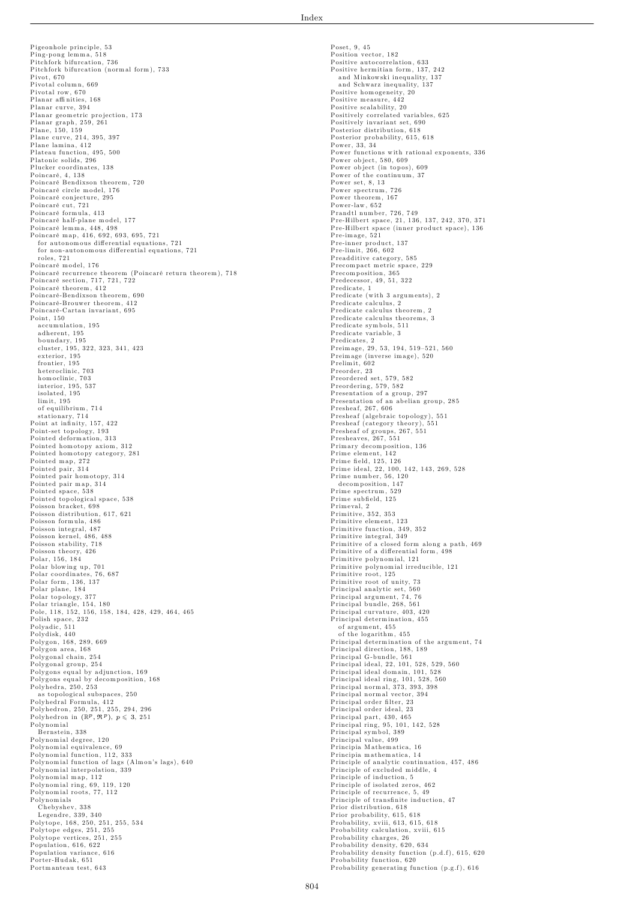Pigeonhole principle, 53
Ping-pong lemma, 518
Pitchfork bifurcation, 736
Pitchfork bifurcation (normal form), 733
Pivot, 670
Pivotal column, 669
Pivotal row, 670
Planar affinities, 168
Planar curve, 394
Planar geometric projection, 173
Planar graph, 259, 261
Plane, 150, 159
Plane curve, 214, 395, 397
Plane lamina, 412
Plateau function, 495, 500
Platonic solids, 296
Plucker coordinates, 138
Poincaré, 4, 138
Poincaré Bendixson theorem, 720
Poincaré circle model, 176
Poincaré conjecture, 295
Poincaré cut, 721
Poincaré formula, 413
Poincaré half-plane model, 177
Poincaré lemma, 448, 498
Poincaré map, 416, 692, 693, 695, 721
  for autonomous differential equations, 721
  for non-autonomous differential equations, 721
  roles, 721
Poincaré model, 176
Poincaré recurrence theorem (Poincaré return theorem), 718
Poincaré section, 717, 721, 722
Poincaré theorem, 412
Poincaré-Bendixson theorem, 690
Poincaré-Brouwer theorem, 412
Poincaré-Cartan invariant, 695
Point, 150
  accumulation, 195
  adherent, 195
  boundary, 195
  cluster, 195, 322, 323, 341, 423
  exterior, 195
  frontier, 195
  heteroclinic, 703
  homoclinic, 703
  interior, 195, 537
  isolated, 195
  limit, 195
  of equilibrium, 714
  stationary, 714
Point at infinity, 157, 422
Point-set topology, 193
Pointed deformation, 313
Pointed homotopy axiom, 312
Pointed homotopy category, 281
Pointed map, 272
Pointed pair, 314
Pointed pair homotopy, 314
Pointed pair map, 314
Pointed space, 538
Pointed topological space, 538
Poisson bracket, 698
Poisson distribution, 617, 621
Poisson formula, 486
Poisson integral, 487
Poisson kernel, 486, 488
Poisson stability, 718
Poisson theory, 426
Polar, 156, 184
Polar blowing up, 701
Polar coordinates, 76, 687
Polar form, 136, 137
Polar plane, 184
Polar topology, 377
Polar triangle, 154, 180
Pole, 118, 152, 156, 158, 184, 428, 429, 464, 465
Polish space, 232
Polyadic, 511
Polydisk, 440
Polygon, 168, 289, 669
Polygon area, 168
Polygonal chain, 254
Polygonal group, 254
Polygons equal by adjunction, 169
Polygons equal by decomposition, 168
Polyhedra, 250, 253
  as topological subspaces, 250
Polyhedral Formula, 412
Polyhedron, 250, 251, 255, 294, 296
Polyhedron in $(\mathbb{R}^p, \Re^p)$, $p \leqslant 3$, 251
Polynomial
  Bernstein, 338
Polynomial degree, 120
Polynomial equivalence, 69
Polynomial function, 112, 333
Polynomial function of lags (Almon's lags), 640
Polynomial interpolation, 339
Polynomial map, 112
Polynomial ring, 69, 119, 120
Polynomial roots, 77, 112
Polynomials
  Chebyshev, 338
  Legendre, 339, 340
Polytope, 168, 250, 251, 255, 534
Polytope edges, 251, 255
Polytope vertices, 251, 255
Population, 616, 622
Population variance, 616
Porter-Hudak, 651
Portmanteau test, 643
Poset, 9, 45
Position vector, 182
Positive autocorrelation, 633
Positive hermitian form, 137, 242
  and Minkowski inequality, 137
  and Schwarz inequality, 137
Positive homogeneity, 20
Positive measure, 442
Positive scalability, 20
Positively correlated variables, 625
Positively invariant set, 690
Posterior distribution, 618
Posterior probability, 615, 618
Power, 33, 34
Power functions with rational exponents, 336
Power object, 580, 609
Power object (in topos), 609
Power of the continuum, 37
Power set, 8, 13
Power spectrum, 726
Power theorem, 167
Power-law, 652
Prandtl number, 726, 749
Pre-Hilbert space, 21, 136, 137, 242, 370, 371
Pre-Hilbert space (inner product space), 136
Pre-image, 521
Pre-inner product, 137
Pre-limit, 266, 602
Preadditive category, 585
Precompact metric space, 229
Precomposition, 365
Predecessor, 49, 51, 322
Predicate, 1
Predicate (with 3 arguments), 2
Predicate calculus, 2
Predicate calculus theorem, 2
Predicate calculus theorems, 3
Predicate symbols, 511
Predicate variable, 3
Predicates, 2
Preimage, 29, 53, 194, 519–521, 560
Preimage (inverse image), 520
Prelimit, 602
Preorder, 23
Preordered set, 579, 582
Preordering, 579, 582
Presentation of a group, 297
Presentation of an abelian group, 285
Presheaf, 267, 606
Presheaf (algebraic topology), 551
Presheaf (category theory), 551
Presheaf of groups, 267, 551
Presheaves, 267, 551
Primary decomposition, 136
Prime element, 142
Prime field, 125, 126
Prime ideal, 22, 100, 142, 143, 269, 528
Prime number, 56, 120
  decomposition, 147
Prime spectrum, 529
Prime subfield, 125
Primeval, 2
Primitive, 352, 353
Primitive element, 123
Primitive function, 349, 352
Primitive integral, 349
Primitive of a closed form along a path, 469
Primitive of a differential form, 498
Primitive polynomial, 121
Primitive polynomial irreducible, 121
Primitive root, 125
Primitive root of unity, 73
Principal analytic set, 560
Principal argument, 74, 76
Principal bundle, 268, 561
Principal curvature, 403, 420
Principal determination, 455
  of argument, 455
  of the logarithm, 455
Principal determination of the argument, 74
Principal direction, 188, 189
Principal G-bundle, 561
Principal ideal, 22, 101, 528, 529, 560
Principal ideal domain, 101, 528
Principal ideal ring, 101, 528, 560
Principal normal, 373, 393, 398
Principal normal vector, 394
Principal order filter, 23
Principal order ideal, 23
Principal part, 430, 465
Principal ring, 95, 101, 142, 528
Principal symbol, 389
Principal value, 499
Principia Mathematica, 16
Principia mathematica, 14
Principle of analytic continuation, 457, 486
Principle of excluded middle, 4
Principle of induction, 5
Principle of isolated zeros, 462
Principle of recurrence, 5, 49
Principle of transfinite induction, 47
Prior distribution, 618
Prior probability, 615, 618
Probability, xviii, 613, 615, 618
Probability calculation, xviii, 615
Probability charges, 26
Probability density, 620, 634
Probability density function (p.d.f), 615, 620
Probability function, 620
Probability generating function (p.g.f), 616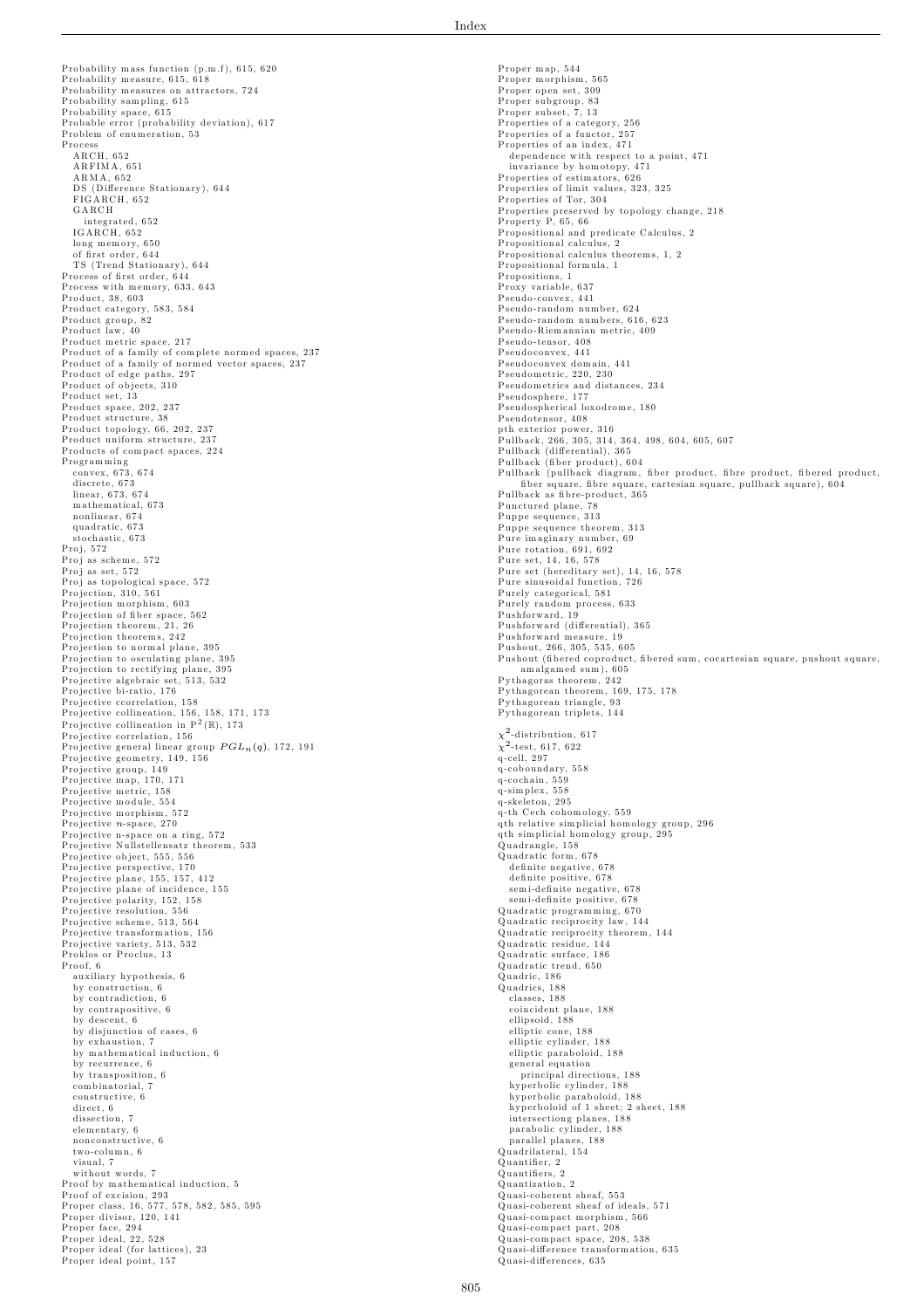Probability mass function (p.m.f), 615, 620
Probability measure, 615, 618
Probability measures on attractors, 724
Probability sampling, 615
Probability space, 615
Probable error (probability deviation), 617
Problem of enumeration, 53
Process
  ARCH, 652
  ARFIMA, 651
  ARMA, 652
  DS (Difference Stationary), 644
  FIGARCH, 652
  GARCH
    integrated, 652
  IGARCH, 652
  long memory, 650
  of first order, 644
  TS (Trend Stationary), 644
Process of first order, 644
Process with memory, 633, 643
Product, 38, 603
Product category, 583, 584
Product group, 82
Product law, 40
Product metric space, 217
Product of a family of complete normed spaces, 237
Product of a family of normed vector spaces, 237
Product of edge paths, 297
Product of objects, 310
Product set, 13
Product space, 202, 237
Product structure, 38
Product topology, 66, 202, 237
Product uniform structure, 237
Products of compact spaces, 224
Programming
  convex, 673, 674
  discrete, 673
  linear, 673, 674
  mathematical, 673
  nonlinear, 674
  quadratic, 673
  stochastic, 673
Proj, 572
Proj as scheme, 572
Proj as set, 572
Proj as topological space, 572
Projection, 310, 561
Projection morphism, 603
Projection of fiber space, 562
Projection theorem, 21, 26
Projection theorems, 242
Projection to normal plane, 395
Projection to osculating plane, 395
Projection to rectifying plane, 395
Projective algebraic set, 513, 532
Projective bi-ratio, 176
Projective ccorrelation, 158
Projective collineation, 156, 158, 171, 173
Projective collineation in $P^2(\mathbb{R})$, 173
Projective correlation, 156
Projective general linear group $PGL_n(q)$, 172, 191
Projective geometry, 149, 156
Projective group, 149
Projective map, 170, 171
Projective metric, 158
Projective module, 554
Projective morphism, 572
Projective $n$-space, 270
Projective n-space on a ring, 572
Projective Nullstellensatz theorem, 533
Projective object, 555, 556
Projective perspective, 170
Projective plane, 155, 157, 412
Projective plane of incidence, 155
Projective polarity, 152, 158
Projective resolution, 556
Projective scheme, 513, 564
Projective transformation, 156
Projective variety, 513, 532
Proklos or Proclus, 13
Proof, 6
  auxiliary hypothesis, 6
  by construction, 6
  by contradiction, 6
  by contrapositive, 6
  by descent, 6
  by disjunction of cases, 6
  by exhaustion, 7
  by mathematical induction, 6
  by recurrence, 6
  by transposition, 6
  combinatorial, 7
  constructive, 6
  direct, 6
  dissection, 7
  elementary, 6
  nonconstructive, 6
  two-column, 6
  visual, 7
  without words, 7
Proof by mathematical induction, 5
Proof of excision, 293
Proper class, 16, 577, 578, 582, 585, 595
Proper divisor, 120, 141
Proper face, 294
Proper ideal, 22, 528
Proper ideal (for lattices), 23
Proper ideal point, 157
Proper map, 544
Proper morphism, 565
Proper open set, 309
Proper subgroup, 83
Proper subset, 7, 13
Properties of a category, 256
Properties of a functor, 257
Properties of an index, 471
  dependence with respect to a point, 471
  invariance by homotopy, 471
Properties of estimators, 626
Properties of limit values, 323, 325
Properties of Tor, 304
Properties preserved by topology change, 218
Property P, 65, 66
Propositional and predicate Calculus, 2
Propositional calculus, 2
Propositional calculus theorems, 1, 2
Propositional formula, 1
Propositions, 1
Proxy variable, 637
Pseudo-convex, 441
Pseudo-random number, 624
Pseudo-random numbers, 616, 623
Pseudo-Riemannian metric, 409
Pseudo-tensor, 408
Pseudoconvex, 441
Pseudoconvex domain, 441
Pseudometric, 220, 230
Pseudometrics and distances, 234
Pseudosphere, 177
Pseudospherical loxodrome, 180
Pseudotensor, 408
pth exterior power, 316
Pullback, 266, 305, 314, 364, 498, 604, 605, 607
Pullback (differential), 365
Pullback (fiber product), 604
Pullback (pullback diagram, fiber product, fibre product, fibered product, fiber square, fibre square, cartesian square, pullback square), 604
Pullback as fibre-product, 365
Punctured plane, 78
Puppe sequence, 313
Puppe sequence theorem, 313
Pure imaginary number, 69
Pure rotation, 691, 692
Pure set, 14, 16, 578
Pure set (hereditary set), 14, 16, 578
Pure sinusoidal function, 726
Purely categorical, 581
Purely random process, 633
Pushforward, 19
Pushforward (differential), 365
Pushforward measure, 19
Pushout, 266, 305, 535, 605
Pushout (fibered coproduct, fibered sum, cocartesian square, pushout square, amalgamed sum), 605
Pythagoras theorem, 242
Pythagorean theorem, 169, 175, 178
Pythagorean triangle, 93
Pythagorean triplets, 144

$\chi^2$-distribution, 617
$\chi^2$-test, 617, 622
q-cell, 297
q-coboundary, 558
q-cochain, 559
q-simplex, 558
q-skeleton, 295
q-th Cech cohomology, 559
qth relative simplicial homology group, 296
qth simplicial homology group, 295
Quadrangle, 158
Quadratic form, 678
  definite negative, 678
  definite positive, 678
  semi-definite negative, 678
  semi-definite positive, 678
Quadratic programming, 670
Quadratic reciprocity law, 144
Quadratic reciprocity theorem, 144
Quadratic residue, 144
Quadratic surface, 186
Quadratic trend, 650
Quadric, 186
Quadrics, 188
  classes, 188
  coincident plane, 188
  ellipsoid, 188
  elliptic cone, 188
  elliptic cylinder, 188
  elliptic paraboloid, 188
  general equation
    principal directions, 188
  hyperbolic cylinder, 188
  hyperbolic paraboloid, 188
  hyperboloid of 1 sheet; 2 sheet, 188
  intersectiong planes, 188
  parabolic cylinder, 188
  parallel planes, 188
Quadrilateral, 154
Quantifier, 2
Quantifiers, 2
Quantization, 2
Quasi-coherent sheaf, 553
Quasi-coherent sheaf of ideals, 571
Quasi-compact morphism, 566
Quasi-compact part, 208
Quasi-compact space, 208, 538
Quasi-difference transformation, 635
Quasi-differences, 635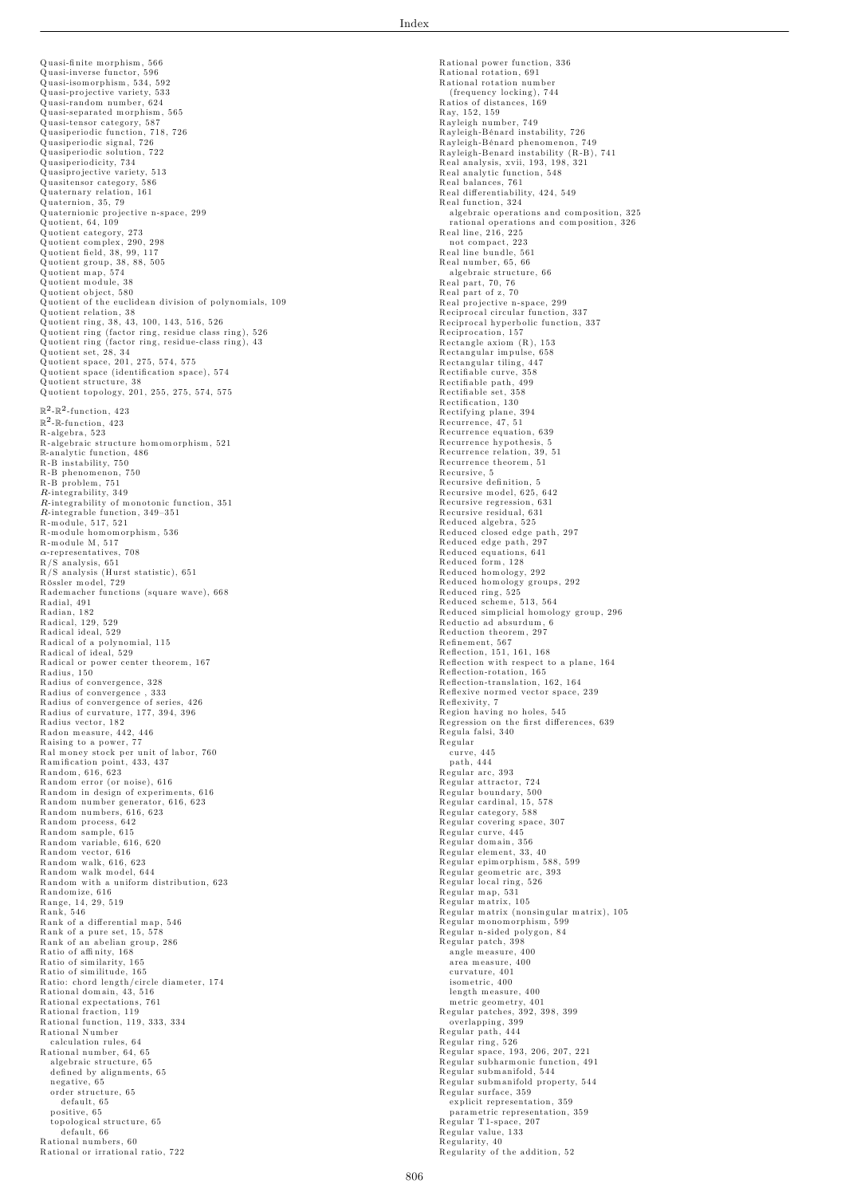Quasi-finite morphism, 566
Quasi-inverse functor, 596
Quasi-isomorphism, 534, 592
Quasi-projective variety, 533
Quasi-random number, 624
Quasi-separated morphism, 565
Quasi-tensor category, 587
Quasiperiodic function, 718, 726
Quasiperiodic signal, 726
Quasiperiodic solution, 722
Quasiperiodicity, 734
Quasiprojective variety, 513
Quasitensor category, 586
Quaternary relation, 161
Quaternion, 35, 79
Quaternionic projective n-space, 299
Quotient, 64, 109
Quotient category, 273
Quotient complex, 290, 298
Quotient field, 38, 99, 117
Quotient group, 38, 88, 505
Quotient map, 574
Quotient module, 38
Quotient object, 580
Quotient of the euclidean division of polynomials, 109
Quotient relation, 38
Quotient ring, 38, 43, 100, 143, 516, 526
Quotient ring (factor ring, residue class ring), 526
Quotient ring (factor ring, residue-class ring), 43
Quotient set, 28, 34
Quotient space, 201, 275, 574, 575
Quotient space (identification space), 574
Quotient structure, 38
Quotient topology, 201, 255, 275, 574, 575

$\mathbb{R}^2$-$\mathbb{R}^2$-function, 423
$\mathbb{R}^2$-$\mathbb{R}$-function, 423
R-algebra, 523
R-algebraic structure homomorphism, 521
$\mathbb{R}$-analytic function, 486
R-B instability, 750
R-B phenomenon, 750
R-B problem, 751
$R$-integrability, 349
$R$-integrability of monotonic function, 351
$R$-integrable function, 349–351
R-module, 517, 521
R-module homomorphism, 536
R-module M, 517
$\alpha$-representatives, 708
R/S analysis, 651
R/S analysis (Hurst statistic), 651
Rössler model, 729
Rademacher functions (square wave), 668
Radial, 491
Radian, 182
Radical, 129, 529
Radical ideal, 529
Radical of a polynomial, 115
Radical of ideal, 529
Radical or power center theorem, 167
Radius, 150
Radius of convergence, 328
Radius of convergence , 333
Radius of convergence of series, 426
Radius of curvature, 177, 394, 396
Radius vector, 182
Radon measure, 442, 446
Raising to a power, 77
Ral money stock per unit of labor, 760
Ramification point, 433, 437
Random, 616, 623
Random error (or noise), 616
Random in design of experiments, 616
Random number generator, 616, 623
Random numbers, 616, 623
Random process, 642
Random sample, 615
Random variable, 616, 620
Random vector, 616
Random walk, 616, 623
Random walk model, 644
Random with a uniform distribution, 623
Randomize, 616
Range, 14, 29, 519
Rank, 546
Rank of a differential map, 546
Rank of a pure set, 15, 578
Rank of an abelian group, 286
Ratio of affinity, 168
Ratio of similarity, 165
Ratio of similitude, 165
Ratio: chord length/circle diameter, 174
Rational domain, 43, 516
Rational expectations, 761
Rational fraction, 119
Rational function, 119, 333, 334
Rational Number
  calculation rules, 64
Rational number, 64, 65
  algebraic structure, 65
  defined by alignments, 65
  negative, 65
  order structure, 65
    default, 65
  positive, 65
  topological structure, 65
    default, 66
Rational numbers, 60
Rational or irrational ratio, 722
Rational power function, 336
Rational rotation, 691
Rational rotation number
  (frequency locking), 744
Ratios of distances, 169
Ray, 152, 159
Rayleigh number, 749
Rayleigh-Bénard instability, 726
Rayleigh-Bénard phenomenon, 749
Rayleigh-Benard instability (R-B), 741
Real analysis, xvii, 193, 198, 321
Real analytic function, 548
Real balances, 761
Real differentiability, 424, 549
Real function, 324
  algebraic operations and composition, 325
  rational operations and composition, 326
Real line, 216, 225
  not compact, 223
Real line bundle, 561
Real number, 65, 66
  algebraic structure, 66
Real part, 70, 76
Real part of z, 70
Real projective n-space, 299
Reciprocal circular function, 337
Reciprocal hyperbolic function, 337
Reciprocation, 157
Rectangle axiom (R), 153
Rectangular impulse, 658
Rectangular tiling, 447
Rectifiable curve, 358
Rectifiable path, 499
Rectifiable set, 358
Rectification, 130
Rectifying plane, 394
Recurrence, 47, 51
Recurrence equation, 639
Recurrence hypothesis, 5
Recurrence relation, 39, 51
Recurrence theorem, 51
Recursive, 5
Recursive definition, 5
Recursive model, 625, 642
Recursive regression, 631
Recursive residual, 631
Reduced algebra, 525
Reduced closed edge path, 297
Reduced edge path, 297
Reduced equations, 641
Reduced form, 128
Reduced homology, 292
Reduced homology groups, 292
Reduced ring, 525
Reduced scheme, 513, 564
Reduced simplicial homology group, 296
Reductio ad absurdum, 6
Reduction theorem, 297
Refinement, 567
Reflection, 151, 161, 168
Reflection with respect to a plane, 164
Reflection-rotation, 165
Reflection-translation, 162, 164
Reflexive normed vector space, 239
Reflexivity, 7
Region having no holes, 545
Regression on the first differences, 639
Regula falsi, 340
Regular
  curve, 445
  path, 444
Regular arc, 393
Regular attractor, 724
Regular boundary, 500
Regular cardinal, 15, 578
Regular category, 588
Regular covering space, 307
Regular curve, 445
Regular domain, 356
Regular element, 33, 40
Regular epimorphism, 588, 599
Regular geometric arc, 393
Regular local ring, 526
Regular map, 531
Regular matrix, 105
Regular matrix (nonsingular matrix), 105
Regular monomorphism, 599
Regular n-sided polygon, 84
Regular patch, 398
  angle measure, 400
  area measure, 400
  curvature, 401
  isometric, 400
  length measure, 400
  metric geometry, 401
Regular patches, 392, 398, 399
  overlapping, 399
Regular path, 444
Regular ring, 526
Regular space, 193, 206, 207, 221
Regular subharmonic function, 491
Regular submanifold, 544
Regular submanifold property, 544
Regular surface, 359
  explicit representation, 359
  parametric representation, 359
Regular T1-space, 207
Regular value, 133
Regularity, 40
Regularity of the addition, 52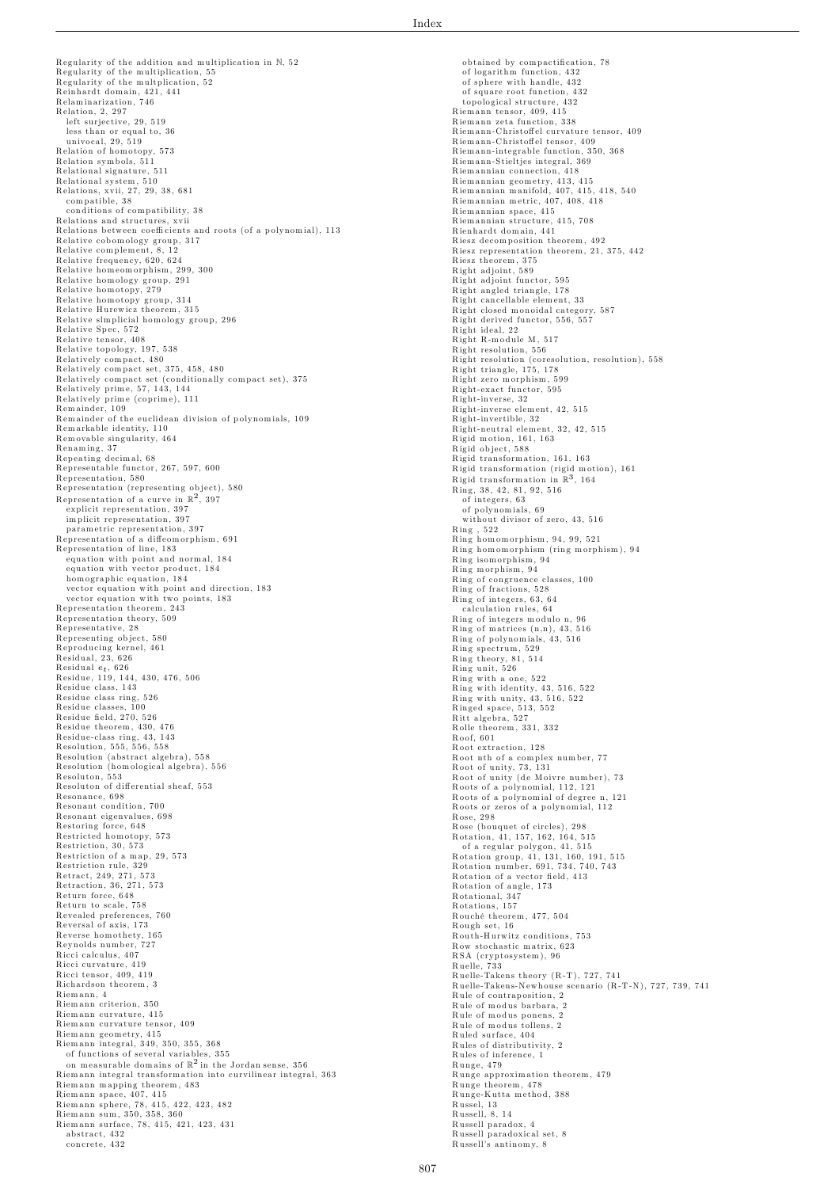Regularity of the addition and multiplication in $\mathbb{N}$, 52
Regularity of the multiplication, 55
Regularity of the multplication, 52
Reinhardt domain, 421, 441
Relaminarization, 746
Relation, 2, 297
  left surjective, 29, 519
  less than or equal to, 36
  univocal, 29, 519
Relation of homotopy, 573
Relation symbols, 511
Relational signature, 511
Relational system, 510
Relations, xvii, 27, 29, 38, 681
  compatible, 38
  conditions of compatibility, 38
Relations and structures, xvii
Relations between coefficients and roots (of a polynomial), 113
Relative cobomology group, 317
Relative complement, 8, 12
Relative frequency, 620, 624
Relative homeomorphism, 299, 300
Relative homology group, 291
Relative homotopy, 279
Relative homotopy group, 314
Relative Hurewicz theorem, 315
Relative slmplicial homology group, 296
Relative Spec, 572
Relative tensor, 408
Relative topology, 197, 538
Relatively compact, 480
Relatively compact set, 375, 458, 480
Relatively compact set (conditionally compact set), 375
Relatively prime, 57, 143, 144
Relatively prime (coprime), 111
Remainder, 109
Remainder of the euclidean division of polynomials, 109
Remarkable identity, 110
Removable singularity, 464
Renaming, 37
Repeating decimal, 68
Representable functor, 267, 597, 600
Representation, 580
Representation (representing object), 580
Representation of a curve in $\mathbb{R}^2$, 397
  explicit representation, 397
  implicit representation, 397
  parametric representation, 397
Representation of a diffeomorphism, 691
Representation of line, 183
  equation with point and normal, 184
  equation with vector product, 184
  homographic equation, 184
  vector equation with point and direction, 183
  vector equation with two points, 183
Representation theorem, 243
Representation theory, 509
Representative, 28
Representing object, 580
Reproducing kernel, 461
Residual, 23, 626
Residual $e_t$, 626
Residue, 119, 144, 430, 476, 506
Residue class, 143
Residue class ring, 526
Residue classes, 100
Residue field, 270, 526
Residue theorem, 430, 476
Residue-class ring, 43, 143
Resolution, 555, 556, 558
Resolution (abstract algebra), 558
Resolution (homological algebra), 556
Resoluton, 553
Resoluton of differential sheaf, 553
Resonance, 698
Resonant condition, 700
Resonant eigenvalues, 698
Restoring force, 648
Restricted homotopy, 573
Restriction, 30, 573
Restriction of a map, 29, 573
Restriction rule, 329
Retract, 249, 271, 573
Retraction, 36, 271, 573
Return force, 648
Return to scale, 758
Revealed preferences, 760
Reversal of axis, 173
Reverse homothety, 165
Reynolds number, 727
Ricci calculus, 407
Ricci curvature, 419
Ricci tensor, 409, 419
Richardson theorem, 3
Riemann, 4
Riemann criterion, 350
Riemann curvature, 415
Riemann curvature tensor, 409
Riemann geometry, 415
Riemann integral, 349, 350, 355, 368
  of functions of several variables, 355
  on measurable domains of $\mathbb{R}^2$ in the Jordan sense, 356
Riemann integral transformation into curvilinear integral, 363
Riemann mapping theorem, 483
Riemann space, 407, 415
Riemann sphere, 78, 415, 422, 423, 482
Riemann sum, 350, 358, 360
Riemann surface, 78, 415, 421, 423, 431
  abstract, 432
  concrete, 432
  obtained by compactification, 78
  of logarithm function, 432
  of sphere with handle, 432
  of square root function, 432
  topological structure, 432
Riemann tensor, 409, 415
Riemann zeta function, 338
Riemann-Christoffel curvature tensor, 409
Riemann-Christoffel tensor, 409
Riemann-integrable function, 350, 368
Riemann-Stieltjes integral, 369
Riemannian connection, 418
Riemannian geometry, 413, 415
Riemannian manifold, 407, 415, 418, 540
Riemannian metric, 407, 408, 418
Riemannian space, 415
Riemannian structure, 415, 708
Rienhardt domain, 441
Riesz decomposition theorem, 492
Riesz representation theorem, 21, 375, 442
Riesz theorem, 375
Right adjoint, 589
Right adjoint functor, 595
Right angled triangle, 178
Right cancellable element, 33
Right closed monoidal category, 587
Right derived functor, 556, 557
Right ideal, 22
Right R-module M, 517
Right resolution, 556
Right resolution (coresolution, resolution), 558
Right triangle, 175, 178
Right zero morphism, 599
Right-exact functor, 595
Right-inverse, 32
Right-inverse element, 42, 515
Right-invertible, 32
Right-neutral element, 32, 42, 515
Rigid motion, 161, 163
Rigid object, 588
Rigid transformation, 161, 163
Rigid transformation (rigid motion), 161
Rigid transformation in $\mathbb{R}^3$, 164
Ring, 38, 42, 81, 92, 516
  of integers, 63
  of polynomials, 69
  without divisor of zero, 43, 516
Ring , 522
Ring homomorphism, 94, 99, 521
Ring homomorphism (ring morphism), 94
Ring isomorphism, 94
Ring morphism, 94
Ring of congruence classes, 100
Ring of fractions, 528
Ring of integers, 63, 64
  calculation rules, 64
Ring of integers modulo n, 96
Ring of matrices (n,n), 43, 516
Ring of polynomials, 43, 516
Ring spectrum, 529
Ring theory, 81, 514
Ring unit, 526
Ring with a one, 522
Ring with identity, 43, 516, 522
Ring with unity, 43, 516, 522
Ringed space, 513, 552
Ritt algebra, 527
Rolle theorem, 331, 332
Roof, 601
Root extraction, 128
Root nth of a complex number, 77
Root of unity, 73, 131
Root of unity (de Moivre number), 73
Roots of a polynomial, 112, 121
Roots of a polynomial of degree n, 121
Roots or zeros of a polynomial, 112
Rose, 298
Rose (bouquet of circles), 298
Rotation, 41, 157, 162, 164, 515
  of a regular polygon, 41, 515
Rotation group, 41, 131, 160, 191, 515
Rotation number, 691, 734, 740, 743
Rotation of a vector field, 413
Rotation of angle, 173
Rotational, 347
Rotations, 157
Rouché theorem, 477, 504
Rough set, 16
Routh-Hurwitz conditions, 753
Row stochastic matrix, 623
RSA (cryptosystem), 96
Ruelle, 733
Ruelle-Takens theory (R-T), 727, 741
Ruelle-Takens-Newhouse scenario (R-T-N), 727, 739, 741
Rule of contraposition, 2
Rule of modus barbara, 2
Rule of modus ponens, 2
Rule of modus tollens, 2
Ruled surface, 404
Rules of distributivity, 2
Rules of inference, 1
Runge, 479
Runge approximation theorem, 479
Runge theorem, 478
Runge-Kutta method, 388
Russel, 13
Russell, 8, 14
Russell paradox, 4
Russell paradoxical set, 8
Russell's antinomy, 8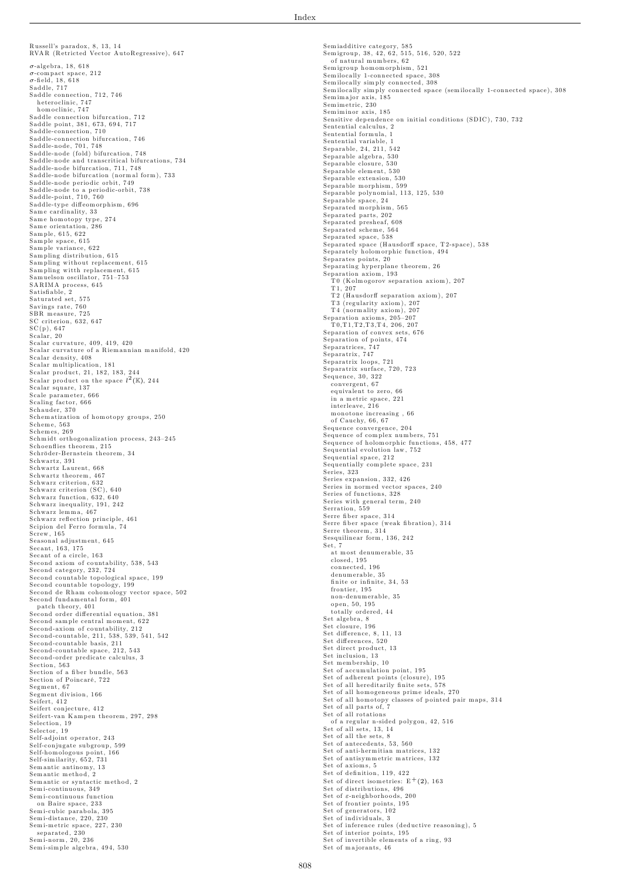Russell's paradox, 8, 13, 14
RVAR (Retricted Vector AutoRegressive), 647

$\sigma$-algebra, 18, 618
$\sigma$-compact space, 212
$\sigma$-field, 18, 618
Saddle, 717
Saddle connection, 712, 746
  heteroclinic, 747
  homoclinic, 747
Saddle connection bifurcation, 712
Saddle point, 381, 673, 694, 717
Saddle-connection, 710
Saddle-connection bifurcation, 746
Saddle-node, 701, 748
Saddle-node (fold) bifurcation, 748
Saddle-node and transcritical bifurcations, 734
Saddle-node bifurcation, 711, 748
Saddle-node bifurcation (normal form), 733
Saddle-node periodic orbit, 749
Saddle-node to a periodic-orbit, 738
Saddle-point, 710, 760
Saddle-type diffeomorphism, 696
Same cardinality, 33
Same homotopy type, 274
Same orientation, 286
Sample, 615, 622
Sample space, 615
Sample variance, 622
Sampling distribution, 615
Sampling without replacement, 615
Sampling with replacement, 615
Samuelson oscillator, 751–753
SARIMA process, 645
Satisfiable, 2
Saturated set, 575
Savings rate, 760
SBR measure, 725
SC criterion, 632, 647
SC(p), 647
Scalar, 20
Scalar curvature, 409, 419, 420
Scalar curvature of a Riemannian manifold, 420
Scalar density, 408
Scalar multiplication, 181
Scalar product, 21, 182, 183, 244
Scalar product on the space $l^2(\mathbb{K})$, 244
Scalar square, 137
Scale parameter, 666
Scaling factor, 666
Schauder, 370
Schematization of homotopy groups, 250
Scheme, 563
Schemes, 269
Schmidt orthogonalization process, 243–245
Schoenflies theorem, 215
Schröder-Bernstein theorem, 34
Schwartz, 391
Schwartz Laurent, 668
Schwartz theorem, 467
Schwarz criterion, 632
Schwarz criterion (SC), 640
Schwarz function, 632, 640
Schwarz inequality, 191, 242
Schwarz lemma, 467
Schwarz reflection principle, 461
Scipion del Ferro formula, 74
Screw, 165
Seasonal adjustment, 645
Secant, 163, 175
Secant of a circle, 163
Second axiom of countability, 538, 543
Second category, 232, 724
Second countable topological space, 199
Second countable topology, 199
Second de Rham cohomology vector space, 502
Second fundamental form, 401
  patch theory, 401
Second order differential equation, 381
Second sample central moment, 622
Second-axiom of countability, 212
Second-countable, 211, 538, 539, 541, 542
Second-countable basis, 211
Second-countable space, 212, 543
Second-order predicate calculus, 3
Section, 563
Section of a fiber bundle, 563
Section of Poincaré, 722
Segment, 67
Segment division, 166
Seifert, 412
Seifert conjecture, 412
Seifert-van Kampen theorem, 297, 298
Selection, 19
Selector, 19
Self-adjoint operator, 243
Self-conjugate subgroup, 599
Self-homologous point, 166
Self-similarity, 652, 731
Semantic antinomy, 13
Semantic method, 2
Semantic or syntactic method, 2
Semi-continuous, 349
Semi-continuous function
  on Baire space, 233
Semi-cubic parabola, 395
Semi-distance, 220, 230
Semi-metric space, 227, 230
  separated, 230
Semi-norm, 20, 236
Semi-simple algebra, 494, 530
Semiadditive category, 585
Semigroup, 38, 42, 62, 515, 516, 520, 522
  of natural numbers, 62
Semigroup homomorphism, 521
Semilocally 1-connected space, 308
Semilocally simply connected, 308
Semilocally simply connected space (semilocally 1-connected space), 308
Semimajor axis, 185
Semimetric, 230
Semiminor axis, 185
Sensitive dependence on initial conditions (SDIC), 730, 732
Sentential calculus, 2
Sentential formula, 1
Sentential variable, 1
Separable, 24, 211, 542
Separable algebra, 530
Separable closure, 530
Separable element, 530
Separable extension, 530
Separable morphism, 599
Separable polynomial, 113, 125, 530
Separable space, 24
Separated morphism, 565
Separated parts, 202
Separated presheaf, 608
Separated scheme, 564
Separated space, 538
Separated space (Hausdorff space, T2-space), 538
Separately holomorphic function, 494
Separates points, 20
Separating hyperplane theorem, 26
Separation axiom, 193
  T0 (Kolmogorov separation axiom), 207
  T1, 207
  T2 (Hausdorff separation axiom), 207
  T3 (regularity axiom), 207
  T4 (normality axiom), 207
Separation axioms, 205–207
  T0,T1,T2,T3,T4, 206, 207
Separation of convex sets, 676
Separation of points, 474
Separatrices, 747
Separatrix, 747
Separatrix loops, 721
Separatrix surface, 720, 723
Sequence, 30, 322
  convergent, 67
  equivalent to zero, 66
  in a metric space, 221
  interleave, 216
  monotone increasing , 66
  of Cauchy, 66, 67
Sequence convergence, 204
Sequence of complex numbers, 751
Sequence of holomorphic functions, 458, 477
Sequential evolution law, 752
Sequential space, 212
Sequentially complete space, 231
Series, 323
Series expansion, 332, 426
Series in normed vector spaces, 240
Series of functions, 328
Series with general term, 240
Serration, 559
Serre fiber space, 314
Serre fiber space (weak fibration), 314
Serre theorem, 314
Sesquilinear form, 136, 242
Set, 7
  at most denumerable, 35
  closed, 195
  connected, 196
  denumerable, 35
  finite or infinite, 34, 53
  frontier, 195
  non-denumerable, 35
  open, 50, 195
  totally ordered, 44
Set algebra, 8
Set closure, 196
Set difference, 8, 11, 13
Set differences, 520
Set direct product, 13
Set inclusion, 13
Set membership, 10
Set of accumulation point, 195
Set of adherent points (closure), 195
Set of all hereditarily finite sets, 578
Set of all homogeneous prime ideals, 270
Set of all homotopy classes of pointed pair maps, 314
Set of all parts of, 7
Set of all rotations
  of a regular n-sided polygon, 42, 516
Set of all sets, 13, 14
Set of all the sets, 8
Set of antecedents, 53, 560
Set of anti-hermitian matrices, 132
Set of antisymmetric matrices, 132
Set of axioms, 5
Set of definition, 119, 422
Set of direct isometries: $\mathrm{E}^+(2)$, 163
Set of distributions, 496
Set of $\varepsilon$-neighborhoods, 200
Set of frontier points, 195
Set of generators, 102
Set of individuals, 3
Set of inference rules (deductive reasoning), 5
Set of interior points, 195
Set of invertible elements of a ring, 93
Set of majorants, 46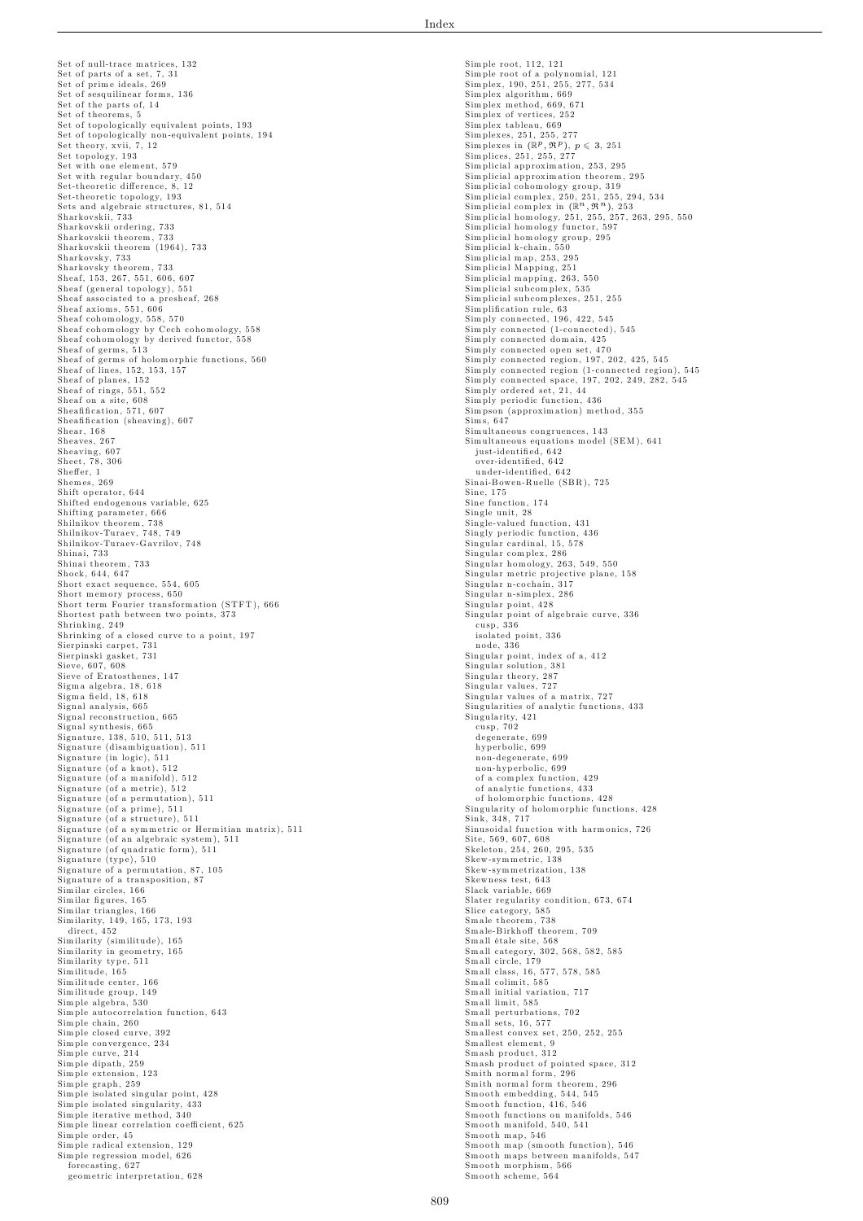Set of null-trace matrices, 132
Set of parts of a set, 7, 31
Set of prime ideals, 269
Set of sesquilinear forms, 136
Set of the parts of, 14
Set of theorems, 5
Set of topologically equivalent points, 193
Set of topologically non-equivalent points, 194
Set theory, xvii, 7, 12
Set topology, 193
Set with one element, 579
Set with regular boundary, 450
Set-theoretic difference, 8, 12
Set-theoretic topology, 193
Sets and algebraic structures, 81, 514
Sharkovskii, 733
Sharkovskii ordering, 733
Sharkovskii theorem, 733
Sharkovskii theorem (1964), 733
Sharkovsky, 733
Sharkovsky theorem, 733
Sheaf, 153, 267, 551, 606, 607
Sheaf (general topology), 551
Sheaf associated to a presheaf, 268
Sheaf axioms, 551, 606
Sheaf cohomology, 558, 570
Sheaf cohomology by Cech cohomology, 558
Sheaf cohomology by derived functor, 558
Sheaf of germs, 513
Sheaf of germs of holomorphic functions, 560
Sheaf of lines, 152, 153, 157
Sheaf of planes, 152
Sheaf of rings, 551, 552
Sheaf on a site, 608
Sheafification, 571, 607
Sheafification (sheaving), 607
Shear, 168
Sheaves, 267
Sheaving, 607
Sheet, 78, 306
Sheffer, 1
Shemes, 269
Shift operator, 644
Shifted endogenous variable, 625
Shifting parameter, 666
Shilnikov theorem, 738
Shilnikov-Turaev, 748, 749
Shilnikov-Turaev-Gavrilov, 748
Shinai, 733
Shinai theorem, 733
Shock, 644, 647
Short exact sequence, 554, 605
Short memory process, 650
Short term Fourier transformation (STFT), 666
Shortest path between two points, 373
Shrinking, 249
Shrinking of a closed curve to a point, 197
Sierpinski carpet, 731
Sierpinski gasket, 731
Sieve, 607, 608
Sieve of Eratosthenes, 147
Sigma algebra, 18, 618
Sigma field, 18, 618
Signal analysis, 665
Signal reconstruction, 665
Signal synthesis, 665
Signature, 138, 510, 511, 513
Signature (disambiguation), 511
Signature (in logic), 511
Signature (of a knot), 512
Signature (of a manifold), 512
Signature (of a metric), 512
Signature (of a permutation), 511
Signature (of a prime), 511
Signature (of a structure), 511
Signature (of a symmetric or Hermitian matrix), 511
Signature (of an algebraic system), 511
Signature (of quadratic form), 511
Signature (type), 510
Signature of a permutation, 87, 105
Signature of a transposition, 87
Similar circles, 166
Similar figures, 165
Similar triangles, 166
Similarity, 149, 165, 173, 193
  direct, 452
Similarity (similitude), 165
Similarity in geometry, 165
Similarity type, 511
Similitude, 165
Similitude center, 166
Similitude group, 149
Simple algebra, 530
Simple autocorrelation function, 643
Simple chain, 260
Simple closed curve, 392
Simple convergence, 234
Simple curve, 214
Simple dipath, 259
Simple extension, 123
Simple graph, 259
Simple isolated singular point, 428
Simple isolated singularity, 433
Simple iterative method, 340
Simple linear correlation coefficient, 625
Simple order, 45
Simple radical extension, 129
Simple regression model, 626
  forecasting, 627
  geometric interpretation, 628
Simple root, 112, 121
Simple root of a polynomial, 121
Simplex, 190, 251, 255, 277, 534
Simplex algorithm, 669
Simplex method, 669, 671
Simplex of vertices, 252
Simplex tableau, 669
Simplexes, 251, 255, 277
Simplexes in $(\mathbb{R}^p, \mathfrak{R}^p)$, $p \leqslant 3$, 251
Simplices, 251, 255, 277
Simplicial approximation, 253, 295
Simplicial approximation theorem, 295
Simplicial cohomology group, 319
Simplicial complex, 250, 251, 255, 294, 534
Simplicial complex in $(\mathbb{R}^n, \mathfrak{R}^n)$, 253
Simplicial homology, 251, 255, 257, 263, 295, 550
Simplicial homology functor, 597
Simplicial homology group, 295
Simplicial k-chain, 550
Simplicial map, 253, 295
Simplicial Mapping, 251
Simplicial mapping, 263, 550
Simplicial subcomplex, 535
Simplicial subcomplexes, 251, 255
Simplification rule, 63
Simply connected, 196, 422, 545
Simply connected (1-connected), 545
Simply connected domain, 425
Simply connected open set, 470
Simply connected region, 197, 202, 425, 545
Simply connected region (1-connected region), 545
Simply connected space, 197, 202, 249, 282, 545
Simply ordered set, 21, 44
Simply periodic function, 436
Simpson (approximation) method, 355
Sims, 647
Simultaneous congruences, 143
Simultaneous equations model (SEM), 641
  just-identified, 642
  over-identified, 642
  under-identified, 642
Sinai-Bowen-Ruelle (SBR), 725
Sine, 175
Sine function, 174
Single unit, 28
Single-valued function, 431
Singly periodic function, 436
Singular cardinal, 15, 578
Singular complex, 286
Singular homology, 263, 549, 550
Singular metric projective plane, 158
Singular n-cochain, 317
Singular n-simplex, 286
Singular point, 428
Singular point of algebraic curve, 336
  cusp, 336
  isolated point, 336
  node, 336
Singular point, index of a, 412
Singular solution, 381
Singular theory, 287
Singular values, 727
Singular values of a matrix, 727
Singularities of analytic functions, 433
Singularity, 421
  cusp, 702
  degenerate, 699
  hyperbolic, 699
  non-degenerate, 699
  non-hyperbolic, 699
  of a complex function, 429
  of analytic functions, 433
  of holomorphic functions, 428
Singularity of holomorphic functions, 428
Sink, 348, 717
Sinusoidal function with harmonics, 726
Site, 569, 607, 608
Skeleton, 254, 260, 295, 535
Skew-symmetric, 138
Skew-symmetrization, 138
Skewness test, 643
Slack variable, 669
Slater regularity condition, 673, 674
Slice category, 585
Smale theorem, 738
Smale-Birkhoff theorem, 709
Small étale site, 568
Small category, 302, 568, 582, 585
Small circle, 179
Small class, 16, 577, 578, 585
Small colimit, 585
Small initial variation, 717
Small limit, 585
Small perturbations, 702
Small sets, 16, 577
Smallest convex set, 250, 252, 255
Smallest element, 9
Smash product, 312
Smash product of pointed space, 312
Smith normal form, 296
Smith normal form theorem, 296
Smooth embedding, 544, 545
Smooth function, 416, 546
Smooth functions on manifolds, 546
Smooth manifold, 540, 541
Smooth map, 546
Smooth map (smooth function), 546
Smooth maps between manifolds, 547
Smooth morphism, 566
Smooth scheme, 564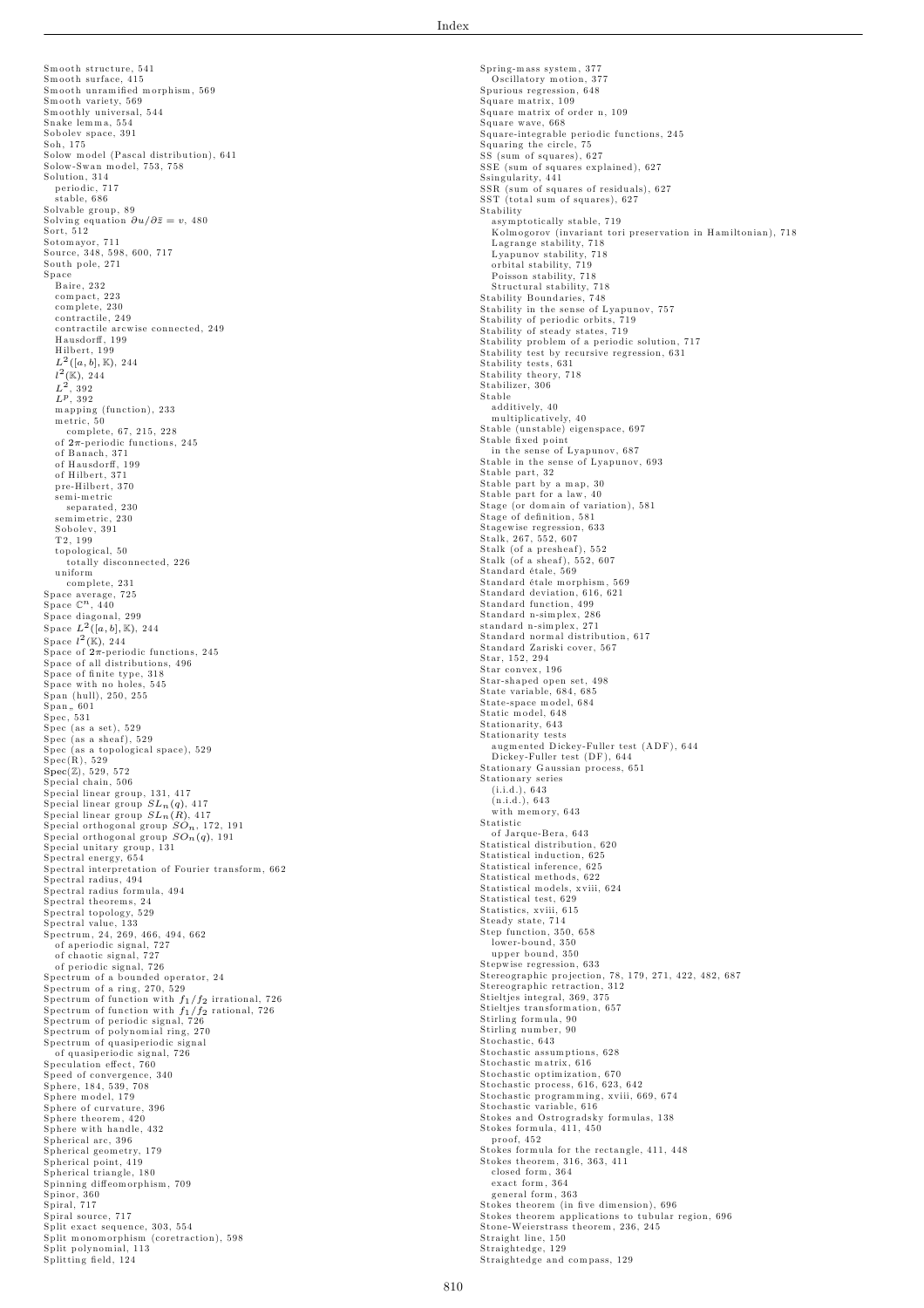Smooth structure, 541
Smooth surface, 415
Smooth unramified morphism, 569
Smooth variety, 569
Smoothly universal, 544
Snake lemma, 554
Sobolev space, 391
Soh, 175
Solow model (Pascal distribution), 641
Solow-Swan model, 753, 758
Solution, 314
  periodic, 717
  stable, 686
Solvable group, 89
Solving equation $\partial u/\partial \bar{z} = v$, 480
Sort, 512
Sotomayor, 711
Source, 348, 598, 600, 717
South pole, 271
Space
  Baire, 232
  compact, 223
  complete, 230
  contractile, 249
  contractile arcwise connected, 249
  Hausdorff, 199
  Hilbert, 199
  $L^2([a,b],\mathbb{K})$, 244
  $l^2(\mathbb{K})$, 244
  $L^2$, 392
  $L^p$, 392
  mapping (function), 233
  metric, 50
    complete, 67, 215, 228
  of $2\pi$-periodic functions, 245
  of Banach, 371
  of Hausdorff, 199
  of Hilbert, 371
  pre-Hilbert, 370
  semi-metric
    separated, 230
  semimetric, 230
  Sobolev, 391
  T2, 199
  topological, 50
    totally disconnected, 226
  uniform
    complete, 231
Space average, 725
Space $\mathbb{C}^n$, 440
Space diagonal, 299
Space $L^2([a,b],\mathbb{K})$, 244
Space $l^2(\mathbb{K})$, 244
Space of $2\pi$-periodic functions, 245
Space of all distributions, 496
Space of finite type, 318
Space with no holes, 545
Span (hull), 250, 255
Span$_*$ 601
Spec, 531
Spec (as a set), 529
Spec (as a sheaf), 529
Spec (as a topological space), 529
Spec(R), 529
Spec($\mathbb{Z}$), 529, 572
Special chain, 506
Special linear group, 131, 417
Special linear group $SL_n(q)$, 417
Special linear group $SL_n(R)$, 417
Special orthogonal group $SO_n$, 172, 191
Special orthogonal group $SO_n(q)$, 191
Special unitary group, 131
Spectral energy, 654
Spectral interpretation of Fourier transform, 662
Spectral radius, 494
Spectral radius formula, 494
Spectral theorems, 24
Spectral topology, 529
Spectral value, 133
Spectrum, 24, 269, 466, 494, 662
  of aperiodic signal, 727
  of chaotic signal, 727
  of periodic signal, 726
Spectrum of a bounded operator, 24
Spectrum of a ring, 270, 529
Spectrum of function with $f_1/f_2$ irrational, 726
Spectrum of function with $f_1/f_2$ rational, 726
Spectrum of periodic signal, 726
Spectrum of polynomial ring, 270
Spectrum of quasiperiodic signal
  of quasiperiodic signal, 726
Speculation effect, 760
Speed of convergence, 340
Sphere, 184, 539, 708
Sphere model, 179
Sphere of curvature, 396
Sphere theorem, 420
Sphere with handle, 432
Spherical arc, 396
Spherical geometry, 179
Spherical point, 419
Spherical triangle, 180
Spinning diffeomorphism, 709
Spinor, 360
Spiral, 717
Spiral source, 717
Split exact sequence, 303, 554
Split monomorphism (coretraction), 598
Split polynomial, 113
Splitting field, 124

Spring-mass system, 377
  Oscillatory motion, 377
Spurious regression, 648
Square matrix, 109
Square matrix of order n, 109
Square wave, 668
Square-integrable periodic functions, 245
Squaring the circle, 75
SS (sum of squares), 627
SSE (sum of squares explained), 627
Ssingularity, 441
SSR (sum of squares of residuals), 627
SST (total sum of squares), 627
Stability
  asymptotically stable, 719
  Kolmogorov (invariant tori preservation in Hamiltonian), 718
  Lagrange stability, 718
  Lyapunov stability, 718
  orbital stability, 719
  Poisson stability, 718
  Structural stability, 718
Stability Boundaries, 748
Stability in the sense of Lyapunov, 757
Stability of periodic orbits, 719
Stability of steady states, 719
Stability problem of a periodic solution, 717
Stability test by recursive regression, 631
Stability tests, 631
Stability theory, 718
Stabilizer, 306
Stable
  additively, 40
  multiplicatively, 40
Stable (unstable) eigenspace, 697
Stable fixed point
  in the sense of Lyapunov, 687
Stable in the sense of Lyapunov, 693
Stable part, 32
Stable part by a map, 30
Stable part for a law, 40
Stage (or domain of variation), 581
Stage of definition, 581
Stagewise regression, 633
Stalk, 267, 552, 607
Stalk (of a presheaf), 552
Stalk (of a sheaf), 552, 607
Standard étale, 569
Standard étale morphism, 569
Standard deviation, 616, 621
Standard function, 499
Standard n-simplex, 286
standard n-simplex, 271
Standard normal distribution, 617
Standard Zariski cover, 567
Star, 152, 294
Star convex, 196
Star-shaped open set, 498
State variable, 684, 685
State-space model, 684
Static model, 648
Stationarity, 643
Stationarity tests
  augmented Dickey-Fuller test (ADF), 644
  Dickey-Fuller test (DF), 644
Stationary Gaussian process, 651
Stationary series
  (i.i.d.), 643
  (n.i.d.), 643
  with memory, 643
Statistic
  of Jarque-Bera, 643
Statistical distribution, 620
Statistical induction, 625
Statistical inference, 625
Statistical methods, 622
Statistical models, xviii, 624
Statistical test, 629
Statistics, xviii, 615
Steady state, 714
Step function, 350, 658
  lower-bound, 350
  upper bound, 350
Stepwise regression, 633
Stereographic projection, 78, 179, 271, 422, 482, 687
Stereographic retraction, 312
Stieltjes integral, 369, 375
Stieltjes transformation, 657
Stirling formula, 90
Stirling number, 90
Stochastic, 643
Stochastic assumptions, 628
Stochastic matrix, 616
Stochastic optimization, 670
Stochastic process, 616, 623, 642
Stochastic programming, xviii, 669, 674
Stochastic variable, 616
Stokes and Ostrogradsky formulas, 138
Stokes formula, 411, 450
  proof, 452
Stokes formula for the rectangle, 411, 448
Stokes theorem, 316, 363, 411
  closed form, 364
  exact form, 364
  general form, 363
Stokes theorem (in five dimension), 696
Stokes theorem applications to tubular region, 696
Stone-Weierstrass theorem, 236, 245
Straight line, 150
Straightedge, 129
Straightedge and compass, 129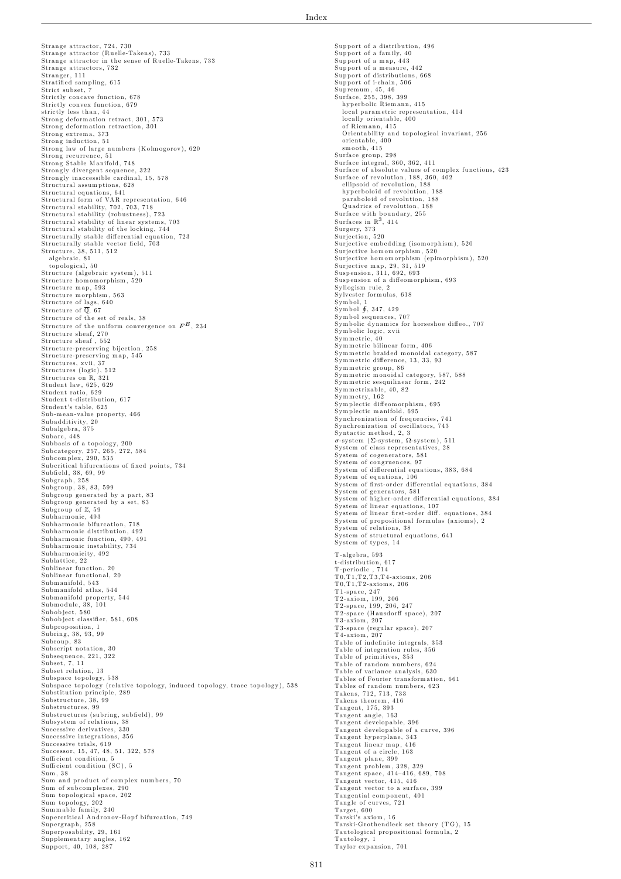Strange attractor, 724, 730
Strange attractor (Ruelle-Takens), 733
Strange attractor in the sense of Ruelle-Takens, 733
Strange attractors, 732
Stranger, 111
Stratified sampling, 615
Strict subset, 7
Strictly concave function, 678
Strictly convex function, 679
strictly less than, 44
Strong deformation retract, 301, 573
Strong deformation retraction, 301
Strong extrema, 373
Strong induction, 51
Strong law of large numbers (Kolmogorov), 620
Strong recurrence, 51
Strong Stable Manifold, 748
Strongly divergent sequence, 322
Strongly inaccessible cardinal, 15, 578
Structural assumptions, 628
Structural equations, 641
Structural form of VAR representation, 646
Structural stability, 702, 703, 718
Structural stability (robustness), 723
Structural stability of linear systems, 703
Structural stability of the locking, 744
Structurally stable differential equation, 723
Structurally stable vector field, 703
Structure, 38, 511, 512
  algebraic, 81
  topological, 50
Structure (algebraic system), 511
Structure homomorphism, 520
Structure map, 593
Structure morphism, 563
Structure of lags, 640
Structure of $\overline{\mathbb{Q}}$, 67
Structure of the set of reals, 38
Structure of the uniform convergence on $F^E$, 234
Structure sheaf, 270
Structure sheaf , 552
Structure-preserving bijection, 258
Structure-preserving map, 545
Structures, xvii, 37
Structures (logic), 512
Structures on $\mathbb{R}$, 321
Student law, 625, 629
Student ratio, 629
Student t-distribution, 617
Student's table, 625
Sub-mean-value property, 466
Subadditivity, 20
Subalgebra, 375
Subarc, 448
Subbasis of a topology, 200
Subcategory, 257, 265, 272, 584
Subcomplex, 290, 535
Subcritical bifurcations of fixed points, 734
Subfield, 38, 69, 99
Subgraph, 258
Subgroup, 38, 83, 599
Subgroup generated by a part, 83
Subgroup generated by a set, 83
Subgroup of $\mathbb{Z}$, 59
Subharmonic, 493
Subharmonic bifurcation, 718
Subharmonic distribution, 492
Subharmonic function, 490, 491
Subharmonic instability, 734
Subharmonicity, 492
Sublattice, 22
Sublinear function, 20
Sublinear functional, 20
Submanifold, 543
Submanifold atlas, 544
Submanifold property, 544
Submodule, 38, 101
Subobject, 580
Subobject classifier, 581, 608
Subproposition, 1
Subring, 38, 93, 99
Subroup, 83
Subscript notation, 30
Subsequence, 221, 322
Subset, 7, 11
Subset relation, 13
Subspace topology, 538
Subspace topology (relative topology, induced topology, trace topology), 538
Substitution principle, 289
Substructure, 38, 99
Substructures, 99
Substructures (subring, subfield), 99
Subsystem of relations, 38
Successive derivatives, 330
Successive integrations, 356
Successive trials, 619
Successor, 15, 47, 48, 51, 322, 578
Sufficient condition, 5
Sufficient condition (SC), 5
Sum, 38
Sum and product of complex numbers, 70
Sum of subcomplexes, 290
Sum topological space, 202
Sum topology, 202
Summable family, 240
Supercritical Andronov-Hopf bifurcation, 749
Supergraph, 258
Superposability, 29, 161
Supplementary angles, 162
Support, 40, 108, 287
Support of a distribution, 496
Support of a family, 40
Support of a map, 443
Support of a measure, 442
Support of distributions, 668
Support of i-chain, 506
Supremum, 45, 46
Surface, 255, 398, 399
  hyperbolic Riemann, 415
  local parametric representation, 414
  locally orientable, 400
  of Riemann, 415
  Orientability and topological invariant, 256
  orientable, 400
  smooth, 415
Surface group, 298
Surface integral, 360, 362, 411
Surface of absolute values of complex functions, 423
Surface of revolution, 188, 360, 402
  ellipsoid of revolution, 188
  hyperboloid of revolution, 188
  paraboloid of revolution, 188
  Quadrics of revolution, 188
Surface with boundary, 255
Surfaces in $\mathbb{R}^3$, 414
Surgery, 373
Surjection, 520
Surjective embedding (isomorphism), 520
Surjective homomorphism, 520
Surjective homomorphism (epimorphism), 520
Surjective map, 29, 31, 519
Suspension, 311, 692, 693
Suspension of a diffeomorphism, 693
Syllogism rule, 2
Sylvester formulas, 618
Symbol, 1
Symbol $\oint$, 347, 429
Symbol sequences, 707
Symbolic dynamics for horseshoe diffeo., 707
Symbolic logic, xvii
Symmetric, 40
Symmetric bilinear form, 406
Symmetric braided monoidal category, 587
Symmetric difference, 13, 33, 93
Symmetric group, 86
Symmetric monoidal category, 587, 588
Symmetric sesquilinear form, 242
Symmetrizable, 40, 82
Symmetry, 162
Symplectic diffeomorphism, 695
Symplectic manifold, 695
Synchronization of frequencies, 741
Synchronization of oscillators, 743
Syntactic method, 2, 3
$\sigma$-system ($\Sigma$-system, $\Omega$-system), 511
System of class representatives, 28
System of cogenerators, 581
System of congruences, 97
System of differential equations, 383, 684
System of equations, 106
System of first-order differential equations, 384
System of generators, 581
System of higher-order differential equations, 384
System of linear equations, 107
System of linear first-order diff. equations, 384
System of propositional formulas (axioms), 2
System of relations, 38
System of structural equations, 641
System of types, 14

T-algebra, 593
t-distribution, 617
T-periodic , 714
T0,T1,T2,T3,T4-axioms, 206
T0,T1,T2-axioms, 206
T1-space, 247
T2-axiom, 199, 206
T2-space, 199, 206, 247
T2-space (Hausdorff space), 207
T3-axiom, 207
T3-space (regular space), 207
T4-axiom, 207
Table of indefinite integrals, 353
Table of integration rules, 356
Table of primitives, 353
Table of random numbers, 624
Table of variance analysis, 630
Tables of Fourier transformation, 661
Tables of random numbers, 623
Takens, 712, 713, 733
Takens theorem, 416
Tangent, 175, 393
Tangent angle, 163
Tangent developable, 396
Tangent developable of a curve, 396
Tangent hyperplane, 343
Tangent linear map, 416
Tangent of a circle, 163
Tangent plane, 399
Tangent problem, 328, 329
Tangent space, 414–416, 689, 708
Tangent vector, 415, 416
Tangent vector to a surface, 399
Tangential component, 401
Tangle of curves, 721
Target, 600
Tarski's axiom, 16
Tarski-Grothendieck set theory (TG), 15
Tautological propositional formula, 2
Tautology, 1
Taylor expansion, 701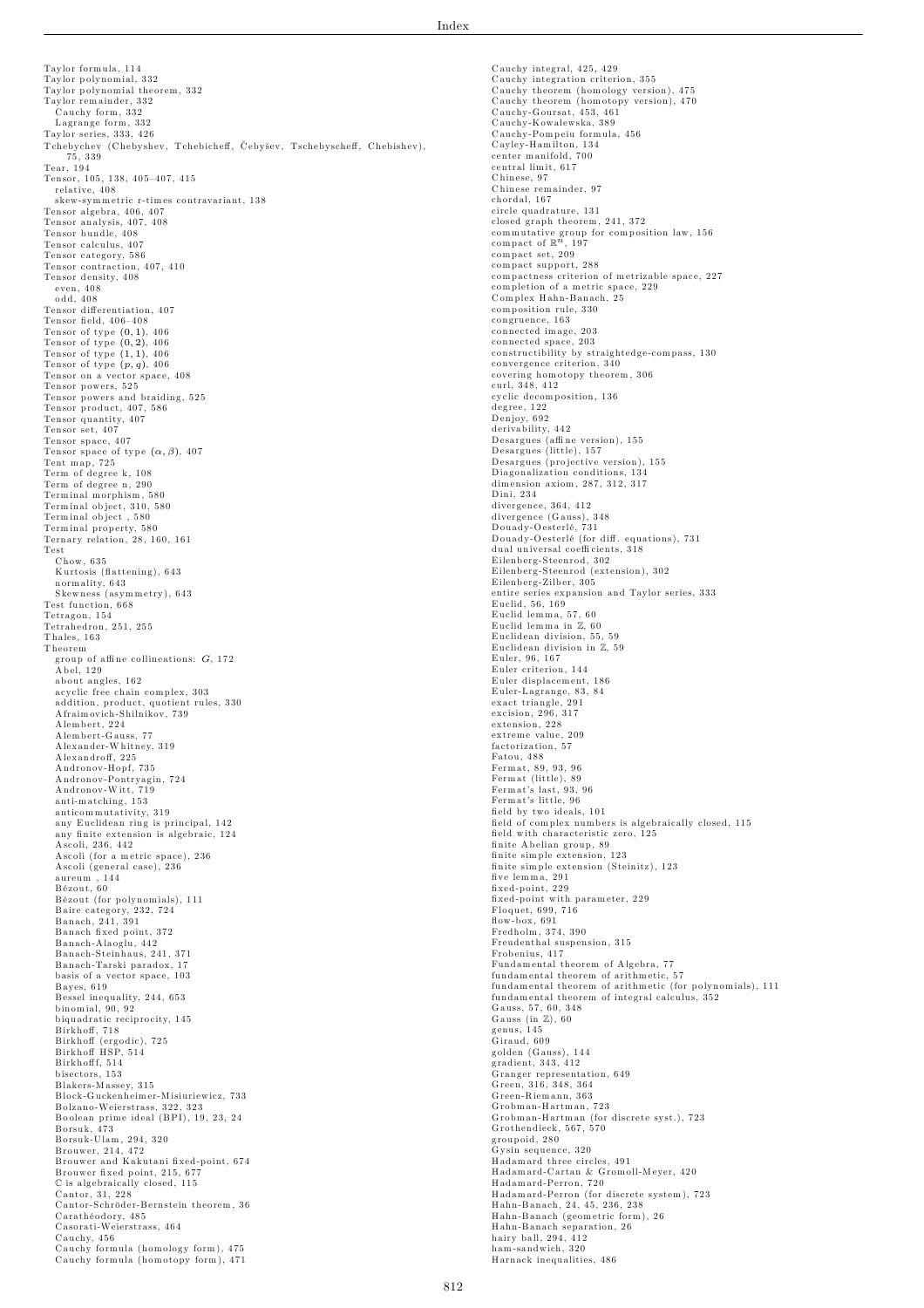Taylor formula, 114
Taylor polynomial, 332
Taylor polynomial theorem, 332
Taylor remainder, 332
  Cauchy form, 332
  Lagrange form, 332
Taylor series, 333, 426
Tchebychev (Chebyshev, Tchebicheff, Čebyšev, Tschebyscheff, Chebishev), 75, 339
Tear, 194
Tensor, 105, 138, 405–407, 415
  relative, 408
  skew-symmetric r-times contravariant, 138
Tensor algebra, 406, 407
Tensor analysis, 407, 408
Tensor bundle, 408
Tensor calculus, 407
Tensor category, 586
Tensor contraction, 407, 410
Tensor density, 408
  even, 408
  odd, 408
Tensor differentiation, 407
Tensor field, 406–408
Tensor of type $(0,1)$, 406
Tensor of type $(0,2)$, 406
Tensor of type $(1,1)$, 406
Tensor of type $(p,q)$, 406
Tensor on a vector space, 408
Tensor powers, 525
Tensor powers and braiding, 525
Tensor product, 407, 586
Tensor quantity, 407
Tensor set, 407
Tensor space, 407
Tensor space of type $(\alpha, \beta)$, 407
Tent map, 725
Term of degree k, 108
Term of degree n, 290
Terminal morphism, 580
Terminal object, 310, 580
Terminal object , 580
Terminal property, 580
Ternary relation, 28, 160, 161
Test
  Chow, 635
  Kurtosis (flattening), 643
  normality, 643
  Skewness (asymmetry), 643
Test function, 668
Tetragon, 154
Tetrahedron, 251, 255
Thales, 163
Theorem
  group of affine collineations: $G$, 172
  Abel, 129
  about angles, 162
  acyclic free chain complex, 303
  addition, product, quotient rules, 330
  Afraimovich-Shilnikov, 739
  Alembert, 224
  Alembert-Gauss, 77
  Alexander-Whitney, 319
  Alexandroff, 225
  Andronov-Hopf, 735
  Andronov-Pontryagin, 724
  Andronov-Witt, 719
  anti-matching, 153
  anticommutativity, 319
  any Euclidean ring is principal, 142
  any finite extension is algebraic, 124
  Ascoli, 236, 442
  Ascoli (for a metric space), 236
  Ascoli (general case), 236
  aureum , 144
  Bézout, 60
  Bézout (for polynomials), 111
  Baire category, 232, 724
  Banach, 241, 391
  Banach fixed point, 372
  Banach-Alaoglu, 442
  Banach-Steinhaus, 241, 371
  Banach-Tarski paradox, 17
  basis of a vector space, 103
  Bayes, 619
  Bessel inequality, 244, 653
  binomial, 90, 92
  biquadratic reciprocity, 145
  Birkhoff, 718
  Birkhoff (ergodic), 725
  Birkhoff HSP, 514
  Birkhofff, 514
  bisectors, 153
  Blakers-Massey, 315
  Block-Guckenheimer-Misiuriewicz, 733
  Bolzano-Weierstrass, 322, 323
  Boolean prime ideal (BPI), 19, 23, 24
  Borsuk, 473
  Borsuk-Ulam, 294, 320
  Brouwer, 214, 472
  Brouwer and Kakutani fixed-point, 674
  Brouwer fixed point, 215, 677
  $\mathbb{C}$ is algebraically closed, 115
  Cantor, 31, 228
  Cantor-Schröder-Bernstein theorem, 36
  Carathéodory, 485
  Casorati-Weierstrass, 464
  Cauchy, 456
  Cauchy formula (homology form), 475
  Cauchy formula (homotopy form), 471
  Cauchy integral, 425, 429
  Cauchy integration criterion, 355
  Cauchy theorem (homology version), 475
  Cauchy theorem (homotopy version), 470
  Cauchy-Goursat, 453, 461
  Cauchy-Kowalewska, 389
  Cauchy-Pompeiu formula, 456
  Cayley-Hamilton, 134
  center manifold, 700
  central limit, 617
  Chinese, 97
  Chinese remainder, 97
  chordal, 167
  circle quadrature, 131
  closed graph theorem, 241, 372
  commutative group for composition law, 156
  compact of $\mathbb{R}^n$, 197
  compact set, 209
  compact support, 288
  compactness criterion of metrizable space, 227
  completion of a metric space, 229
  Complex Hahn-Banach, 25
  composition rule, 330
  congruence, 163
  connected image, 203
  connected space, 203
  constructibility by straightedge-compass, 130
  convergence criterion, 340
  covering homotopy theorem, 306
  curl, 348, 412
  cyclic decomposition, 136
  degree, 122
  Denjoy, 692
  derivability, 442
  Desargues (affine version), 155
  Desargues (little), 157
  Desargues (projective version), 155
  Diagonalization conditions, 134
  dimension axiom, 287, 312, 317
  Dini, 234
  divergence, 364, 412
  divergence (Gauss), 348
  Douady-Oesterlé, 731
  Douady-Oesterlé (for diff. equations), 731
  dual universal coefficients, 318
  Eilenberg-Steenrod, 302
  Eilenberg-Steenrod (extension), 302
  Eilenberg-Zilber, 305
  entire series expansion and Taylor series, 333
  Euclid, 56, 169
  Euclid lemma, 57, 60
  Euclid lemma in $\mathbb{Z}$, 60
  Euclidean division, 55, 59
  Euclidean division in $\mathbb{Z}$, 59
  Euler, 96, 167
  Euler criterion, 144
  Euler displacement, 186
  Euler-Lagrange, 83, 84
  exact triangle, 291
  excision, 296, 317
  extension, 228
  extreme value, 209
  factorization, 57
  Fatou, 488
  Fermat, 89, 93, 96
  Fermat (little), 89
  Fermat's last, 93, 96
  Fermat's little, 96
  field by two ideals, 101
  field of complex numbers is algebraically closed, 115
  field with characteristic zero, 125
  finite Abelian group, 89
  finite simple extension, 123
  finite simple extension (Steinitz), 123
  five lemma, 291
  fixed-point, 229
  fixed-point with parameter, 229
  Floquet, 699, 716
  flow-box, 691
  Fredholm, 374, 390
  Freudenthal suspension, 315
  Frobenius, 417
  Fundamental theorem of Algebra, 77
  fundamental theorem of arithmetic, 57
  fundamental theorem of arithmetic (for polynomials), 111
  fundamental theorem of integral calculus, 352
  Gauss, 57, 60, 348
  Gauss (in $\mathbb{Z}$), 60
  genus, 145
  Giraud, 609
  golden (Gauss), 144
  gradient, 343, 412
  Granger representation, 649
  Green, 316, 348, 364
  Green-Riemann, 363
  Grobman-Hartman, 723
  Grobman-Hartman (for discrete syst.), 723
  Grothendieck, 567, 570
  groupoid, 280
  Gysin sequence, 320
  Hadamard three circles, 491
  Hadamard-Cartan & Gromoll-Meyer, 420
  Hadamard-Perron, 720
  Hadamard-Perron (for discrete system), 723
  Hahn-Banach, 24, 45, 236, 238
  Hahn-Banach (geometric form), 26
  Hahn-Banach separation, 26
  hairy ball, 294, 412
  ham-sandwich, 320
  Harnack inequalities, 486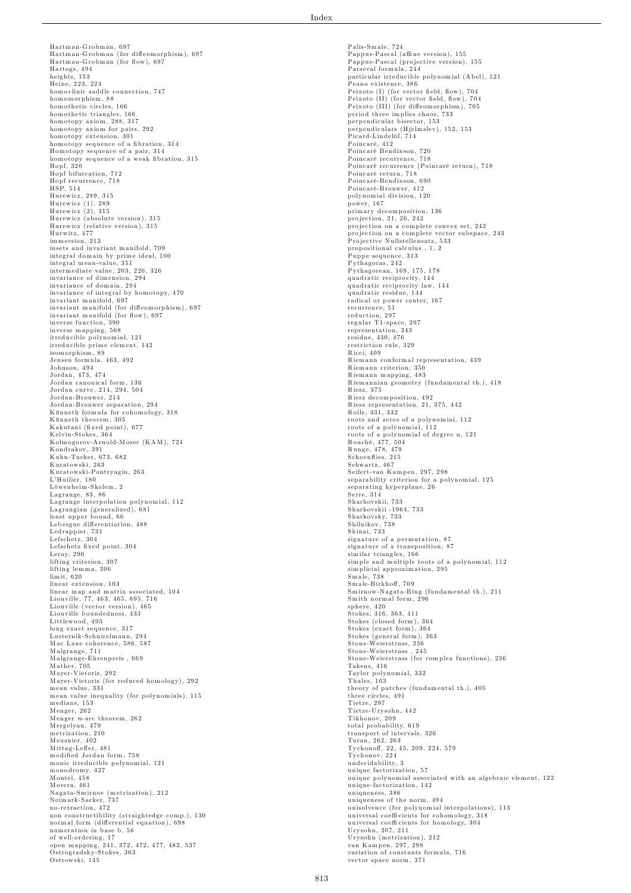Hartman-Grobman, 697
Hartman-Grobman (for diffeomorphism), 697
Hartman-Grobman (for flow), 697
Hartogs, 494
heights, 153
Heine, 223, 224
homoclinic saddle connection, 747
homomorphism, 88
homothetic circles, 166
homothetic triangles, 166
homotopy axiom, 288, 317
homotopy axiom for pairs, 292
homotopy extension, 301
homotopy sequence of a fibration, 314
Homotopy sequence of a pair, 314
homotopy sequence of a weak fibration, 315
Hopf, 320
Hopf bifurcation, 712
Hopf recurrence, 718
HSP, 514
Hurewicz, 289, 315
Hurewicz (1), 289
Hurewicz (2), 315
Hurewicz (absolute version), 315
Hurewicz (relative version), 315
Hurwitz, 477
immersion, 213
insets and invariant manifold, 709
integral domain by prime ideal, 100
integral mean-value, 351
intermediate value, 203, 226, 326
invariance of dimension, 294
invariance of domain, 294
invariance of integral by homotopy, 470
invariant manifold, 697
invariant manifold (for diffeomorphism), 697
invariant manifold (for flow), 697
inverse function, 390
inverse mapping, 568
irreducible polynomial, 121
irreducible prime element, 142
isomorphism, 89
Jensen formula, 463, 492
Johnson, 494
Jordan, 473, 474
Jordan canonical form, 136
Jordan curve, 214, 294, 504
Jordan-Brouwer, 214
Jordan-Brouwer separation, 294
Künneth formula for cohomology, 318
Künneth theorem, 305
Kakutani (fixed point), 677
Kelvin-Stokes, 364
Kolmogorov-Arnold-Moser (KAM), 724
Kondrakov, 391
Kuhn-Tucker, 673, 682
Kuratowski, 263
Kuratowski-Pontryagin, 263
L'Huilier, 180
Löwenheim-Skolem, 2
Lagrange, 83, 86
Lagrange interpolation polynomial, 112
Lagrangian (generalized), 681
least upper bound, 66
Lebesgue differentiation, 488
Ledrappier, 731
Lefschetz, 304
Lefschetz fixed point, 304
Leray, 296
lifting criterion, 307
lifting lemma, 306
limit, 620
linear extension, 103
linear map and matrix associated, 104
Liouville, 77, 463, 465, 695, 716
Liouville (vector version), 465
Liouville boundedness, 433
Littlewood, 493
long exact sequence, 317
Lusternik-Schnirelmann, 294
Mac Lane coherence, 586, 587
Malgrange, 711
Malgrange-Ehrenpreis , 669
Mather, 705
Mayer-Vietoris, 292
Mayer-Vietoris (for reduced homology), 292
mean value, 331
mean value inequality (for polynomials), 115
medians, 153
Menger, 262
Menger $n$-arc theorem, 262
Mergelyan, 479
metrization, 210
Meusnier, 402
Mittag-Leffer, 481
modified Jordan form, 758
monic irreducible polynomial, 121
monodromy, 427
Montel, 458
Morera, 461
Nagata-Smirnov (metrization), 212
Neimark-Sacker, 737
no-retraction, 472
non constructibility (straightedge comp.), 130
normal form (differential equation), 698
numeration in base b, 56
of well-ordering, 17
open mapping, 241, 372, 472, 477, 482, 537
Ostrogradsky-Stokes, 363
Ostrowski, 145
Palis-Smale, 724
Pappus-Pascal (affine version), 155
Pappus-Pascal (projective version), 155
Parseval formula, 244
particular irreducible polynomial (Abel), 121
Peano existence, 386
Peixoto (I) (for vector field, flow), 704
Peixoto (II) (for vector field, flow), 704
Peixoto (III) (for diffeomorphism), 705
period three implies chaos, 733
perpendicular bisector, 153
perpendiculars (Hjelmslev), 152, 153
Picard-Lindelöf, 714
Poincaré, 412
Poincaré Bendixson, 720
Poincaré recurrence, 718
Poincaré recurrence (Poincaré return), 718
Poincaré return, 718
Poincaré-Bendixson, 690
Poincaré-Brouwer, 412
polynomial division, 120
power, 167
primary decomposition, 136
projection, 21, 26, 242
projection on a complete convex set, 242
projection on a complete vector subspace, 243
Projective Nullstellensatz, 533
propositional calculus , 1, 2
Puppe sequence, 313
Pythagoras, 242
Pythagorean, 169, 175, 178
quadratic reciprocity, 144
quadratic reciprocity law, 144
quadratic residue, 144
radical or power center, 167
recurrence, 51
reduction, 297
regular T1-space, 207
representation, 243
residue, 430, 476
restriction rule, 329
Ricci, 409
Riemann conformal representation, 439
Riemann criterion, 350
Riemann mapping, 483
Riemannian geometry (fundamental th.), 418
Riesz, 375
Riesz decomposition, 492
Riesz representation, 21, 375, 442
Rolle, 331, 332
roots and zeros of a polynomial, 112
roots of a polynomial, 112
roots of a polynomial of degree n, 121
Rouché, 477, 504
Runge, 478, 479
Schoenflies, 215
Schwartz, 467
Seifert-van Kampen, 297, 298
separability criterion for a polynomial, 125
separating hyperplane, 26
Serre, 314
Sharkovskii, 733
Sharkovskii -1964, 733
Sharkovsky, 733
Shilnikov, 738
Shinai, 733
signature of a permutation, 87
signature of a transposition, 87
similar triangles, 166
simple and multiple roots of a polynomial, 112
simplicial approximation, 295
Smale, 738
Smale-Birkhoff, 709
Smirnow-Nagata-Bing (fundamental th.), 211
Smith normal form, 296
sphere, 420
Stokes, 316, 363, 411
Stokes (closed form), 364
Stokes (exact form), 364
Stokes (general form), 363
Stone-Weierstrass, 236
Stone-Weierstrass , 245
Stone-Weierstrass (for complex functions), 236
Takens, 416
Taylor polynomial, 332
Thales, 163
theory of patches (fundamental th.), 405
three circles, 491
Tietze, 297
Tietze-Urysohn, 442
Tikhonov, 209
total probability, 619
transport of intervals, 326
Turan, 262, 263
Tychonoff, 22, 45, 209, 224, 579
Tychonov, 224
undecidability, 3
unique factorization, 57
unique polynomial associated with an algebraic element, 122
unique-factorization, 142
uniqueness, 386
uniqueness of the norm, 494
unisolvence (for polynomial interpolations), 113
universal coefficients for cohomology, 318
universal coefficients for homology, 304
Urysohn, 207, 211
Urysohn (metrization), 212
van Kampen, 297, 298
variation of constants formula, 716
vector space norm, 371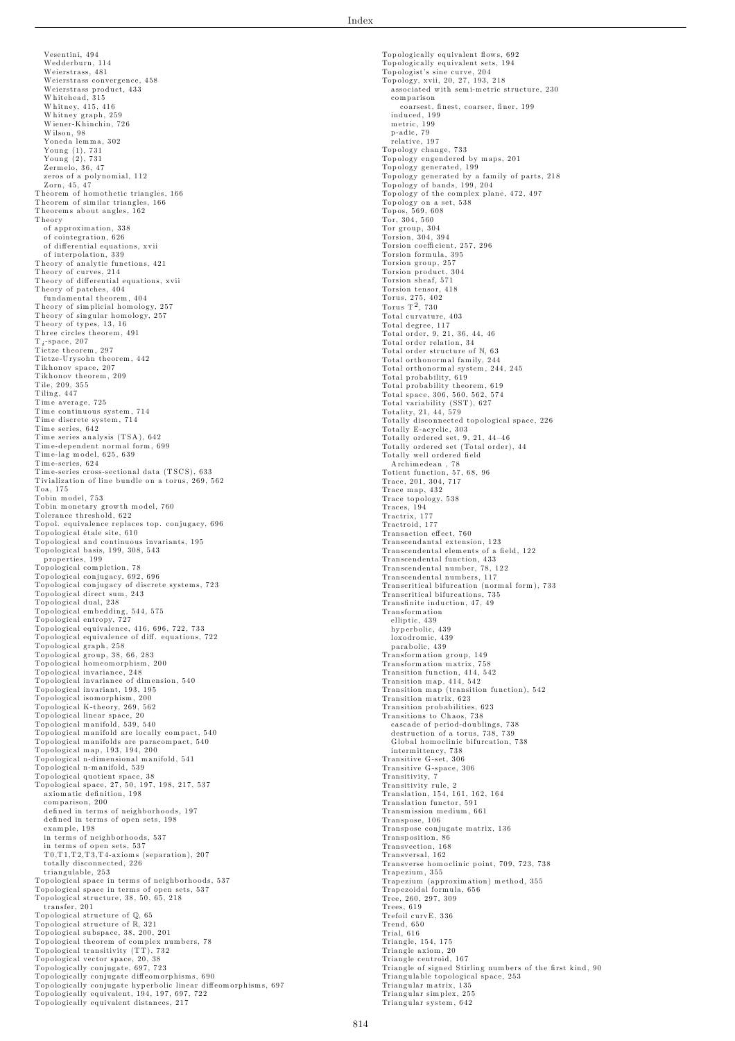Vesentini, 494
Wedderburn, 114
Weierstrass, 481
Weierstrass convergence, 458
Weierstrass product, 433
Whitehead, 315
Whitney, 415, 416
Whitney graph, 259
Wiener-Khinchin, 726
Wilson, 98
Yoneda lemma, 302
Young (1), 731
Young (2), 731
Zermelo, 36, 47
zeros of a polynomial, 112
Zorn, 45, 47
Theorem of homothetic triangles, 166
Theorem of similar triangles, 166
Theorems about angles, 162
Theory
  of approximation, 338
  of cointegration, 626
  of differential equations, xvii
  of interpolation, 339
Theory of analytic functions, 421
Theory of curves, 214
Theory of differential equations, xvii
Theory of patches, 404
  fundamental theorem, 404
Theory of simplicial homology, 257
Theory of singular homology, 257
Theory of types, 13, 16
Three circles theorem, 491
$T_4$-space, 207
Tietze theorem, 297
Tietze-Urysohn theorem, 442
Tikhonov space, 207
Tikhonov theorem, 209
Tile, 209, 355
Tiling, 447
Time average, 725
Time continuous system, 714
Time discrete system, 714
Time series, 642
Time series analysis (TSA), 642
Time-dependent normal form, 699
Time-lag model, 625, 639
Time-series, 624
Time-series cross-sectional data (TSCS), 633
Tivialization of line bundle on a torus, 269, 562
Toa, 175
Tobin model, 753
Tobin monetary growth model, 760
Tolerance threshold, 622
Topol. equivalence replaces top. conjugacy, 696
Topological étale site, 610
Topological and continuous invariants, 195
Topological basis, 199, 308, 543
  properties, 199
Topological completion, 78
Topological conjugacy, 692, 696
Topological conjugacy of discrete systems, 723
Topological direct sum, 243
Topological dual, 238
Topological embedding, 544, 575
Topological entropy, 727
Topological equivalence, 416, 696, 722, 733
Topological equivalence of diff. equations, 722
Topological graph, 258
Topological group, 38, 66, 283
Topological homeomorphism, 200
Topological invariance, 248
Topological invariance of dimension, 540
Topological invariant, 193, 195
Topological isomorphism, 200
Topological K-theory, 269, 562
Topological linear space, 20
Topological manifold, 539, 540
Topological manifold are locally compact, 540
Topological manifolds are paracompact, 540
Topological map, 193, 194, 200
Topological n-dimensional manifold, 541
Topological n-manifold, 539
Topological quotient space, 38
Topological space, 27, 50, 197, 198, 217, 537
  axiomatic definition, 198
  comparison, 200
  defined in terms of neighborhoods, 197
  defined in terms of open sets, 198
  example, 198
  in terms of neighborhoods, 537
  in terms of open sets, 537
  T0,T1,T2,T3,T4-axioms (separation), 207
  totally disconnected, 226
  triangulable, 253
Topological space in terms of neighborhoods, 537
Topological space in terms of open sets, 537
Topological structure, 38, 50, 65, 218
  transfer, 201
Topological structure of $\mathbb{Q}$, 65
Topological structure of $\mathbb{R}$, 321
Topological subspace, 38, 200, 201
Topological theorem of complex numbers, 78
Topological transitivity (TT), 732
Topological vector space, 20, 38
Topologically conjugate, 697, 723
Topologically conjugate diffeomorphisms, 690
Topologically conjugate hyperbolic linear diffeomorphisms, 697
Topologically equivalent, 194, 197, 697, 722
Topologically equivalent distances, 217
Topologically equivalent flows, 692
Topologically equivalent sets, 194
Topologist's sine curve, 204
Topology, xvii, 20, 27, 193, 218
  associated with semi-metric structure, 230
  comparison
    coarsest, finest, coarser, finer, 199
  induced, 199
  metric, 199
  p-adic, 79
  relative, 197
Topology change, 733
Topology engendered by maps, 201
Topology generated, 199
Topology generated by a family of parts, 218
Topology of bands, 199, 204
Topology of the complex plane, 472, 497
Topology on a set, 538
Topos, 569, 608
Tor, 304, 560
Tor group, 304
Torsion, 304, 394
Torsion coefficient, 257, 296
Torsion formula, 395
Torsion group, 257
Torsion product, 304
Torsion sheaf, 571
Torsion tensor, 418
Torus, 275, 402
Torus $T^2$, 730
Total curvature, 403
Total degree, 117
Total order, 9, 21, 36, 44, 46
Total order relation, 34
Total order structure of $\mathbb{N}$, 63
Total orthonormal family, 244
Total orthonormal system, 244, 245
Total probability, 619
Total probability theorem, 619
Total space, 306, 560, 562, 574
Total variability (SST), 627
Totality, 21, 44, 579
Totally disconnected topological space, 226
Totally E-acyclic, 303
Totally ordered set, 9, 21, 44–46
Totally ordered set (Total order), 44
Totally well ordered field
  Archimedean , 78
Totient function, 57, 68, 96
Trace, 201, 304, 717
Trace map, 432
Trace topology, 538
Traces, 194
Tractrix, 177
Tractroid, 177
Transaction effect, 760
Transcendantal extension, 123
Transcendental elements of a field, 122
Transcendental function, 433
Transcendental number, 78, 122
Transcendental numbers, 117
Transcritical bifurcation (normal form), 733
Transcritical bifurcations, 735
Transfinite induction, 47, 49
Transformation
  elliptic, 439
  hyperbolic, 439
  loxodromic, 439
  parabolic, 439
Transformation group, 149
Transformation matrix, 758
Transition function, 414, 542
Transition map, 414, 542
Transition map (transition function), 542
Transition matrix, 623
Transition probabilities, 623
Transitions to Chaos, 738
  cascade of period-doublings, 738
  destruction of a torus, 738, 739
  Global homoclinic bifurcation, 738
  intermittency, 738
Transitive G-set, 306
Transitive G-space, 306
Transitivity, 7
Transitivity rule, 2
Translation, 154, 161, 162, 164
Translation functor, 591
Transmission medium, 661
Transpose, 106
Transpose conjugate matrix, 136
Transposition, 86
Transvection, 168
Transversal, 162
Transverse homoclinic point, 709, 723, 738
Trapezium, 355
Trapezium (approximation) method, 355
Trapezoidal formula, 656
Tree, 260, 297, 309
Trees, 619
Trefoil curvE, 336
Trend, 650
Trial, 616
Triangle, 154, 175
Triangle axiom, 20
Triangle centroid, 167
Triangle of signed Stirling numbers of the first kind, 90
Triangulable topological space, 253
Triangular matrix, 135
Triangular simplex, 255
Triangular system, 642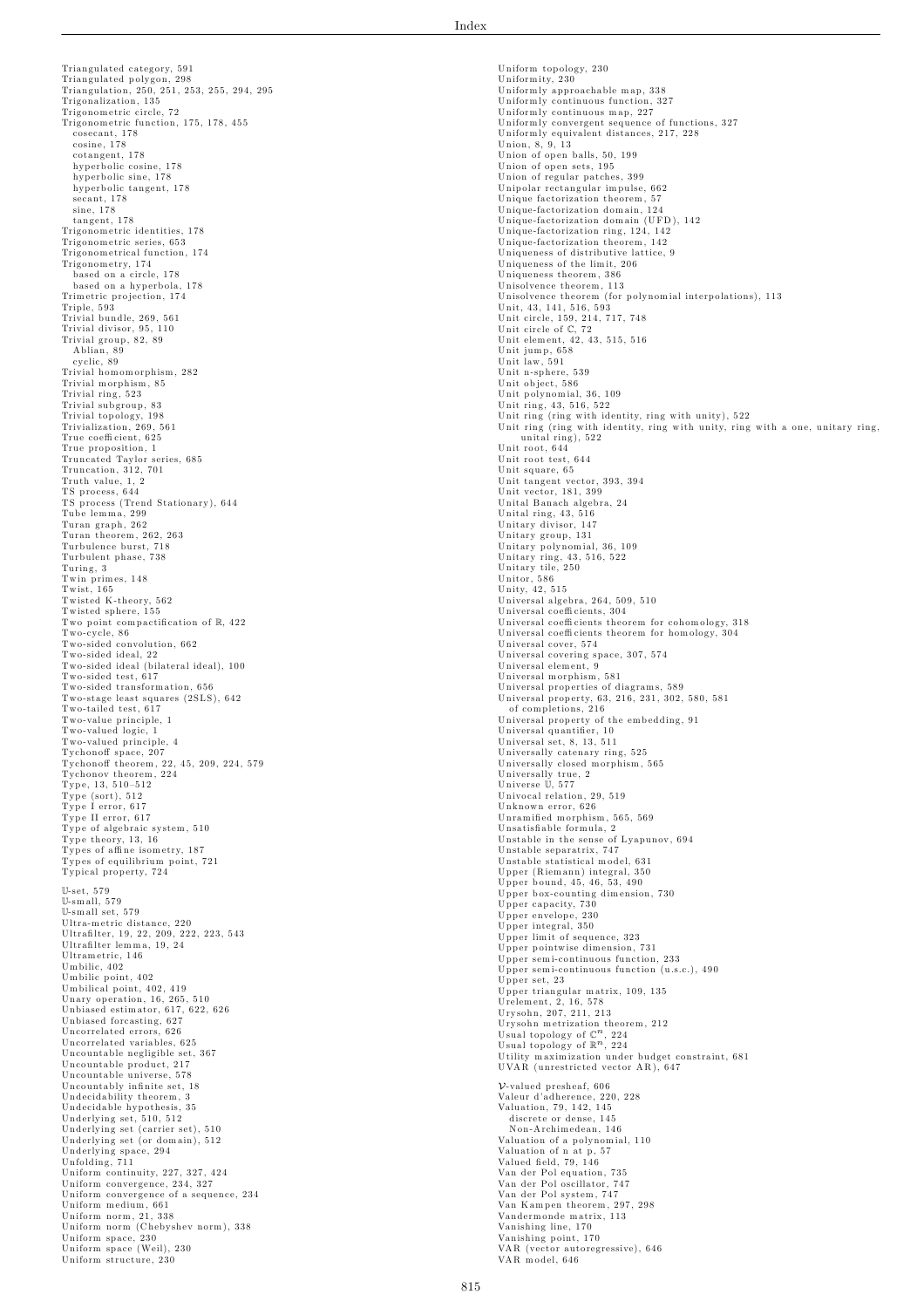Triangulated category, 591
Triangulated polygon, 298
Triangulation, 250, 251, 253, 255, 294, 295
Trigonalization, 135
Trigonometric circle, 72
Trigonometric function, 175, 178, 455
  cosecant, 178
  cosine, 178
  cotangent, 178
  hyperbolic cosine, 178
  hyperbolic sine, 178
  hyperbolic tangent, 178
  secant, 178
  sine, 178
  tangent, 178
Trigonometric identities, 178
Trigonometric series, 653
Trigonometrical function, 174
Trigonometry, 174
  based on a circle, 178
  based on a hyperbola, 178
Trimetric projection, 174
Triple, 593
Trivial bundle, 269, 561
Trivial divisor, 95, 110
Trivial group, 82, 89
  Ablian, 89
  cyclic, 89
Trivial homomorphism, 282
Trivial morphism, 85
Trivial ring, 523
Trivial subgroup, 83
Trivial topology, 198
Trivialization, 269, 561
True coefficient, 625
True proposition, 1
Truncated Taylor series, 685
Truncation, 312, 701
Truth value, 1, 2
TS process, 644
TS process (Trend Stationary), 644
Tube lemma, 299
Turan graph, 262
Turan theorem, 262, 263
Turbulence burst, 718
Turbulent phase, 738
Turing, 3
Twin primes, 148
Twist, 165
Twisted K-theory, 562
Twisted sphere, 155
Two point compactification of ℝ, 422
Two-cycle, 86
Two-sided convolution, 662
Two-sided ideal, 22
Two-sided ideal (bilateral ideal), 100
Two-sided test, 617
Two-sided transformation, 656
Two-stage least squares (2SLS), 642
Two-tailed test, 617
Two-value principle, 1
Two-valued logic, 1
Two-valued principle, 4
Tychonoff space, 207
Tychonoff theorem, 22, 45, 209, 224, 579
Tychonov theorem, 224
Type, 13, 510–512
Type (sort), 512
Type I error, 617
Type II error, 617
Type of algebraic system, 510
Type theory, 13, 16
Types of affine isometry, 187
Types of equilibrium point, 721
Typical property, 724

𝕌-set, 579
𝕌-small, 579
𝕌-small set, 579
Ultra-metric distance, 220
Ultrafilter, 19, 22, 209, 222, 223, 543
Ultrafilter lemma, 19, 24
Ultrametric, 146
Umbilic, 402
Umbilic point, 402
Umbilical point, 402, 419
Unary operation, 16, 265, 510
Unbiased estimator, 617, 622, 626
Unbiased forcasting, 627
Uncorrelated errors, 626
Uncorrelated variables, 625
Uncountable negligible set, 367
Uncountable product, 217
Uncountable universe, 578
Uncountably infinite set, 18
Undecidability theorem, 3
Undecidable hypothesis, 35
Underlying set, 510, 512
Underlying set (carrier set), 510
Underlying set (or domain), 512
Underlying space, 294
Unfolding, 711
Uniform continuity, 227, 327, 424
Uniform convergence, 234, 327
Uniform convergence of a sequence, 234
Uniform medium, 661
Uniform norm, 21, 338
Uniform norm (Chebyshev norm), 338
Uniform space, 230
Uniform space (Weil), 230
Uniform structure, 230
Uniform topology, 230
Uniformity, 230
Uniformly approachable map, 338
Uniformly continuous function, 327
Uniformly continuous map, 227
Uniformly convergent sequence of functions, 327
Uniformly equivalent distances, 217, 228
Union, 8, 9, 13
Union of open balls, 50, 199
Union of open sets, 195
Union of regular patches, 399
Unipolar rectangular impulse, 662
Unique factorization theorem, 57
Unique-factorization domain, 124
Unique-factorization domain (UFD), 142
Unique-factorization ring, 124, 142
Unique-factorization theorem, 142
Uniqueness of distributive lattice, 9
Uniqueness of the limit, 206
Uniqueness theorem, 386
Unisolvence theorem, 113
Unisolvence theorem (for polynomial interpolations), 113
Unit, 43, 141, 516, 593
Unit circle, 159, 214, 717, 748
Unit circle of ℂ, 72
Unit element, 42, 43, 515, 516
Unit jump, 658
Unit law, 591
Unit n-sphere, 539
Unit object, 586
Unit polynomial, 36, 109
Unit ring, 43, 516, 522
Unit ring (ring with identity, ring with unity), 522
Unit ring (ring with identity, ring with unity, ring with a one, unitary ring, unital ring), 522
Unit root, 644
Unit root test, 644
Unit square, 65
Unit tangent vector, 393, 394
Unit vector, 181, 399
Unital Banach algebra, 24
Unital ring, 43, 516
Unitary divisor, 147
Unitary group, 131
Unitary polynomial, 36, 109
Unitary ring, 43, 516, 522
Unitary tile, 250
Unitor, 586
Unity, 42, 515
Universal algebra, 264, 509, 510
Universal coefficients, 304
Universal coefficients theorem for cohomology, 318
Universal coefficients theorem for homology, 304
Universal cover, 574
Universal covering space, 307, 574
Universal element, 9
Universal morphism, 581
Universal properties of diagrams, 589
Universal property, 63, 216, 231, 302, 580, 581
  of completions, 216
Universal property of the embedding, 91
Universal quantifier, 10
Universal set, 8, 13, 511
Universally catenary ring, 525
Universally closed morphism, 565
Universally true, 2
Universe 𝕌, 577
Univocal relation, 29, 519
Unknown error, 626
Unramified morphism, 565, 569
Unsatisfiable formula, 2
Unstable in the sense of Lyapunov, 694
Unstable separatrix, 747
Unstable statistical model, 631
Upper (Riemann) integral, 350
Upper bound, 45, 46, 53, 490
Upper box-counting dimension, 730
Upper capacity, 730
Upper envelope, 230
Upper integral, 350
Upper limit of sequence, 323
Upper pointwise dimension, 731
Upper semi-continuous function, 233
Upper semi-continuous function (u.s.c.), 490
Upper set, 23
Upper triangular matrix, 109, 135
Urelement, 2, 16, 578
Urysohn, 207, 211, 213
Urysohn metrization theorem, 212
Usual topology of $\mathbb{C}^n$, 224
Usual topology of $\mathbb{R}^n$, 224
Utility maximization under budget constraint, 681
UVAR (unrestricted vector AR), 647

$\mathcal{V}$-valued presheaf, 606
Valeur d'adherence, 220, 228
Valuation, 79, 142, 145
  discrete or dense, 145
  Non-Archimedean, 146
Valuation of a polynomial, 110
Valuation of n at p, 57
Valued field, 79, 146
Van der Pol equation, 735
Van der Pol oscillator, 747
Van der Pol system, 747
Van Kampen theorem, 297, 298
Vandermonde matrix, 113
Vanishing line, 170
Vanishing point, 170
VAR (vector autoregressive), 646
VAR model, 646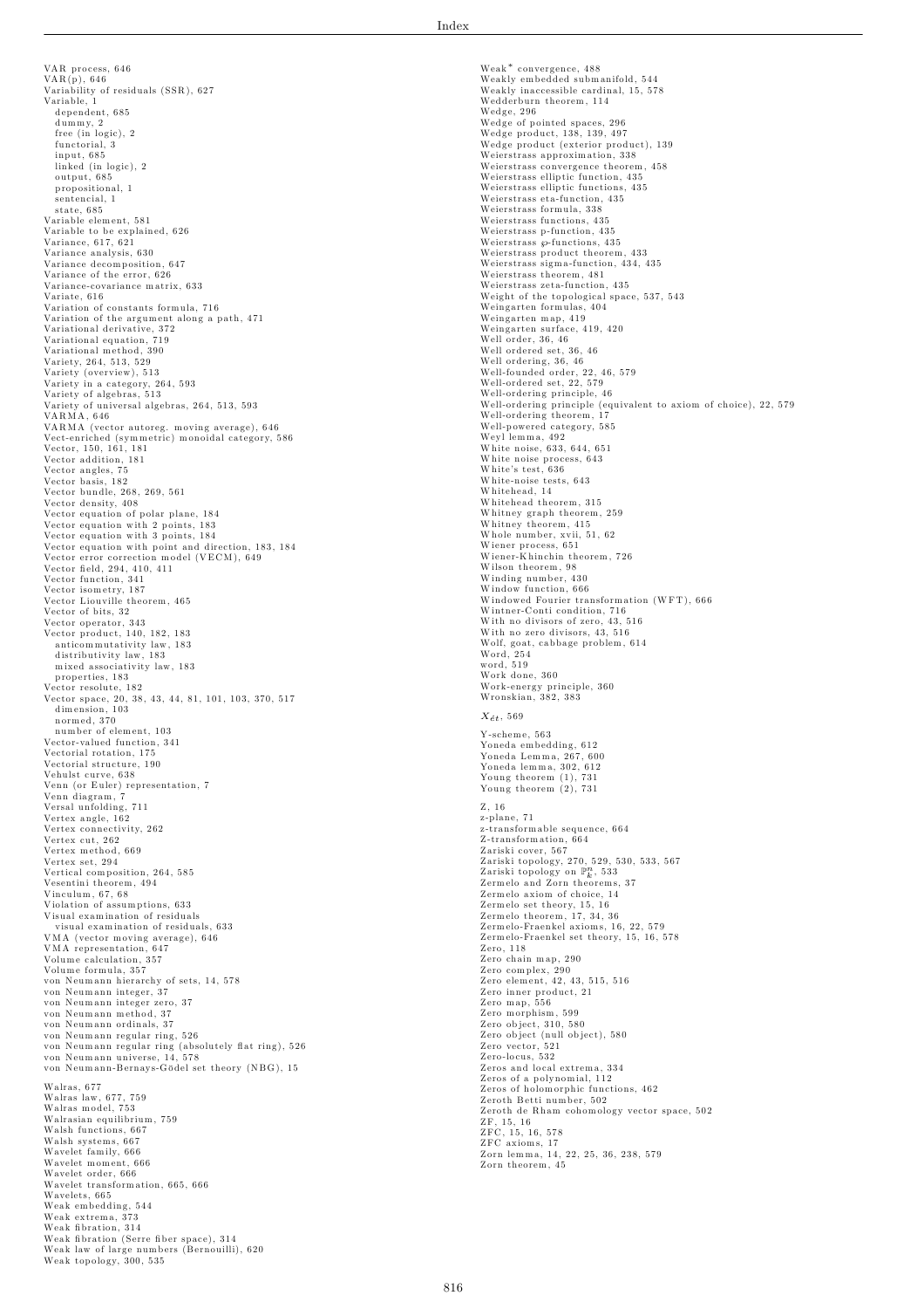VAR process, 646
VAR(p), 646
Variability of residuals (SSR), 627
Variable, 1
  dependent, 685
  dummy, 2
  free (in logic), 2
  functorial, 3
  input, 685
  linked (in logic), 2
  output, 685
  propositional, 1
  sentencial, 1
  state, 685
Variable element, 581
Variable to be explained, 626
Variance, 617, 621
Variance analysis, 630
Variance decomposition, 647
Variance of the error, 626
Variance-covariance matrix, 633
Variate, 616
Variation of constants formula, 716
Variation of the argument along a path, 471
Variational derivative, 372
Variational equation, 719
Variational method, 390
Variety, 264, 513, 529
Variety (overview), 513
Variety in a category, 264, 593
Variety of algebras, 513
Variety of universal algebras, 264, 513, 593
VARMA, 646
VARMA (vector autoreg. moving average), 646
Vect-enriched (symmetric) monoidal category, 586
Vector, 150, 161, 181
Vector addition, 181
Vector angles, 75
Vector basis, 182
Vector bundle, 268, 269, 561
Vector density, 408
Vector equation of polar plane, 184
Vector equation with 2 points, 183
Vector equation with 3 points, 184
Vector equation with point and direction, 183, 184
Vector error correction model (VECM), 649
Vector field, 294, 410, 411
Vector function, 341
Vector isometry, 187
Vector Liouville theorem, 465
Vector of bits, 32
Vector operator, 343
Vector product, 140, 182, 183
  anticommutativity law, 183
  distributivity law, 183
  mixed associativity law, 183
  properties, 183
Vector resolute, 182
Vector space, 20, 38, 43, 44, 81, 101, 103, 370, 517
  dimension, 103
  normed, 370
  number of element, 103
Vector-valued function, 341
Vectorial rotation, 175
Vectorial structure, 190
Vehulst curve, 638
Venn (or Euler) representation, 7
Venn diagram, 7
Versal unfolding, 711
Vertex angle, 162
Vertex connectivity, 262
Vertex cut, 262
Vertex method, 669
Vertex set, 294
Vertical composition, 264, 585
Vesentini theorem, 494
Vinculum, 67, 68
Violation of assumptions, 633
Visual examination of residuals
  visual examination of residuals, 633
VMA (vector moving average), 646
VMA representation, 647
Volume calculation, 357
Volume formula, 357
von Neumann hierarchy of sets, 14, 578
von Neumann integer, 37
von Neumann integer zero, 37
von Neumann method, 37
von Neumann ordinals, 37
von Neumann regular ring, 526
von Neumann regular ring (absolutely flat ring), 526
von Neumann universe, 14, 578
von Neumann-Bernays-Gödel set theory (NBG), 15

Walras, 677
Walras law, 677, 759
Walras model, 753
Walrasian equilibrium, 759
Walsh functions, 667
Walsh systems, 667
Wavelet family, 666
Wavelet moment, 666
Wavelet order, 666
Wavelet transformation, 665, 666
Wavelets, 665
Weak embedding, 544
Weak extrema, 373
Weak fibration, 314
Weak fibration (Serre fiber space), 314
Weak law of large numbers (Bernouilli), 620
Weak topology, 300, 535
Weak$^*$ convergence, 488
Weakly embedded submanifold, 544
Weakly inaccessible cardinal, 15, 578
Wedderburn theorem, 114
Wedge, 296
Wedge of pointed spaces, 296
Wedge product, 138, 139, 497
Wedge product (exterior product), 139
Weierstrass approximation, 338
Weierstrass convergence theorem, 458
Weierstrass elliptic function, 435
Weierstrass elliptic functions, 435
Weierstrass eta-function, 435
Weierstrass formula, 338
Weierstrass functions, 435
Weierstrass p-function, 435
Weierstrass $\wp$-functions, 435
Weierstrass product theorem, 433
Weierstrass sigma-function, 434, 435
Weierstrass theorem, 481
Weierstrass zeta-function, 435
Weight of the topological space, 537, 543
Weingarten formulas, 404
Weingarten map, 419
Weingarten surface, 419, 420
Well order, 36, 46
Well ordered set, 36, 46
Well ordering, 36, 46
Well-founded order, 22, 46, 579
Well-ordered set, 22, 579
Well-ordering principle, 46
Well-ordering principle (equivalent to axiom of choice), 22, 579
Well-ordering theorem, 17
Well-powered category, 585
Weyl lemma, 492
White noise, 633, 644, 651
White noise process, 643
White's test, 636
White-noise tests, 643
Whitehead, 14
Whitehead theorem, 315
Whitney graph theorem, 259
Whitney theorem, 415
Whole number, xvii, 51, 62
Wiener process, 651
Wiener-Khinchin theorem, 726
Wilson theorem, 98
Winding number, 430
Window function, 666
Windowed Fourier transformation (WFT), 666
Wintner-Conti condition, 716
With no divisors of zero, 43, 516
With no zero divisors, 43, 516
Wolf, goat, cabbage problem, 614
Word, 254
word, 519
Work done, 360
Work-energy principle, 360
Wronskian, 382, 383

$X_{\acute{e}t}$, 569

Y-scheme, 563
Yoneda embedding, 612
Yoneda Lemma, 267, 600
Yoneda lemma, 302, 612
Young theorem (1), 731
Young theorem (2), 731

Z, 16
z-plane, 71
z-transformable sequence, 664
Z-transformation, 664
Zariski cover, 567
Zariski topology, 270, 529, 530, 533, 567
Zariski topology on $\mathbb{P}^n_k$, 533
Zermelo and Zorn theorems, 37
Zermelo axiom of choice, 14
Zermelo set theory, 15, 16
Zermelo theorem, 17, 34, 36
Zermelo-Fraenkel axioms, 16, 22, 579
Zermelo-Fraenkel set theory, 15, 16, 578
Zero, 118
Zero chain map, 290
Zero complex, 290
Zero element, 42, 43, 515, 516
Zero inner product, 21
Zero map, 556
Zero morphism, 599
Zero object, 310, 580
Zero object (null object), 580
Zero vector, 521
Zero-locus, 532
Zeros and local extrema, 334
Zeros of a polynomial, 112
Zeros of holomorphic functions, 462
Zeroth Betti number, 502
Zeroth de Rham cohomology vector space, 502
ZF, 15, 16
ZFC, 15, 16, 578
ZFC axioms, 17
Zorn lemma, 14, 22, 25, 36, 238, 579
Zorn theorem, 45